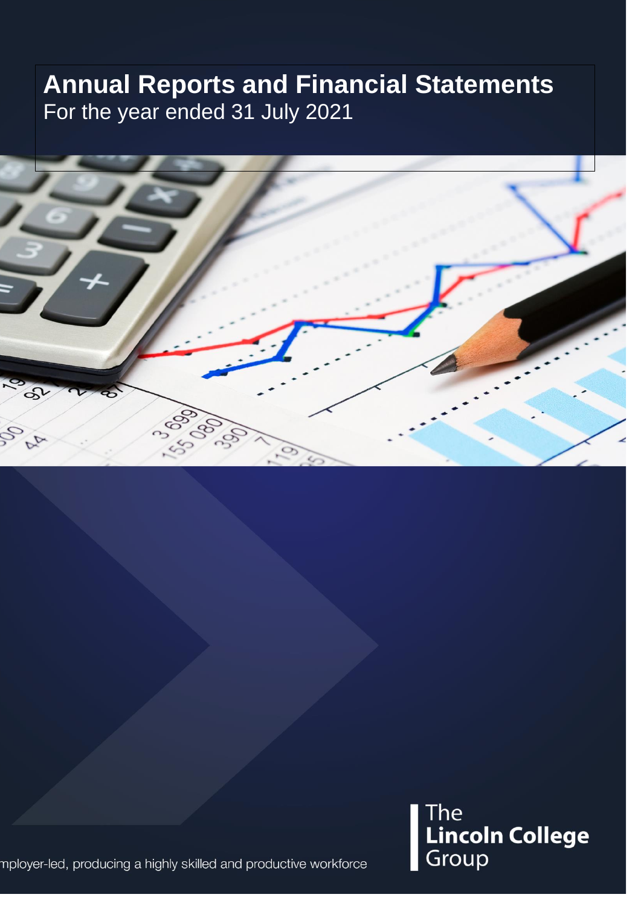# Annual Reports and Financial Statements

For the year ended 31 July 2021

mployer-led, producing a highly skilled and productive workforce

The
**Lincoln College**
Group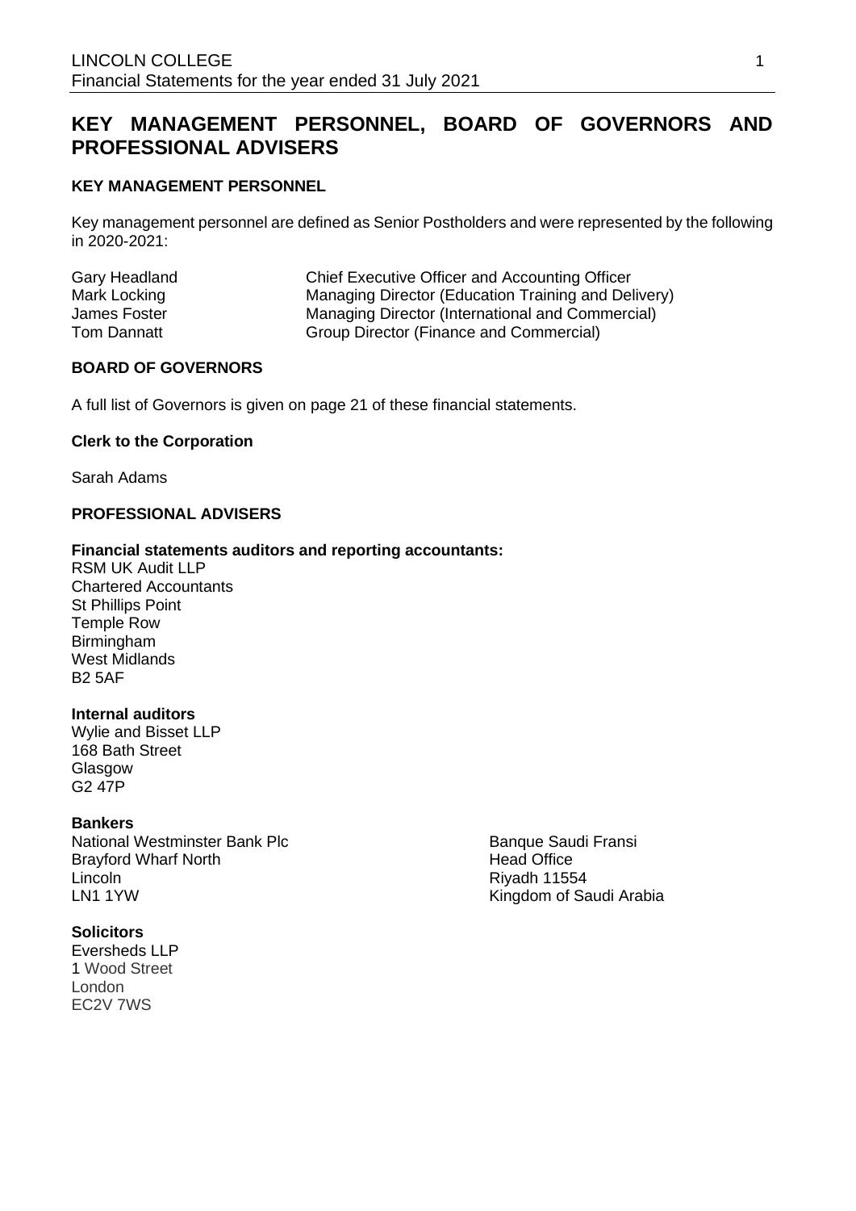# KEY MANAGEMENT PERSONNEL, BOARD OF GOVERNORS AND PROFESSIONAL ADVISERS

## KEY MANAGEMENT PERSONNEL

Key management personnel are defined as Senior Postholders and were represented by the following in 2020-2021:

| | |
|---|---|
| Gary Headland | Chief Executive Officer and Accounting Officer |
| Mark Locking | Managing Director (Education Training and Delivery) |
| James Foster | Managing Director (International and Commercial) |
| Tom Dannatt | Group Director (Finance and Commercial) |

## BOARD OF GOVERNORS

A full list of Governors is given on page 21 of these financial statements.

**Clerk to the Corporation**

Sarah Adams

## PROFESSIONAL ADVISERS

**Financial statements auditors and reporting accountants:**
RSM UK Audit LLP
Chartered Accountants
St Phillips Point
Temple Row
Birmingham
West Midlands
B2 5AF

**Internal auditors**
Wylie and Bisset LLP
168 Bath Street
Glasgow
G2 47P

**Bankers**
National Westminster Bank Plc
Brayford Wharf North
Lincoln
LN1 1YW

Banque Saudi Fransi
Head Office
Riyadh 11554
Kingdom of Saudi Arabia

**Solicitors**
Eversheds LLP
1 Wood Street
London
EC2V 7WS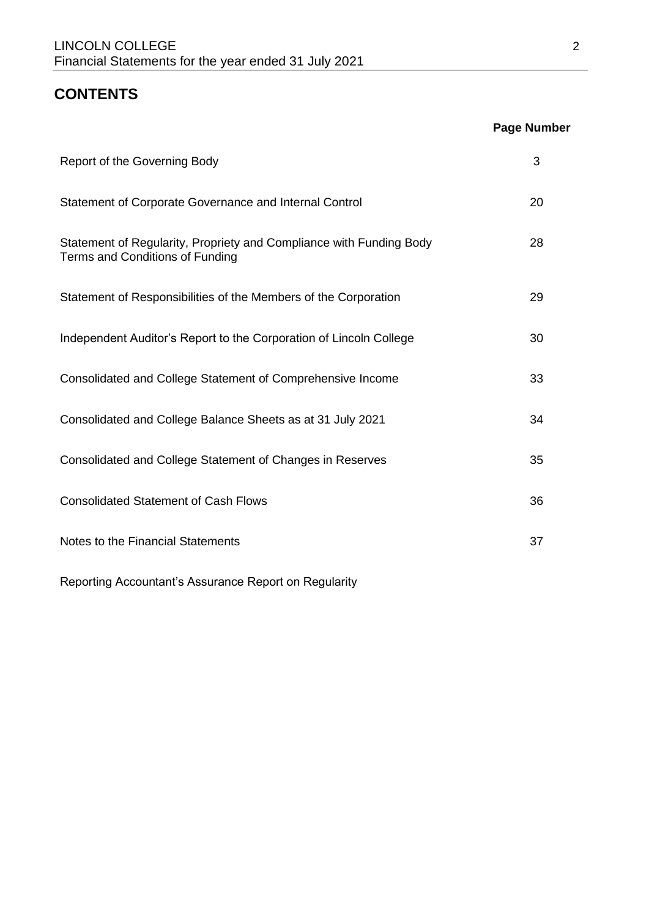# CONTENTS

| | Page Number |
|---|---|
| Report of the Governing Body | 3 |
| Statement of Corporate Governance and Internal Control | 20 |
| Statement of Regularity, Propriety and Compliance with Funding Body Terms and Conditions of Funding | 28 |
| Statement of Responsibilities of the Members of the Corporation | 29 |
| Independent Auditor's Report to the Corporation of Lincoln College | 30 |
| Consolidated and College Statement of Comprehensive Income | 33 |
| Consolidated and College Balance Sheets as at 31 July 2021 | 34 |
| Consolidated and College Statement of Changes in Reserves | 35 |
| Consolidated Statement of Cash Flows | 36 |
| Notes to the Financial Statements | 37 |
| Reporting Accountant's Assurance Report on Regularity | |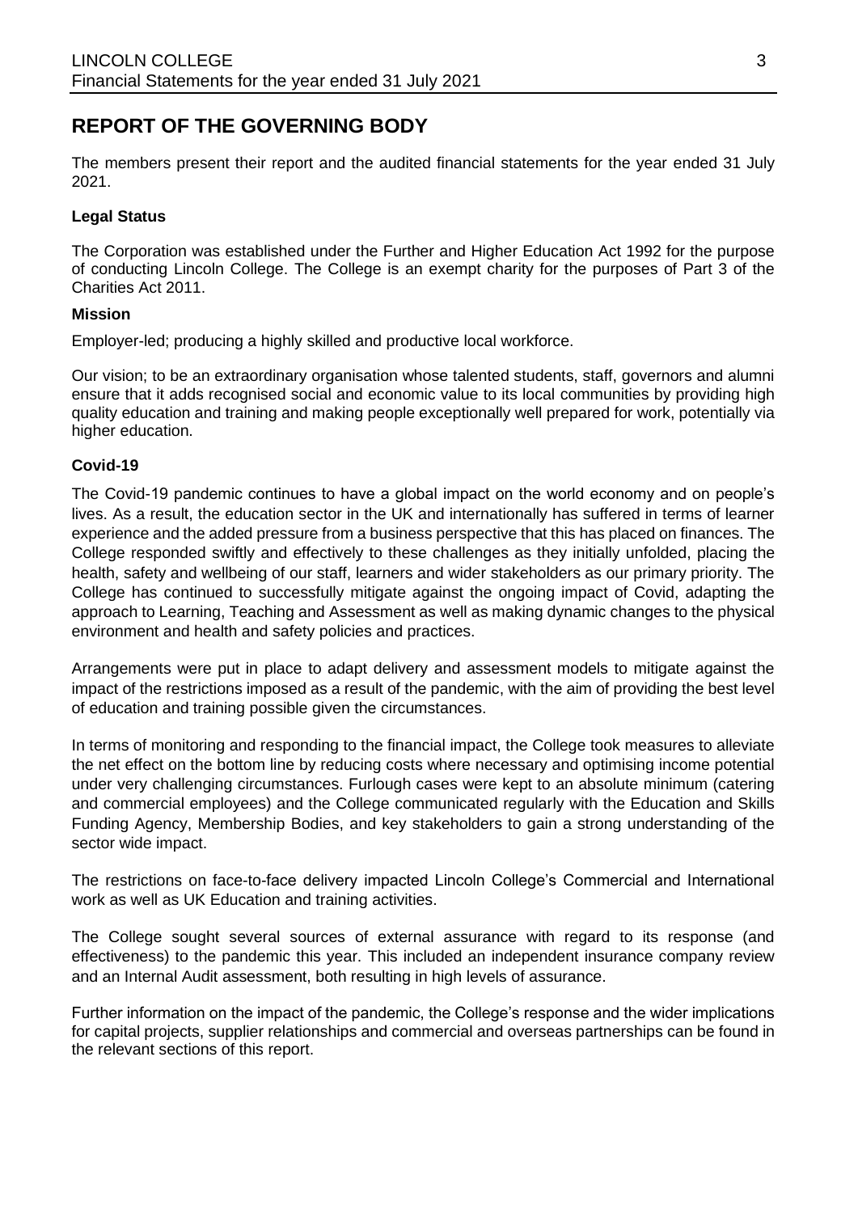# REPORT OF THE GOVERNING BODY

The members present their report and the audited financial statements for the year ended 31 July 2021.

### Legal Status

The Corporation was established under the Further and Higher Education Act 1992 for the purpose of conducting Lincoln College. The College is an exempt charity for the purposes of Part 3 of the Charities Act 2011.

### Mission

Employer-led; producing a highly skilled and productive local workforce.

Our vision; to be an extraordinary organisation whose talented students, staff, governors and alumni ensure that it adds recognised social and economic value to its local communities by providing high quality education and training and making people exceptionally well prepared for work, potentially via higher education.

### Covid-19

The Covid-19 pandemic continues to have a global impact on the world economy and on people's lives. As a result, the education sector in the UK and internationally has suffered in terms of learner experience and the added pressure from a business perspective that this has placed on finances. The College responded swiftly and effectively to these challenges as they initially unfolded, placing the health, safety and wellbeing of our staff, learners and wider stakeholders as our primary priority. The College has continued to successfully mitigate against the ongoing impact of Covid, adapting the approach to Learning, Teaching and Assessment as well as making dynamic changes to the physical environment and health and safety policies and practices.

Arrangements were put in place to adapt delivery and assessment models to mitigate against the impact of the restrictions imposed as a result of the pandemic, with the aim of providing the best level of education and training possible given the circumstances.

In terms of monitoring and responding to the financial impact, the College took measures to alleviate the net effect on the bottom line by reducing costs where necessary and optimising income potential under very challenging circumstances. Furlough cases were kept to an absolute minimum (catering and commercial employees) and the College communicated regularly with the Education and Skills Funding Agency, Membership Bodies, and key stakeholders to gain a strong understanding of the sector wide impact.

The restrictions on face-to-face delivery impacted Lincoln College's Commercial and International work as well as UK Education and training activities.

The College sought several sources of external assurance with regard to its response (and effectiveness) to the pandemic this year. This included an independent insurance company review and an Internal Audit assessment, both resulting in high levels of assurance.

Further information on the impact of the pandemic, the College's response and the wider implications for capital projects, supplier relationships and commercial and overseas partnerships can be found in the relevant sections of this report.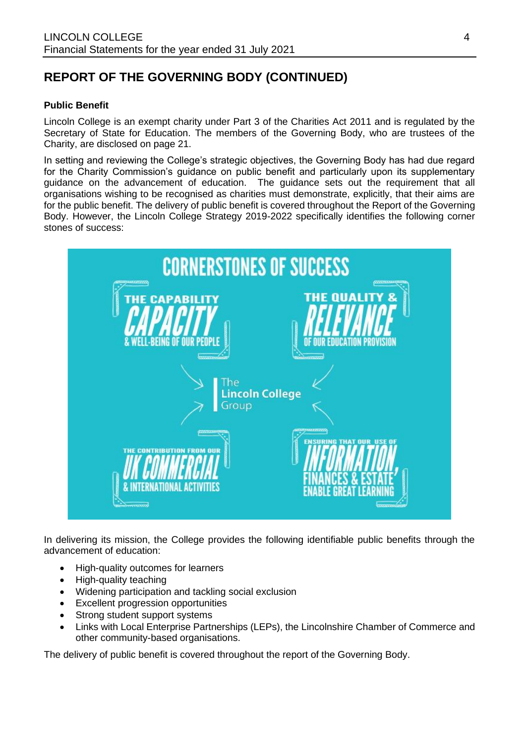## REPORT OF THE GOVERNING BODY (CONTINUED)

**Public Benefit**

Lincoln College is an exempt charity under Part 3 of the Charities Act 2011 and is regulated by the Secretary of State for Education. The members of the Governing Body, who are trustees of the Charity, are disclosed on page 21.

In setting and reviewing the College's strategic objectives, the Governing Body has had due regard for the Charity Commission's guidance on public benefit and particularly upon its supplementary guidance on the advancement of education. The guidance sets out the requirement that all organisations wishing to be recognised as charities must demonstrate, explicitly, that their aims are for the public benefit. The delivery of public benefit is covered throughout the Report of the Governing Body. However, the Lincoln College Strategy 2019-2022 specifically identifies the following corner stones of success:

**CORNERSTONES OF SUCCESS**

- THE CAPABILITY CAPACITY & WELL-BEING OF OUR PEOPLE
- THE QUALITY & RELEVANCE OF OUR EDUCATION PROVISION
- THE CONTRIBUTION FROM OUR UK COMMERCIAL & INTERNATIONAL ACTIVITIES
- ENSURING THAT OUR USE OF INFORMATION, FINANCES & ESTATE ENABLE GREAT LEARNING

The Lincoln College Group

In delivering its mission, the College provides the following identifiable public benefits through the advancement of education:

- High-quality outcomes for learners
- High-quality teaching
- Widening participation and tackling social exclusion
- Excellent progression opportunities
- Strong student support systems
- Links with Local Enterprise Partnerships (LEPs), the Lincolnshire Chamber of Commerce and other community-based organisations.

The delivery of public benefit is covered throughout the report of the Governing Body.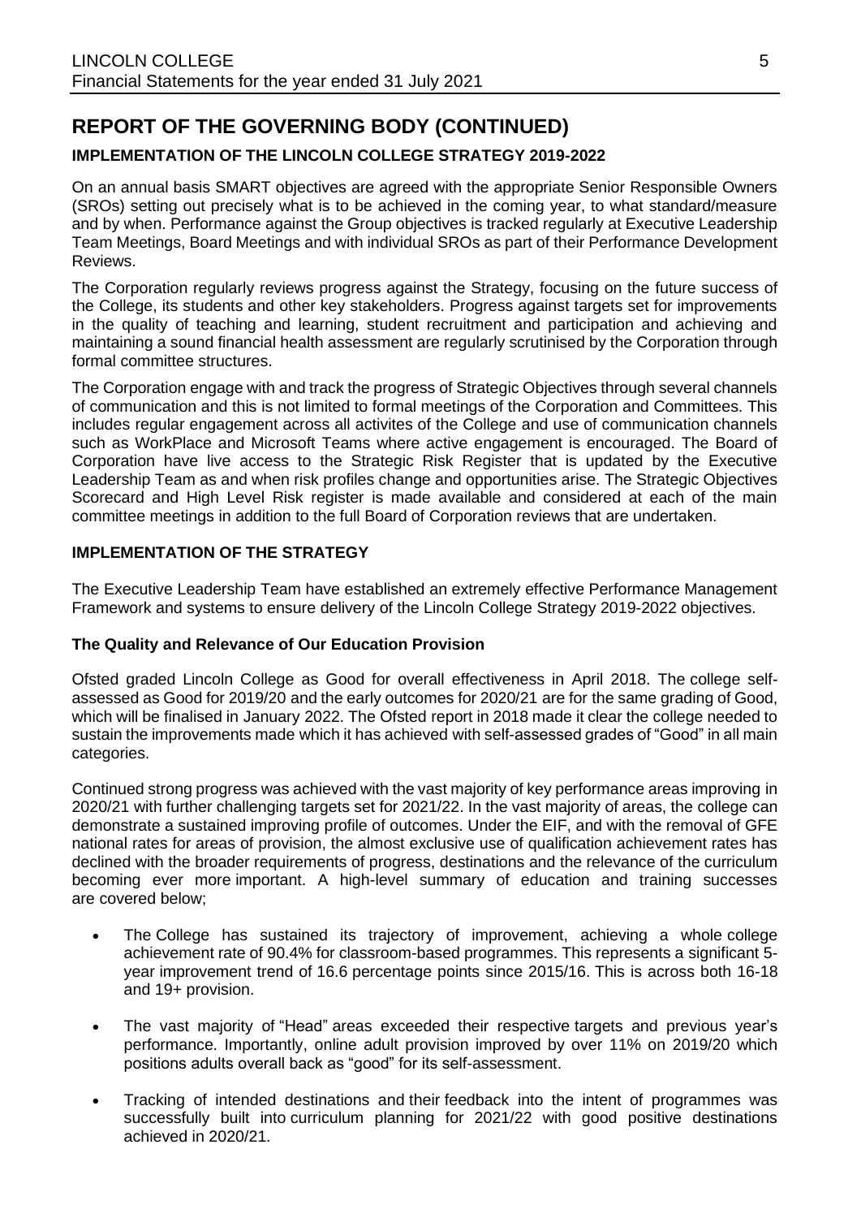## REPORT OF THE GOVERNING BODY (CONTINUED)

### IMPLEMENTATION OF THE LINCOLN COLLEGE STRATEGY 2019-2022

On an annual basis SMART objectives are agreed with the appropriate Senior Responsible Owners (SROs) setting out precisely what is to be achieved in the coming year, to what standard/measure and by when. Performance against the Group objectives is tracked regularly at Executive Leadership Team Meetings, Board Meetings and with individual SROs as part of their Performance Development Reviews.

The Corporation regularly reviews progress against the Strategy, focusing on the future success of the College, its students and other key stakeholders. Progress against targets set for improvements in the quality of teaching and learning, student recruitment and participation and achieving and maintaining a sound financial health assessment are regularly scrutinised by the Corporation through formal committee structures.

The Corporation engage with and track the progress of Strategic Objectives through several channels of communication and this is not limited to formal meetings of the Corporation and Committees. This includes regular engagement across all activites of the College and use of communication channels such as WorkPlace and Microsoft Teams where active engagement is encouraged. The Board of Corporation have live access to the Strategic Risk Register that is updated by the Executive Leadership Team as and when risk profiles change and opportunities arise. The Strategic Objectives Scorecard and High Level Risk register is made available and considered at each of the main committee meetings in addition to the full Board of Corporation reviews that are undertaken.

### IMPLEMENTATION OF THE STRATEGY

The Executive Leadership Team have established an extremely effective Performance Management Framework and systems to ensure delivery of the Lincoln College Strategy 2019-2022 objectives.

#### The Quality and Relevance of Our Education Provision

Ofsted graded Lincoln College as Good for overall effectiveness in April 2018. The college self-assessed as Good for 2019/20 and the early outcomes for 2020/21 are for the same grading of Good, which will be finalised in January 2022. The Ofsted report in 2018 made it clear the college needed to sustain the improvements made which it has achieved with self-assessed grades of "Good" in all main categories.

Continued strong progress was achieved with the vast majority of key performance areas improving in 2020/21 with further challenging targets set for 2021/22. In the vast majority of areas, the college can demonstrate a sustained improving profile of outcomes. Under the EIF, and with the removal of GFE national rates for areas of provision, the almost exclusive use of qualification achievement rates has declined with the broader requirements of progress, destinations and the relevance of the curriculum becoming ever more important. A high-level summary of education and training successes are covered below;

- The College has sustained its trajectory of improvement, achieving a whole college achievement rate of 90.4% for classroom-based programmes. This represents a significant 5-year improvement trend of 16.6 percentage points since 2015/16. This is across both 16-18 and 19+ provision.
- The vast majority of "Head" areas exceeded their respective targets and previous year's performance. Importantly, online adult provision improved by over 11% on 2019/20 which positions adults overall back as "good" for its self-assessment.
- Tracking of intended destinations and their feedback into the intent of programmes was successfully built into curriculum planning for 2021/22 with good positive destinations achieved in 2020/21.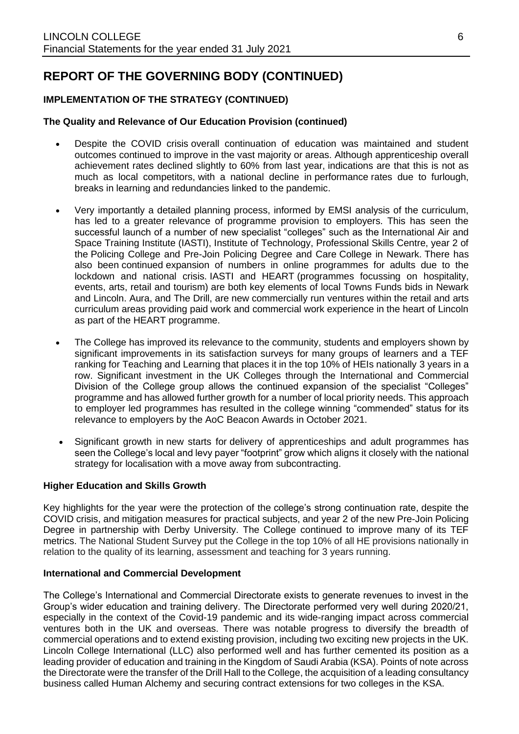# REPORT OF THE GOVERNING BODY (CONTINUED)

### IMPLEMENTATION OF THE STRATEGY (CONTINUED)

#### The Quality and Relevance of Our Education Provision (continued)

- Despite the COVID crisis overall continuation of education was maintained and student outcomes continued to improve in the vast majority or areas. Although apprenticeship overall achievement rates declined slightly to 60% from last year, indications are that this is not as much as local competitors, with a national decline in performance rates due to furlough, breaks in learning and redundancies linked to the pandemic.

- Very importantly a detailed planning process, informed by EMSI analysis of the curriculum, has led to a greater relevance of programme provision to employers. This has seen the successful launch of a number of new specialist "colleges" such as the International Air and Space Training Institute (IASTI), Institute of Technology, Professional Skills Centre, year 2 of the Policing College and Pre-Join Policing Degree and Care College in Newark. There has also been continued expansion of numbers in online programmes for adults due to the lockdown and national crisis. IASTI and HEART (programmes focussing on hospitality, events, arts, retail and tourism) are both key elements of local Towns Funds bids in Newark and Lincoln. Aura, and The Drill, are new commercially run ventures within the retail and arts curriculum areas providing paid work and commercial work experience in the heart of Lincoln as part of the HEART programme.

- The College has improved its relevance to the community, students and employers shown by significant improvements in its satisfaction surveys for many groups of learners and a TEF ranking for Teaching and Learning that places it in the top 10% of HEIs nationally 3 years in a row. Significant investment in the UK Colleges through the International and Commercial Division of the College group allows the continued expansion of the specialist "Colleges" programme and has allowed further growth for a number of local priority needs. This approach to employer led programmes has resulted in the college winning "commended" status for its relevance to employers by the AoC Beacon Awards in October 2021.

- Significant growth in new starts for delivery of apprenticeships and adult programmes has seen the College's local and levy payer "footprint" grow which aligns it closely with the national strategy for localisation with a move away from subcontracting.

#### Higher Education and Skills Growth

Key highlights for the year were the protection of the college's strong continuation rate, despite the COVID crisis, and mitigation measures for practical subjects, and year 2 of the new Pre-Join Policing Degree in partnership with Derby University. The College continued to improve many of its TEF metrics. The National Student Survey put the College in the top 10% of all HE provisions nationally in relation to the quality of its learning, assessment and teaching for 3 years running.

#### International and Commercial Development

The College's International and Commercial Directorate exists to generate revenues to invest in the Group's wider education and training delivery. The Directorate performed very well during 2020/21, especially in the context of the Covid-19 pandemic and its wide-ranging impact across commercial ventures both in the UK and overseas. There was notable progress to diversify the breadth of commercial operations and to extend existing provision, including two exciting new projects in the UK. Lincoln College International (LLC) also performed well and has further cemented its position as a leading provider of education and training in the Kingdom of Saudi Arabia (KSA). Points of note across the Directorate were the transfer of the Drill Hall to the College, the acquisition of a leading consultancy business called Human Alchemy and securing contract extensions for two colleges in the KSA.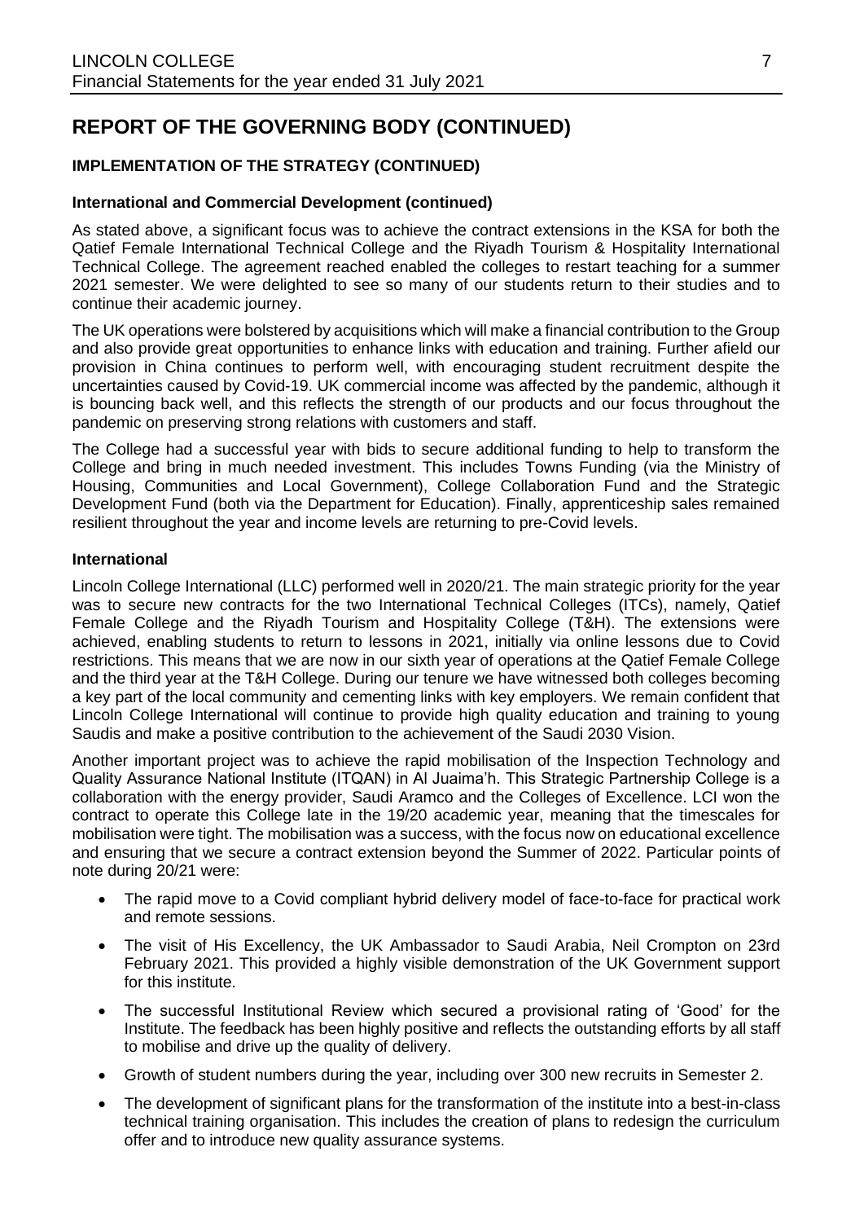# REPORT OF THE GOVERNING BODY (CONTINUED)

## IMPLEMENTATION OF THE STRATEGY (CONTINUED)

### International and Commercial Development (continued)

As stated above, a significant focus was to achieve the contract extensions in the KSA for both the Qatief Female International Technical College and the Riyadh Tourism & Hospitality International Technical College. The agreement reached enabled the colleges to restart teaching for a summer 2021 semester. We were delighted to see so many of our students return to their studies and to continue their academic journey.

The UK operations were bolstered by acquisitions which will make a financial contribution to the Group and also provide great opportunities to enhance links with education and training. Further afield our provision in China continues to perform well, with encouraging student recruitment despite the uncertainties caused by Covid-19. UK commercial income was affected by the pandemic, although it is bouncing back well, and this reflects the strength of our products and our focus throughout the pandemic on preserving strong relations with customers and staff.

The College had a successful year with bids to secure additional funding to help to transform the College and bring in much needed investment. This includes Towns Funding (via the Ministry of Housing, Communities and Local Government), College Collaboration Fund and the Strategic Development Fund (both via the Department for Education). Finally, apprenticeship sales remained resilient throughout the year and income levels are returning to pre-Covid levels.

### International

Lincoln College International (LLC) performed well in 2020/21. The main strategic priority for the year was to secure new contracts for the two International Technical Colleges (ITCs), namely, Qatief Female College and the Riyadh Tourism and Hospitality College (T&H). The extensions were achieved, enabling students to return to lessons in 2021, initially via online lessons due to Covid restrictions. This means that we are now in our sixth year of operations at the Qatief Female College and the third year at the T&H College. During our tenure we have witnessed both colleges becoming a key part of the local community and cementing links with key employers. We remain confident that Lincoln College International will continue to provide high quality education and training to young Saudis and make a positive contribution to the achievement of the Saudi 2030 Vision.

Another important project was to achieve the rapid mobilisation of the Inspection Technology and Quality Assurance National Institute (ITQAN) in Al Juaima'h. This Strategic Partnership College is a collaboration with the energy provider, Saudi Aramco and the Colleges of Excellence. LCI won the contract to operate this College late in the 19/20 academic year, meaning that the timescales for mobilisation were tight. The mobilisation was a success, with the focus now on educational excellence and ensuring that we secure a contract extension beyond the Summer of 2022. Particular points of note during 20/21 were:

- The rapid move to a Covid compliant hybrid delivery model of face-to-face for practical work and remote sessions.
- The visit of His Excellency, the UK Ambassador to Saudi Arabia, Neil Crompton on 23rd February 2021. This provided a highly visible demonstration of the UK Government support for this institute.
- The successful Institutional Review which secured a provisional rating of 'Good' for the Institute. The feedback has been highly positive and reflects the outstanding efforts by all staff to mobilise and drive up the quality of delivery.
- Growth of student numbers during the year, including over 300 new recruits in Semester 2.
- The development of significant plans for the transformation of the institute into a best-in-class technical training organisation. This includes the creation of plans to redesign the curriculum offer and to introduce new quality assurance systems.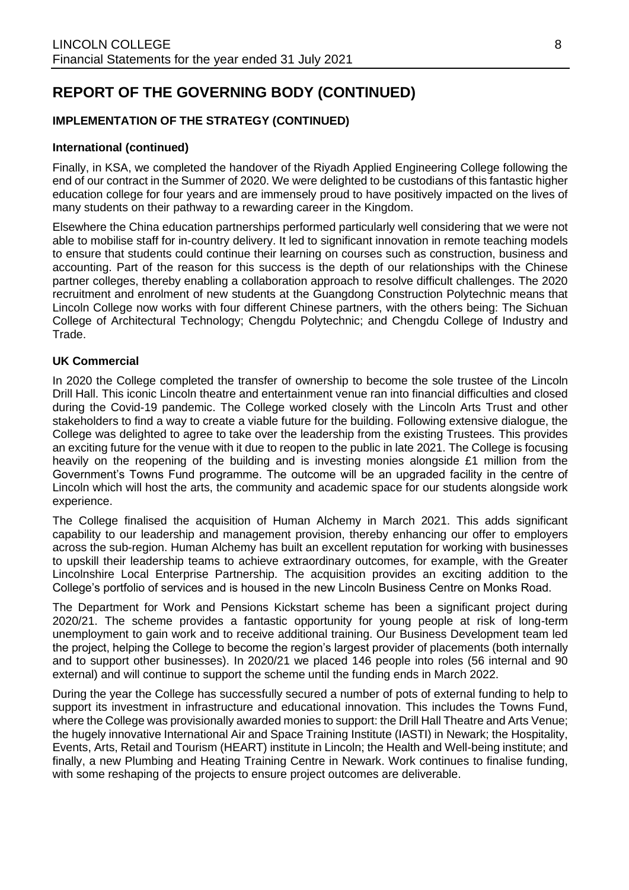# REPORT OF THE GOVERNING BODY (CONTINUED)

### IMPLEMENTATION OF THE STRATEGY (CONTINUED)

#### International (continued)

Finally, in KSA, we completed the handover of the Riyadh Applied Engineering College following the end of our contract in the Summer of 2020. We were delighted to be custodians of this fantastic higher education college for four years and are immensely proud to have positively impacted on the lives of many students on their pathway to a rewarding career in the Kingdom.

Elsewhere the China education partnerships performed particularly well considering that we were not able to mobilise staff for in-country delivery. It led to significant innovation in remote teaching models to ensure that students could continue their learning on courses such as construction, business and accounting. Part of the reason for this success is the depth of our relationships with the Chinese partner colleges, thereby enabling a collaboration approach to resolve difficult challenges. The 2020 recruitment and enrolment of new students at the Guangdong Construction Polytechnic means that Lincoln College now works with four different Chinese partners, with the others being: The Sichuan College of Architectural Technology; Chengdu Polytechnic; and Chengdu College of Industry and Trade.

#### UK Commercial

In 2020 the College completed the transfer of ownership to become the sole trustee of the Lincoln Drill Hall. This iconic Lincoln theatre and entertainment venue ran into financial difficulties and closed during the Covid-19 pandemic. The College worked closely with the Lincoln Arts Trust and other stakeholders to find a way to create a viable future for the building. Following extensive dialogue, the College was delighted to agree to take over the leadership from the existing Trustees. This provides an exciting future for the venue with it due to reopen to the public in late 2021. The College is focusing heavily on the reopening of the building and is investing monies alongside £1 million from the Government's Towns Fund programme. The outcome will be an upgraded facility in the centre of Lincoln which will host the arts, the community and academic space for our students alongside work experience.

The College finalised the acquisition of Human Alchemy in March 2021. This adds significant capability to our leadership and management provision, thereby enhancing our offer to employers across the sub-region. Human Alchemy has built an excellent reputation for working with businesses to upskill their leadership teams to achieve extraordinary outcomes, for example, with the Greater Lincolnshire Local Enterprise Partnership. The acquisition provides an exciting addition to the College's portfolio of services and is housed in the new Lincoln Business Centre on Monks Road.

The Department for Work and Pensions Kickstart scheme has been a significant project during 2020/21. The scheme provides a fantastic opportunity for young people at risk of long-term unemployment to gain work and to receive additional training. Our Business Development team led the project, helping the College to become the region's largest provider of placements (both internally and to support other businesses). In 2020/21 we placed 146 people into roles (56 internal and 90 external) and will continue to support the scheme until the funding ends in March 2022.

During the year the College has successfully secured a number of pots of external funding to help to support its investment in infrastructure and educational innovation. This includes the Towns Fund, where the College was provisionally awarded monies to support: the Drill Hall Theatre and Arts Venue; the hugely innovative International Air and Space Training Institute (IASTI) in Newark; the Hospitality, Events, Arts, Retail and Tourism (HEART) institute in Lincoln; the Health and Well-being institute; and finally, a new Plumbing and Heating Training Centre in Newark. Work continues to finalise funding, with some reshaping of the projects to ensure project outcomes are deliverable.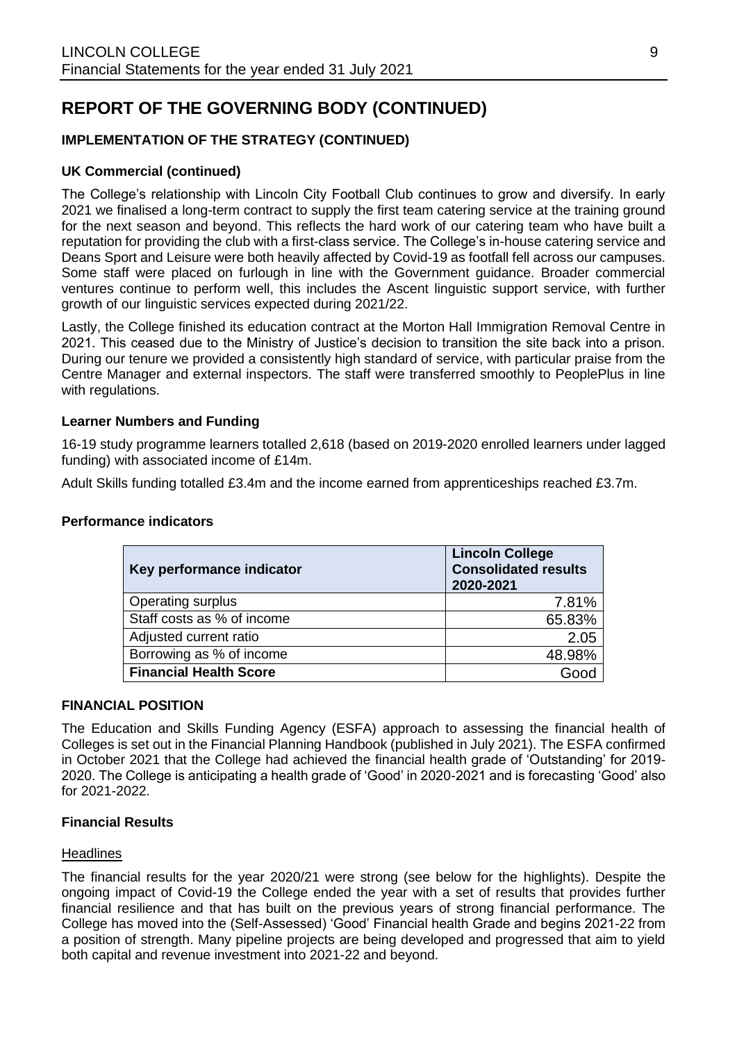# REPORT OF THE GOVERNING BODY (CONTINUED)

### IMPLEMENTATION OF THE STRATEGY (CONTINUED)

#### UK Commercial (continued)

The College's relationship with Lincoln City Football Club continues to grow and diversify. In early 2021 we finalised a long-term contract to supply the first team catering service at the training ground for the next season and beyond. This reflects the hard work of our catering team who have built a reputation for providing the club with a first-class service. The College's in-house catering service and Deans Sport and Leisure were both heavily affected by Covid-19 as footfall fell across our campuses. Some staff were placed on furlough in line with the Government guidance. Broader commercial ventures continue to perform well, this includes the Ascent linguistic support service, with further growth of our linguistic services expected during 2021/22.

Lastly, the College finished its education contract at the Morton Hall Immigration Removal Centre in 2021. This ceased due to the Ministry of Justice's decision to transition the site back into a prison. During our tenure we provided a consistently high standard of service, with particular praise from the Centre Manager and external inspectors. The staff were transferred smoothly to PeoplePlus in line with regulations.

#### Learner Numbers and Funding

16-19 study programme learners totalled 2,618 (based on 2019-2020 enrolled learners under lagged funding) with associated income of £14m.

Adult Skills funding totalled £3.4m and the income earned from apprenticeships reached £3.7m.

#### Performance indicators

| Key performance indicator | Lincoln College Consolidated results 2020-2021 |
|---|---:|
| Operating surplus | 7.81% |
| Staff costs as % of income | 65.83% |
| Adjusted current ratio | 2.05 |
| Borrowing as % of income | 48.98% |
| **Financial Health Score** | Good |

### FINANCIAL POSITION

The Education and Skills Funding Agency (ESFA) approach to assessing the financial health of Colleges is set out in the Financial Planning Handbook (published in July 2021). The ESFA confirmed in October 2021 that the College had achieved the financial health grade of 'Outstanding' for 2019-2020. The College is anticipating a health grade of 'Good' in 2020-2021 and is forecasting 'Good' also for 2021-2022.

#### Financial Results

Headlines

The financial results for the year 2020/21 were strong (see below for the highlights). Despite the ongoing impact of Covid-19 the College ended the year with a set of results that provides further financial resilience and that has built on the previous years of strong financial performance. The College has moved into the (Self-Assessed) 'Good' Financial health Grade and begins 2021-22 from a position of strength. Many pipeline projects are being developed and progressed that aim to yield both capital and revenue investment into 2021-22 and beyond.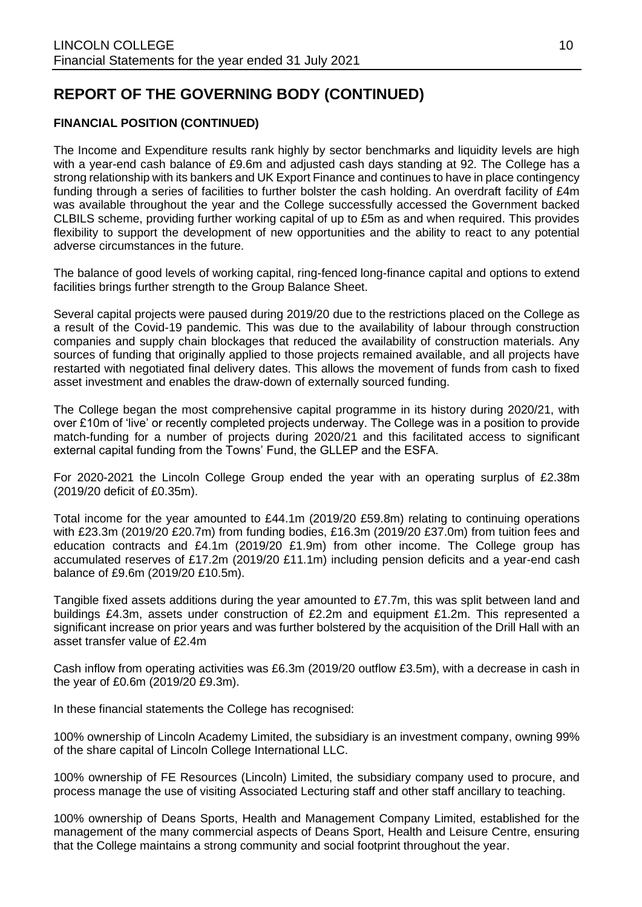## REPORT OF THE GOVERNING BODY (CONTINUED)

### FINANCIAL POSITION (CONTINUED)

The Income and Expenditure results rank highly by sector benchmarks and liquidity levels are high with a year-end cash balance of £9.6m and adjusted cash days standing at 92. The College has a strong relationship with its bankers and UK Export Finance and continues to have in place contingency funding through a series of facilities to further bolster the cash holding. An overdraft facility of £4m was available throughout the year and the College successfully accessed the Government backed CLBILS scheme, providing further working capital of up to £5m as and when required. This provides flexibility to support the development of new opportunities and the ability to react to any potential adverse circumstances in the future.

The balance of good levels of working capital, ring-fenced long-finance capital and options to extend facilities brings further strength to the Group Balance Sheet.

Several capital projects were paused during 2019/20 due to the restrictions placed on the College as a result of the Covid-19 pandemic. This was due to the availability of labour through construction companies and supply chain blockages that reduced the availability of construction materials. Any sources of funding that originally applied to those projects remained available, and all projects have restarted with negotiated final delivery dates. This allows the movement of funds from cash to fixed asset investment and enables the draw-down of externally sourced funding.

The College began the most comprehensive capital programme in its history during 2020/21, with over £10m of 'live' or recently completed projects underway. The College was in a position to provide match-funding for a number of projects during 2020/21 and this facilitated access to significant external capital funding from the Towns' Fund, the GLLEP and the ESFA.

For 2020-2021 the Lincoln College Group ended the year with an operating surplus of £2.38m (2019/20 deficit of £0.35m).

Total income for the year amounted to £44.1m (2019/20 £59.8m) relating to continuing operations with £23.3m (2019/20 £20.7m) from funding bodies, £16.3m (2019/20 £37.0m) from tuition fees and education contracts and £4.1m (2019/20 £1.9m) from other income. The College group has accumulated reserves of £17.2m (2019/20 £11.1m) including pension deficits and a year-end cash balance of £9.6m (2019/20 £10.5m).

Tangible fixed assets additions during the year amounted to £7.7m, this was split between land and buildings £4.3m, assets under construction of £2.2m and equipment £1.2m. This represented a significant increase on prior years and was further bolstered by the acquisition of the Drill Hall with an asset transfer value of £2.4m

Cash inflow from operating activities was £6.3m (2019/20 outflow £3.5m), with a decrease in cash in the year of £0.6m (2019/20 £9.3m).

In these financial statements the College has recognised:

100% ownership of Lincoln Academy Limited, the subsidiary is an investment company, owning 99% of the share capital of Lincoln College International LLC.

100% ownership of FE Resources (Lincoln) Limited, the subsidiary company used to procure, and process manage the use of visiting Associated Lecturing staff and other staff ancillary to teaching.

100% ownership of Deans Sports, Health and Management Company Limited, established for the management of the many commercial aspects of Deans Sport, Health and Leisure Centre, ensuring that the College maintains a strong community and social footprint throughout the year.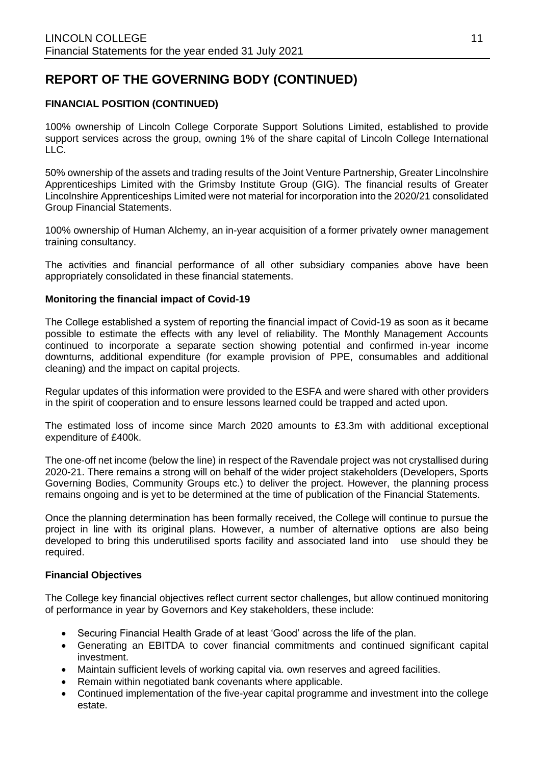# REPORT OF THE GOVERNING BODY (CONTINUED)

## FINANCIAL POSITION (CONTINUED)

100% ownership of Lincoln College Corporate Support Solutions Limited, established to provide support services across the group, owning 1% of the share capital of Lincoln College International LLC.

50% ownership of the assets and trading results of the Joint Venture Partnership, Greater Lincolnshire Apprenticeships Limited with the Grimsby Institute Group (GIG). The financial results of Greater Lincolnshire Apprenticeships Limited were not material for incorporation into the 2020/21 consolidated Group Financial Statements.

100% ownership of Human Alchemy, an in-year acquisition of a former privately owner management training consultancy.

The activities and financial performance of all other subsidiary companies above have been appropriately consolidated in these financial statements.

### Monitoring the financial impact of Covid-19

The College established a system of reporting the financial impact of Covid-19 as soon as it became possible to estimate the effects with any level of reliability. The Monthly Management Accounts continued to incorporate a separate section showing potential and confirmed in-year income downturns, additional expenditure (for example provision of PPE, consumables and additional cleaning) and the impact on capital projects.

Regular updates of this information were provided to the ESFA and were shared with other providers in the spirit of cooperation and to ensure lessons learned could be trapped and acted upon.

The estimated loss of income since March 2020 amounts to £3.3m with additional exceptional expenditure of £400k.

The one-off net income (below the line) in respect of the Ravendale project was not crystallised during 2020-21. There remains a strong will on behalf of the wider project stakeholders (Developers, Sports Governing Bodies, Community Groups etc.) to deliver the project. However, the planning process remains ongoing and is yet to be determined at the time of publication of the Financial Statements.

Once the planning determination has been formally received, the College will continue to pursue the project in line with its original plans. However, a number of alternative options are also being developed to bring this underutilised sports facility and associated land into use should they be required.

### Financial Objectives

The College key financial objectives reflect current sector challenges, but allow continued monitoring of performance in year by Governors and Key stakeholders, these include:

- Securing Financial Health Grade of at least 'Good' across the life of the plan.
- Generating an EBITDA to cover financial commitments and continued significant capital investment.
- Maintain sufficient levels of working capital via. own reserves and agreed facilities.
- Remain within negotiated bank covenants where applicable.
- Continued implementation of the five-year capital programme and investment into the college estate.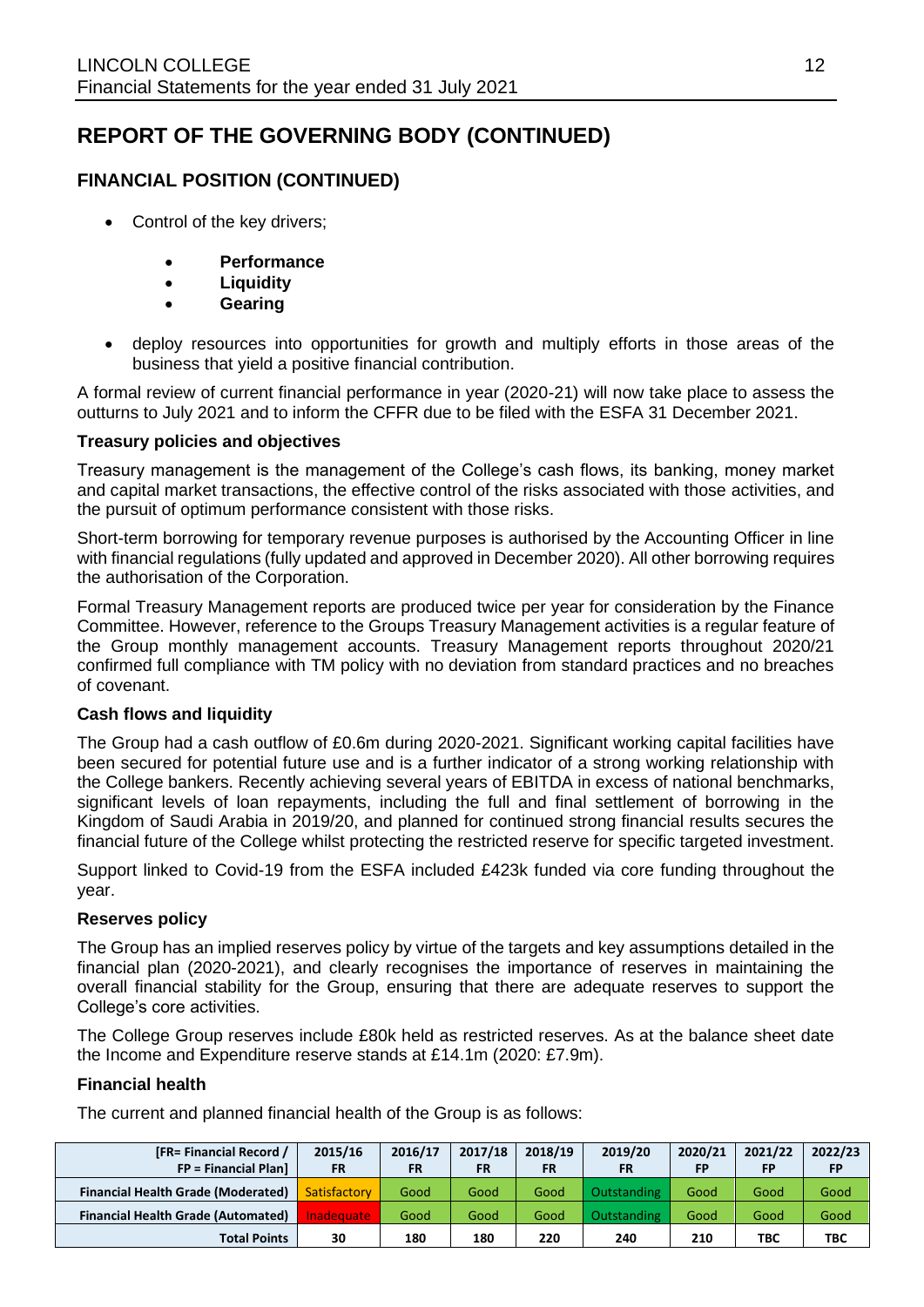# REPORT OF THE GOVERNING BODY (CONTINUED)

## FINANCIAL POSITION (CONTINUED)

- Control of the key drivers;
  - **Performance**
  - **Liquidity**
  - **Gearing**
- deploy resources into opportunities for growth and multiply efforts in those areas of the business that yield a positive financial contribution.

A formal review of current financial performance in year (2020-21) will now take place to assess the outturns to July 2021 and to inform the CFFR due to be filed with the ESFA 31 December 2021.

### Treasury policies and objectives

Treasury management is the management of the College's cash flows, its banking, money market and capital market transactions, the effective control of the risks associated with those activities, and the pursuit of optimum performance consistent with those risks.

Short-term borrowing for temporary revenue purposes is authorised by the Accounting Officer in line with financial regulations (fully updated and approved in December 2020). All other borrowing requires the authorisation of the Corporation.

Formal Treasury Management reports are produced twice per year for consideration by the Finance Committee. However, reference to the Groups Treasury Management activities is a regular feature of the Group monthly management accounts. Treasury Management reports throughout 2020/21 confirmed full compliance with TM policy with no deviation from standard practices and no breaches of covenant.

### Cash flows and liquidity

The Group had a cash outflow of £0.6m during 2020-2021. Significant working capital facilities have been secured for potential future use and is a further indicator of a strong working relationship with the College bankers. Recently achieving several years of EBITDA in excess of national benchmarks, significant levels of loan repayments, including the full and final settlement of borrowing in the Kingdom of Saudi Arabia in 2019/20, and planned for continued strong financial results secures the financial future of the College whilst protecting the restricted reserve for specific targeted investment.

Support linked to Covid-19 from the ESFA included £423k funded via core funding throughout the year.

### Reserves policy

The Group has an implied reserves policy by virtue of the targets and key assumptions detailed in the financial plan (2020-2021), and clearly recognises the importance of reserves in maintaining the overall financial stability for the Group, ensuring that there are adequate reserves to support the College's core activities.

The College Group reserves include £80k held as restricted reserves. As at the balance sheet date the Income and Expenditure reserve stands at £14.1m (2020: £7.9m).

### Financial health

The current and planned financial health of the Group is as follows:

| [FR= Financial Record / FP = Financial Plan] | 2015/16 FR | 2016/17 FR | 2017/18 FR | 2018/19 FR | 2019/20 FR | 2020/21 FP | 2021/22 FP | 2022/23 FP |
|---|---|---|---|---|---|---|---|---|
| Financial Health Grade (Moderated) | Satisfactory | Good | Good | Good | Outstanding | Good | Good | Good |
| Financial Health Grade (Automated) | Inadequate | Good | Good | Good | Outstanding | Good | Good | Good |
| Total Points | 30 | 180 | 180 | 220 | 240 | 210 | TBC | TBC |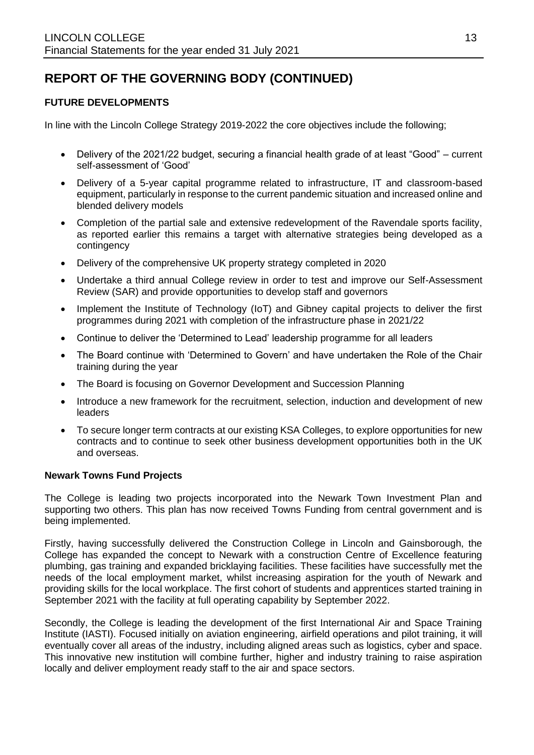# REPORT OF THE GOVERNING BODY (CONTINUED)

## FUTURE DEVELOPMENTS

In line with the Lincoln College Strategy 2019-2022 the core objectives include the following;

- Delivery of the 2021/22 budget, securing a financial health grade of at least "Good" – current self-assessment of 'Good'
- Delivery of a 5-year capital programme related to infrastructure, IT and classroom-based equipment, particularly in response to the current pandemic situation and increased online and blended delivery models
- Completion of the partial sale and extensive redevelopment of the Ravendale sports facility, as reported earlier this remains a target with alternative strategies being developed as a contingency
- Delivery of the comprehensive UK property strategy completed in 2020
- Undertake a third annual College review in order to test and improve our Self-Assessment Review (SAR) and provide opportunities to develop staff and governors
- Implement the Institute of Technology (IoT) and Gibney capital projects to deliver the first programmes during 2021 with completion of the infrastructure phase in 2021/22
- Continue to deliver the 'Determined to Lead' leadership programme for all leaders
- The Board continue with 'Determined to Govern' and have undertaken the Role of the Chair training during the year
- The Board is focusing on Governor Development and Succession Planning
- Introduce a new framework for the recruitment, selection, induction and development of new leaders
- To secure longer term contracts at our existing KSA Colleges, to explore opportunities for new contracts and to continue to seek other business development opportunities both in the UK and overseas.

### Newark Towns Fund Projects

The College is leading two projects incorporated into the Newark Town Investment Plan and supporting two others. This plan has now received Towns Funding from central government and is being implemented.

Firstly, having successfully delivered the Construction College in Lincoln and Gainsborough, the College has expanded the concept to Newark with a construction Centre of Excellence featuring plumbing, gas training and expanded bricklaying facilities. These facilities have successfully met the needs of the local employment market, whilst increasing aspiration for the youth of Newark and providing skills for the local workplace. The first cohort of students and apprentices started training in September 2021 with the facility at full operating capability by September 2022.

Secondly, the College is leading the development of the first International Air and Space Training Institute (IASTI). Focused initially on aviation engineering, airfield operations and pilot training, it will eventually cover all areas of the industry, including aligned areas such as logistics, cyber and space. This innovative new institution will combine further, higher and industry training to raise aspiration locally and deliver employment ready staff to the air and space sectors.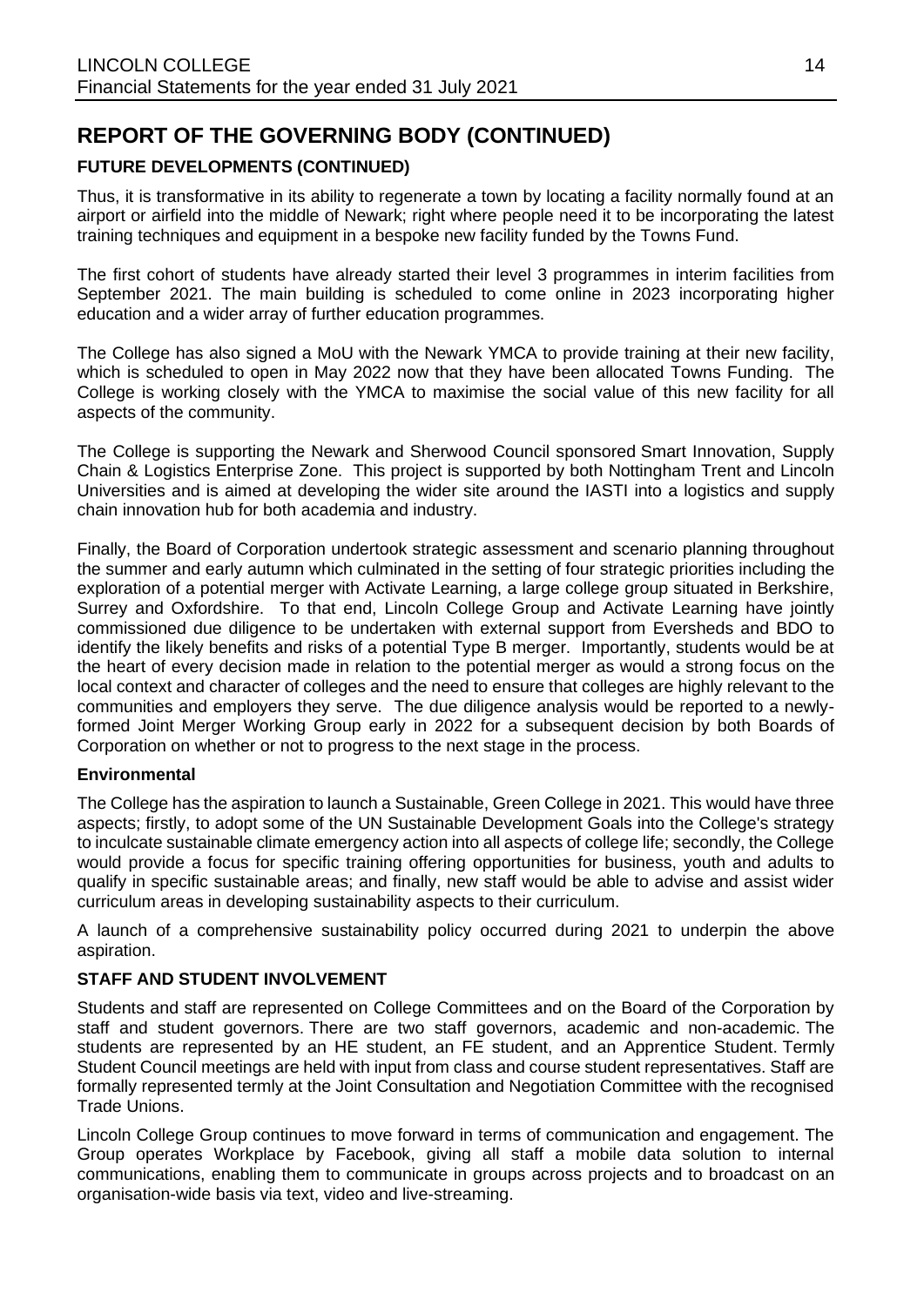# REPORT OF THE GOVERNING BODY (CONTINUED)

### FUTURE DEVELOPMENTS (CONTINUED)

Thus, it is transformative in its ability to regenerate a town by locating a facility normally found at an airport or airfield into the middle of Newark; right where people need it to be incorporating the latest training techniques and equipment in a bespoke new facility funded by the Towns Fund.

The first cohort of students have already started their level 3 programmes in interim facilities from September 2021. The main building is scheduled to come online in 2023 incorporating higher education and a wider array of further education programmes.

The College has also signed a MoU with the Newark YMCA to provide training at their new facility, which is scheduled to open in May 2022 now that they have been allocated Towns Funding. The College is working closely with the YMCA to maximise the social value of this new facility for all aspects of the community.

The College is supporting the Newark and Sherwood Council sponsored Smart Innovation, Supply Chain & Logistics Enterprise Zone. This project is supported by both Nottingham Trent and Lincoln Universities and is aimed at developing the wider site around the IASTI into a logistics and supply chain innovation hub for both academia and industry.

Finally, the Board of Corporation undertook strategic assessment and scenario planning throughout the summer and early autumn which culminated in the setting of four strategic priorities including the exploration of a potential merger with Activate Learning, a large college group situated in Berkshire, Surrey and Oxfordshire. To that end, Lincoln College Group and Activate Learning have jointly commissioned due diligence to be undertaken with external support from Eversheds and BDO to identify the likely benefits and risks of a potential Type B merger. Importantly, students would be at the heart of every decision made in relation to the potential merger as would a strong focus on the local context and character of colleges and the need to ensure that colleges are highly relevant to the communities and employers they serve. The due diligence analysis would be reported to a newly-formed Joint Merger Working Group early in 2022 for a subsequent decision by both Boards of Corporation on whether or not to progress to the next stage in the process.

**Environmental**

The College has the aspiration to launch a Sustainable, Green College in 2021. This would have three aspects; firstly, to adopt some of the UN Sustainable Development Goals into the College's strategy to inculcate sustainable climate emergency action into all aspects of college life; secondly, the College would provide a focus for specific training offering opportunities for business, youth and adults to qualify in specific sustainable areas; and finally, new staff would be able to advise and assist wider curriculum areas in developing sustainability aspects to their curriculum.

A launch of a comprehensive sustainability policy occurred during 2021 to underpin the above aspiration.

### STAFF AND STUDENT INVOLVEMENT

Students and staff are represented on College Committees and on the Board of the Corporation by staff and student governors. There are two staff governors, academic and non-academic. The students are represented by an HE student, an FE student, and an Apprentice Student. Termly Student Council meetings are held with input from class and course student representatives. Staff are formally represented termly at the Joint Consultation and Negotiation Committee with the recognised Trade Unions.

Lincoln College Group continues to move forward in terms of communication and engagement. The Group operates Workplace by Facebook, giving all staff a mobile data solution to internal communications, enabling them to communicate in groups across projects and to broadcast on an organisation-wide basis via text, video and live-streaming.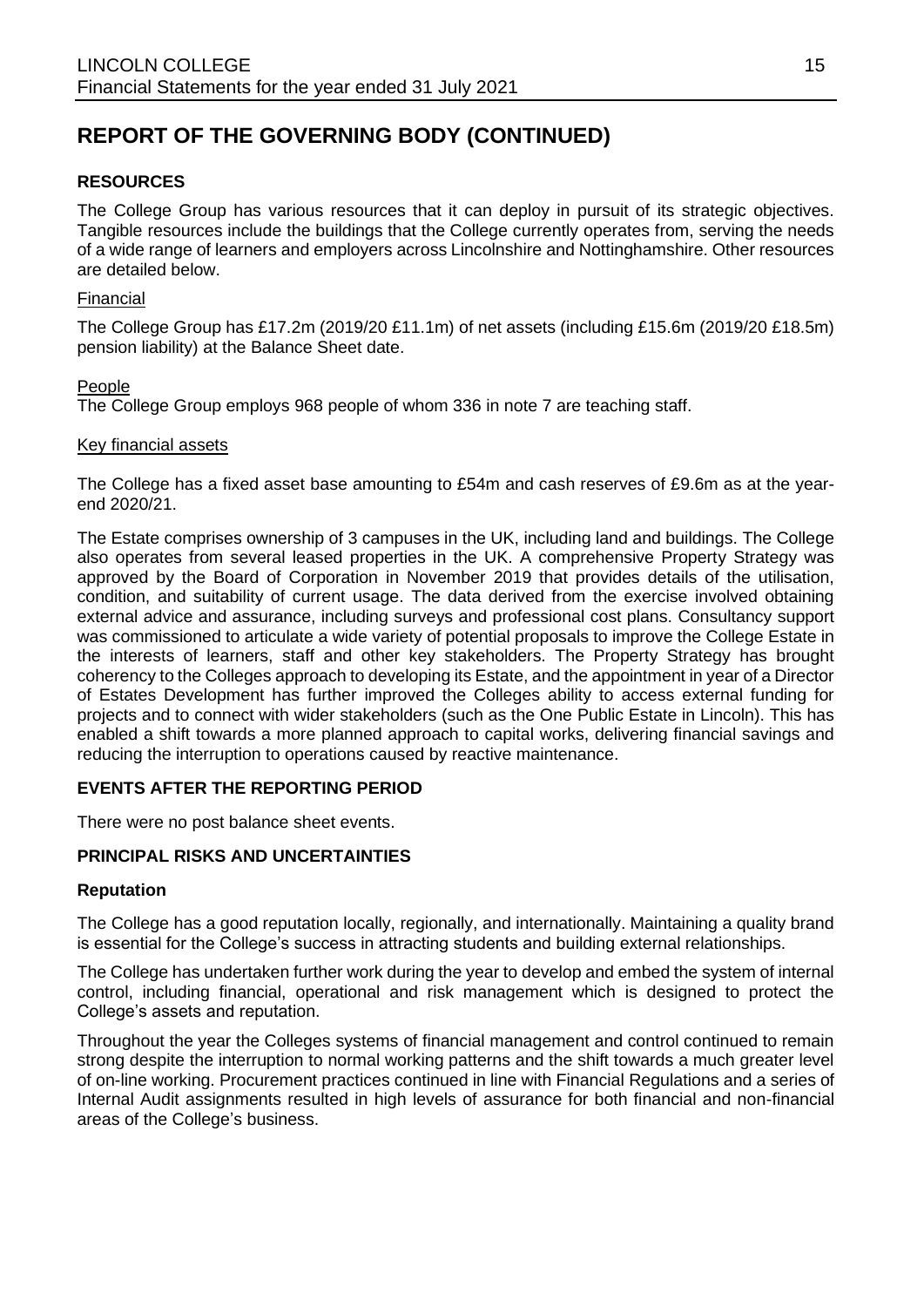# REPORT OF THE GOVERNING BODY (CONTINUED)

## RESOURCES

The College Group has various resources that it can deploy in pursuit of its strategic objectives. Tangible resources include the buildings that the College currently operates from, serving the needs of a wide range of learners and employers across Lincolnshire and Nottinghamshire. Other resources are detailed below.

### Financial

The College Group has £17.2m (2019/20 £11.1m) of net assets (including £15.6m (2019/20 £18.5m) pension liability) at the Balance Sheet date.

### People

The College Group employs 968 people of whom 336 in note 7 are teaching staff.

### Key financial assets

The College has a fixed asset base amounting to £54m and cash reserves of £9.6m as at the year-end 2020/21.

The Estate comprises ownership of 3 campuses in the UK, including land and buildings. The College also operates from several leased properties in the UK. A comprehensive Property Strategy was approved by the Board of Corporation in November 2019 that provides details of the utilisation, condition, and suitability of current usage. The data derived from the exercise involved obtaining external advice and assurance, including surveys and professional cost plans. Consultancy support was commissioned to articulate a wide variety of potential proposals to improve the College Estate in the interests of learners, staff and other key stakeholders. The Property Strategy has brought coherency to the Colleges approach to developing its Estate, and the appointment in year of a Director of Estates Development has further improved the Colleges ability to access external funding for projects and to connect with wider stakeholders (such as the One Public Estate in Lincoln). This has enabled a shift towards a more planned approach to capital works, delivering financial savings and reducing the interruption to operations caused by reactive maintenance.

## EVENTS AFTER THE REPORTING PERIOD

There were no post balance sheet events.

## PRINCIPAL RISKS AND UNCERTAINTIES

### Reputation

The College has a good reputation locally, regionally, and internationally. Maintaining a quality brand is essential for the College's success in attracting students and building external relationships.

The College has undertaken further work during the year to develop and embed the system of internal control, including financial, operational and risk management which is designed to protect the College's assets and reputation.

Throughout the year the Colleges systems of financial management and control continued to remain strong despite the interruption to normal working patterns and the shift towards a much greater level of on-line working. Procurement practices continued in line with Financial Regulations and a series of Internal Audit assignments resulted in high levels of assurance for both financial and non-financial areas of the College's business.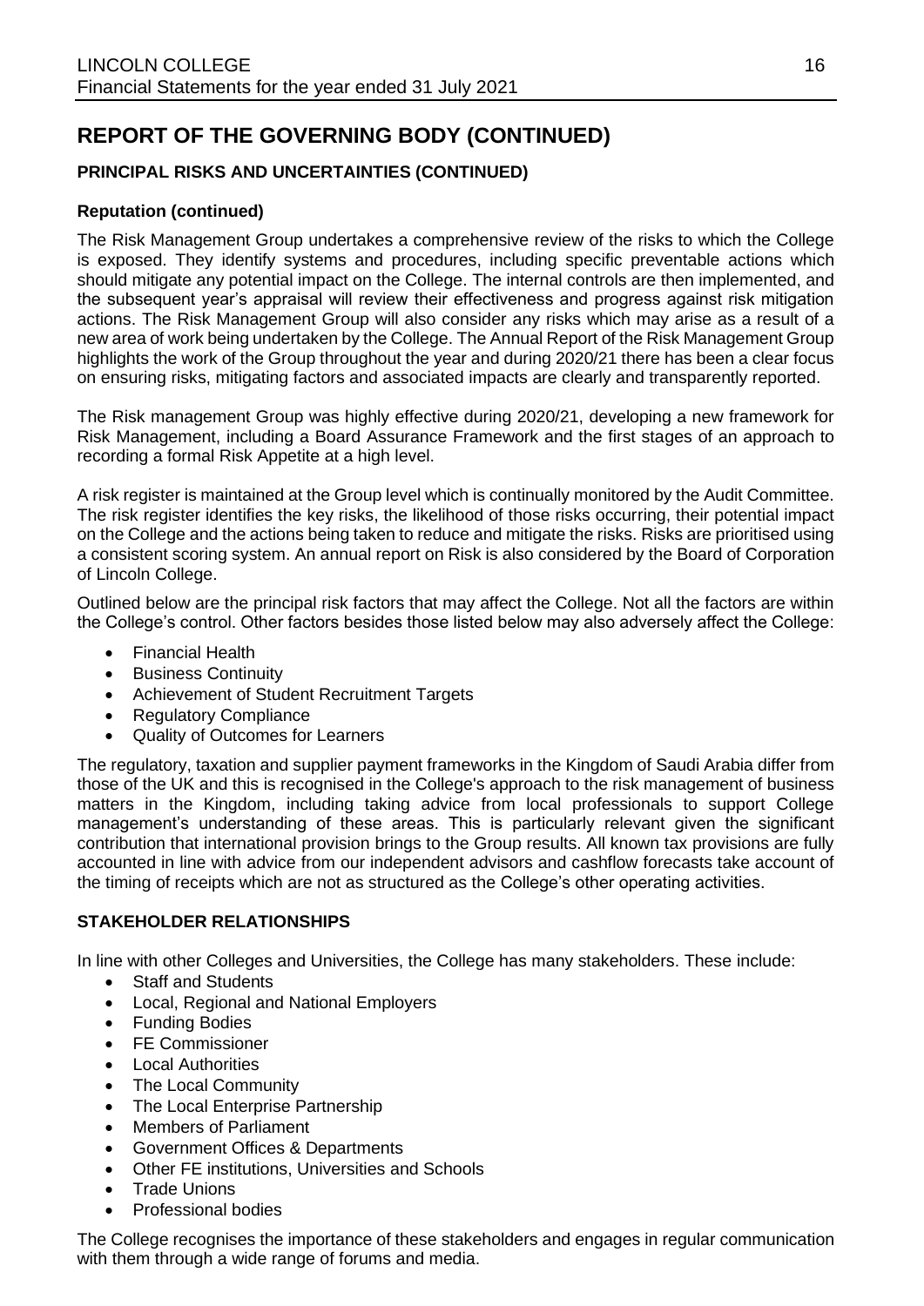# REPORT OF THE GOVERNING BODY (CONTINUED)

## PRINCIPAL RISKS AND UNCERTAINTIES (CONTINUED)

### Reputation (continued)

The Risk Management Group undertakes a comprehensive review of the risks to which the College is exposed. They identify systems and procedures, including specific preventable actions which should mitigate any potential impact on the College. The internal controls are then implemented, and the subsequent year's appraisal will review their effectiveness and progress against risk mitigation actions. The Risk Management Group will also consider any risks which may arise as a result of a new area of work being undertaken by the College. The Annual Report of the Risk Management Group highlights the work of the Group throughout the year and during 2020/21 there has been a clear focus on ensuring risks, mitigating factors and associated impacts are clearly and transparently reported.

The Risk management Group was highly effective during 2020/21, developing a new framework for Risk Management, including a Board Assurance Framework and the first stages of an approach to recording a formal Risk Appetite at a high level.

A risk register is maintained at the Group level which is continually monitored by the Audit Committee. The risk register identifies the key risks, the likelihood of those risks occurring, their potential impact on the College and the actions being taken to reduce and mitigate the risks. Risks are prioritised using a consistent scoring system. An annual report on Risk is also considered by the Board of Corporation of Lincoln College.

Outlined below are the principal risk factors that may affect the College. Not all the factors are within the College's control. Other factors besides those listed below may also adversely affect the College:

- Financial Health
- Business Continuity
- Achievement of Student Recruitment Targets
- Regulatory Compliance
- Quality of Outcomes for Learners

The regulatory, taxation and supplier payment frameworks in the Kingdom of Saudi Arabia differ from those of the UK and this is recognised in the College's approach to the risk management of business matters in the Kingdom, including taking advice from local professionals to support College management's understanding of these areas. This is particularly relevant given the significant contribution that international provision brings to the Group results. All known tax provisions are fully accounted in line with advice from our independent advisors and cashflow forecasts take account of the timing of receipts which are not as structured as the College's other operating activities.

## STAKEHOLDER RELATIONSHIPS

In line with other Colleges and Universities, the College has many stakeholders. These include:

- Staff and Students
- Local, Regional and National Employers
- Funding Bodies
- FE Commissioner
- Local Authorities
- The Local Community
- The Local Enterprise Partnership
- Members of Parliament
- Government Offices & Departments
- Other FE institutions, Universities and Schools
- Trade Unions
- Professional bodies

The College recognises the importance of these stakeholders and engages in regular communication with them through a wide range of forums and media.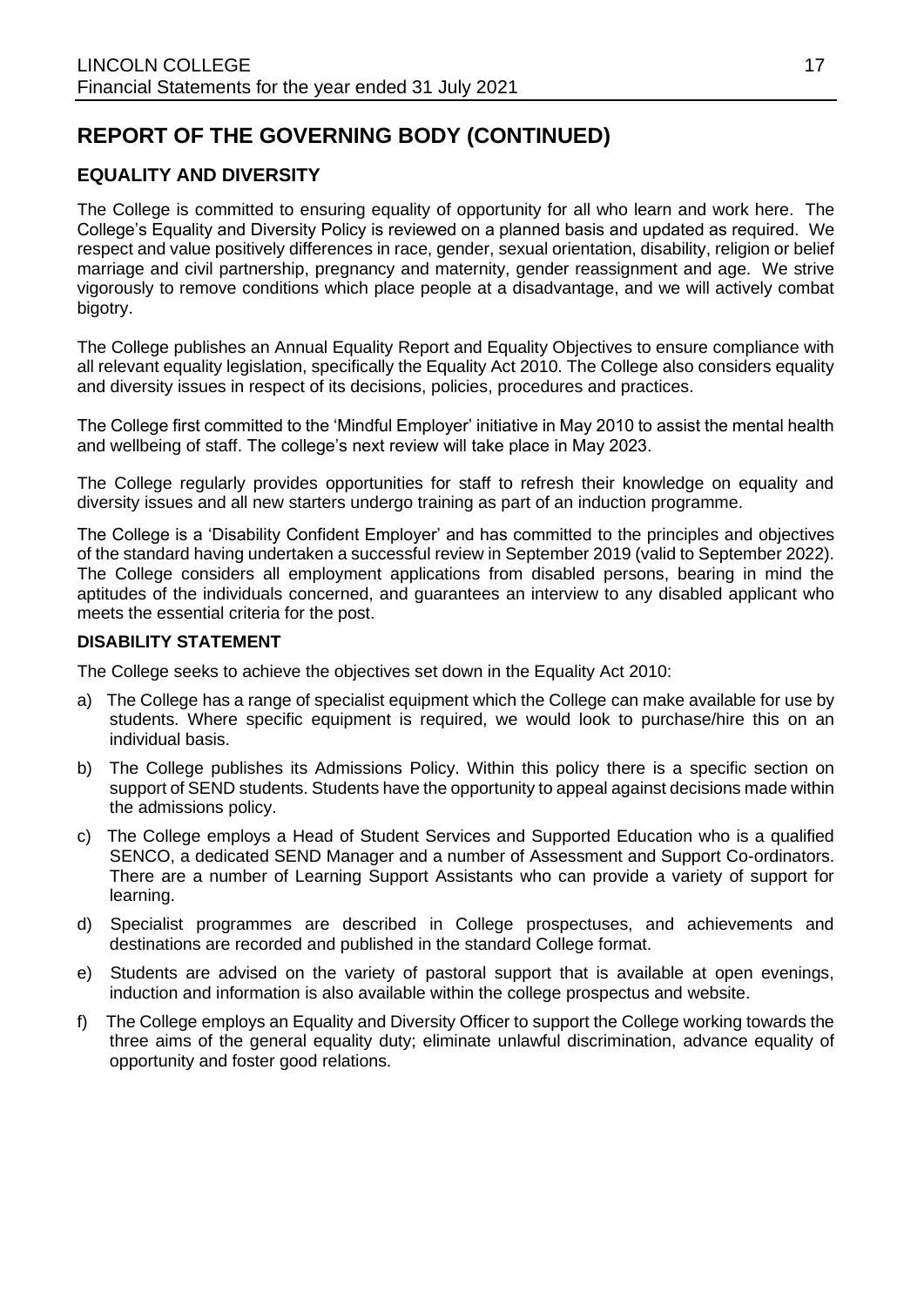# REPORT OF THE GOVERNING BODY (CONTINUED)

## EQUALITY AND DIVERSITY

The College is committed to ensuring equality of opportunity for all who learn and work here. The College's Equality and Diversity Policy is reviewed on a planned basis and updated as required. We respect and value positively differences in race, gender, sexual orientation, disability, religion or belief marriage and civil partnership, pregnancy and maternity, gender reassignment and age. We strive vigorously to remove conditions which place people at a disadvantage, and we will actively combat bigotry.

The College publishes an Annual Equality Report and Equality Objectives to ensure compliance with all relevant equality legislation, specifically the Equality Act 2010. The College also considers equality and diversity issues in respect of its decisions, policies, procedures and practices.

The College first committed to the 'Mindful Employer' initiative in May 2010 to assist the mental health and wellbeing of staff. The college's next review will take place in May 2023.

The College regularly provides opportunities for staff to refresh their knowledge on equality and diversity issues and all new starters undergo training as part of an induction programme.

The College is a 'Disability Confident Employer' and has committed to the principles and objectives of the standard having undertaken a successful review in September 2019 (valid to September 2022). The College considers all employment applications from disabled persons, bearing in mind the aptitudes of the individuals concerned, and guarantees an interview to any disabled applicant who meets the essential criteria for the post.

### DISABILITY STATEMENT

The College seeks to achieve the objectives set down in the Equality Act 2010:

a) The College has a range of specialist equipment which the College can make available for use by students. Where specific equipment is required, we would look to purchase/hire this on an individual basis.

b) The College publishes its Admissions Policy. Within this policy there is a specific section on support of SEND students. Students have the opportunity to appeal against decisions made within the admissions policy.

c) The College employs a Head of Student Services and Supported Education who is a qualified SENCO, a dedicated SEND Manager and a number of Assessment and Support Co-ordinators. There are a number of Learning Support Assistants who can provide a variety of support for learning.

d) Specialist programmes are described in College prospectuses, and achievements and destinations are recorded and published in the standard College format.

e) Students are advised on the variety of pastoral support that is available at open evenings, induction and information is also available within the college prospectus and website.

f) The College employs an Equality and Diversity Officer to support the College working towards the three aims of the general equality duty; eliminate unlawful discrimination, advance equality of opportunity and foster good relations.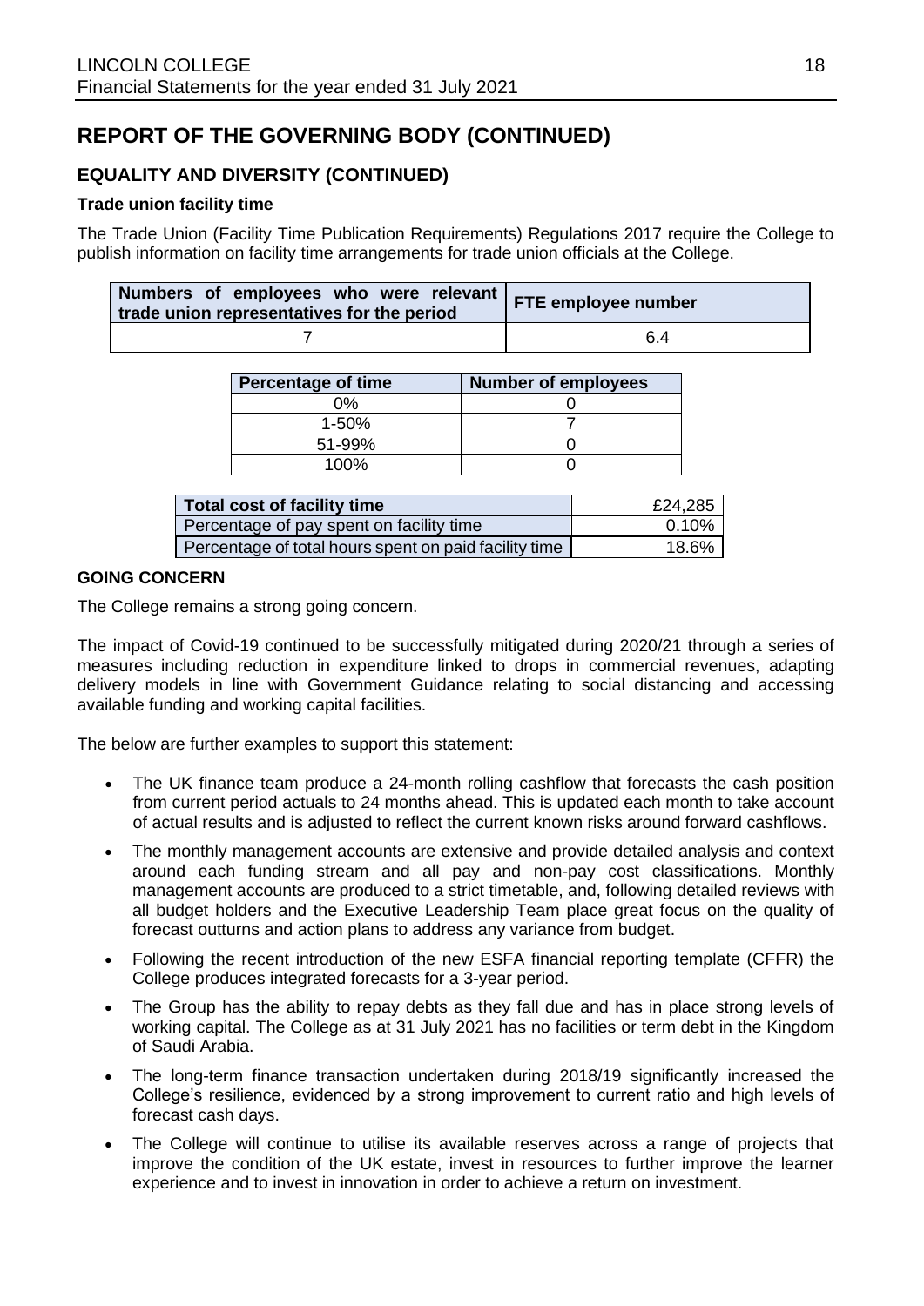# REPORT OF THE GOVERNING BODY (CONTINUED)

## EQUALITY AND DIVERSITY (CONTINUED)

### Trade union facility time

The Trade Union (Facility Time Publication Requirements) Regulations 2017 require the College to publish information on facility time arrangements for trade union officials at the College.

| Numbers of employees who were relevant trade union representatives for the period | FTE employee number |
|---|---|
| 7 | 6.4 |

| Percentage of time | Number of employees |
|---|---|
| 0% | 0 |
| 1-50% | 7 |
| 51-99% | 0 |
| 100% | 0 |

| Total cost of facility time | £24,285 |
|---|---|
| Percentage of pay spent on facility time | 0.10% |
| Percentage of total hours spent on paid facility time | 18.6% |

## GOING CONCERN

The College remains a strong going concern.

The impact of Covid-19 continued to be successfully mitigated during 2020/21 through a series of measures including reduction in expenditure linked to drops in commercial revenues, adapting delivery models in line with Government Guidance relating to social distancing and accessing available funding and working capital facilities.

The below are further examples to support this statement:

- The UK finance team produce a 24-month rolling cashflow that forecasts the cash position from current period actuals to 24 months ahead. This is updated each month to take account of actual results and is adjusted to reflect the current known risks around forward cashflows.
- The monthly management accounts are extensive and provide detailed analysis and context around each funding stream and all pay and non-pay cost classifications. Monthly management accounts are produced to a strict timetable, and, following detailed reviews with all budget holders and the Executive Leadership Team place great focus on the quality of forecast outturns and action plans to address any variance from budget.
- Following the recent introduction of the new ESFA financial reporting template (CFFR) the College produces integrated forecasts for a 3-year period.
- The Group has the ability to repay debts as they fall due and has in place strong levels of working capital. The College as at 31 July 2021 has no facilities or term debt in the Kingdom of Saudi Arabia.
- The long-term finance transaction undertaken during 2018/19 significantly increased the College's resilience, evidenced by a strong improvement to current ratio and high levels of forecast cash days.
- The College will continue to utilise its available reserves across a range of projects that improve the condition of the UK estate, invest in resources to further improve the learner experience and to invest in innovation in order to achieve a return on investment.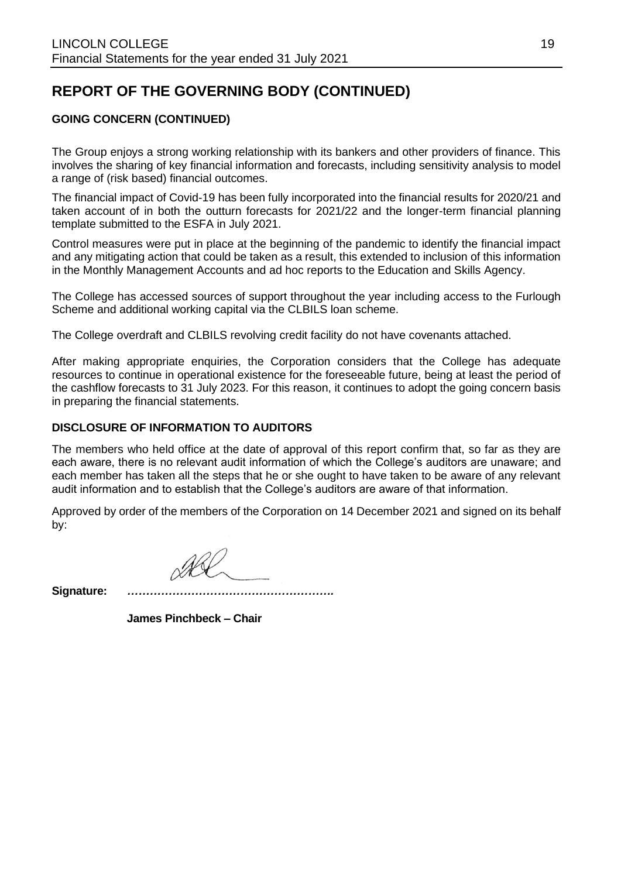# REPORT OF THE GOVERNING BODY (CONTINUED)

### GOING CONCERN (CONTINUED)

The Group enjoys a strong working relationship with its bankers and other providers of finance. This involves the sharing of key financial information and forecasts, including sensitivity analysis to model a range of (risk based) financial outcomes.

The financial impact of Covid-19 has been fully incorporated into the financial results for 2020/21 and taken account of in both the outturn forecasts for 2021/22 and the longer-term financial planning template submitted to the ESFA in July 2021.

Control measures were put in place at the beginning of the pandemic to identify the financial impact and any mitigating action that could be taken as a result, this extended to inclusion of this information in the Monthly Management Accounts and ad hoc reports to the Education and Skills Agency.

The College has accessed sources of support throughout the year including access to the Furlough Scheme and additional working capital via the CLBILS loan scheme.

The College overdraft and CLBILS revolving credit facility do not have covenants attached.

After making appropriate enquiries, the Corporation considers that the College has adequate resources to continue in operational existence for the foreseeable future, being at least the period of the cashflow forecasts to 31 July 2023. For this reason, it continues to adopt the going concern basis in preparing the financial statements.

### DISCLOSURE OF INFORMATION TO AUDITORS

The members who held office at the date of approval of this report confirm that, so far as they are each aware, there is no relevant audit information of which the College's auditors are unaware; and each member has taken all the steps that he or she ought to have taken to be aware of any relevant audit information and to establish that the College's auditors are aware of that information.

Approved by order of the members of the Corporation on 14 December 2021 and signed on its behalf by:

**Signature:** *……………………………………………….*

**James Pinchbeck – Chair**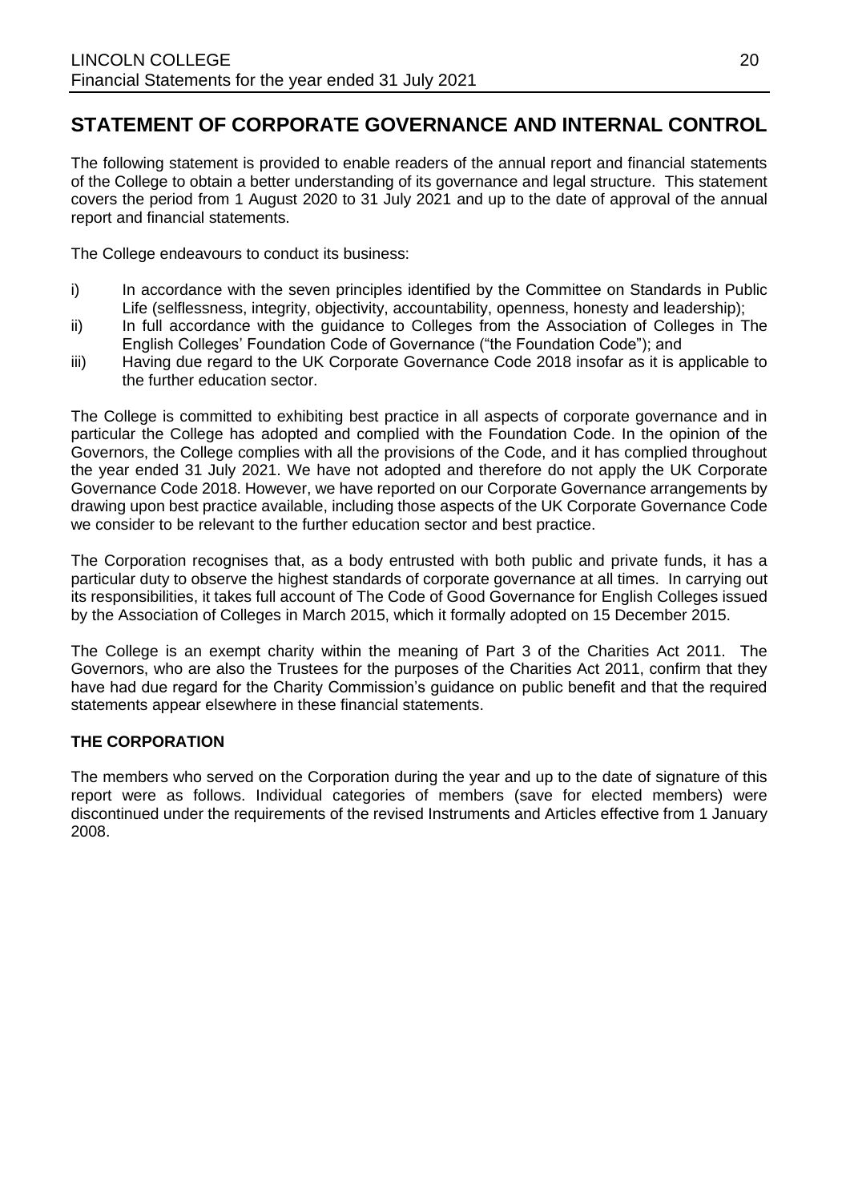## STATEMENT OF CORPORATE GOVERNANCE AND INTERNAL CONTROL

The following statement is provided to enable readers of the annual report and financial statements of the College to obtain a better understanding of its governance and legal structure. This statement covers the period from 1 August 2020 to 31 July 2021 and up to the date of approval of the annual report and financial statements.

The College endeavours to conduct its business:

i) In accordance with the seven principles identified by the Committee on Standards in Public Life (selflessness, integrity, objectivity, accountability, openness, honesty and leadership);
ii) In full accordance with the guidance to Colleges from the Association of Colleges in The English Colleges' Foundation Code of Governance ("the Foundation Code"); and
iii) Having due regard to the UK Corporate Governance Code 2018 insofar as it is applicable to the further education sector.

The College is committed to exhibiting best practice in all aspects of corporate governance and in particular the College has adopted and complied with the Foundation Code. In the opinion of the Governors, the College complies with all the provisions of the Code, and it has complied throughout the year ended 31 July 2021. We have not adopted and therefore do not apply the UK Corporate Governance Code 2018. However, we have reported on our Corporate Governance arrangements by drawing upon best practice available, including those aspects of the UK Corporate Governance Code we consider to be relevant to the further education sector and best practice.

The Corporation recognises that, as a body entrusted with both public and private funds, it has a particular duty to observe the highest standards of corporate governance at all times. In carrying out its responsibilities, it takes full account of The Code of Good Governance for English Colleges issued by the Association of Colleges in March 2015, which it formally adopted on 15 December 2015.

The College is an exempt charity within the meaning of Part 3 of the Charities Act 2011. The Governors, who are also the Trustees for the purposes of the Charities Act 2011, confirm that they have had due regard for the Charity Commission's guidance on public benefit and that the required statements appear elsewhere in these financial statements.

### THE CORPORATION

The members who served on the Corporation during the year and up to the date of signature of this report were as follows. Individual categories of members (save for elected members) were discontinued under the requirements of the revised Instruments and Articles effective from 1 January 2008.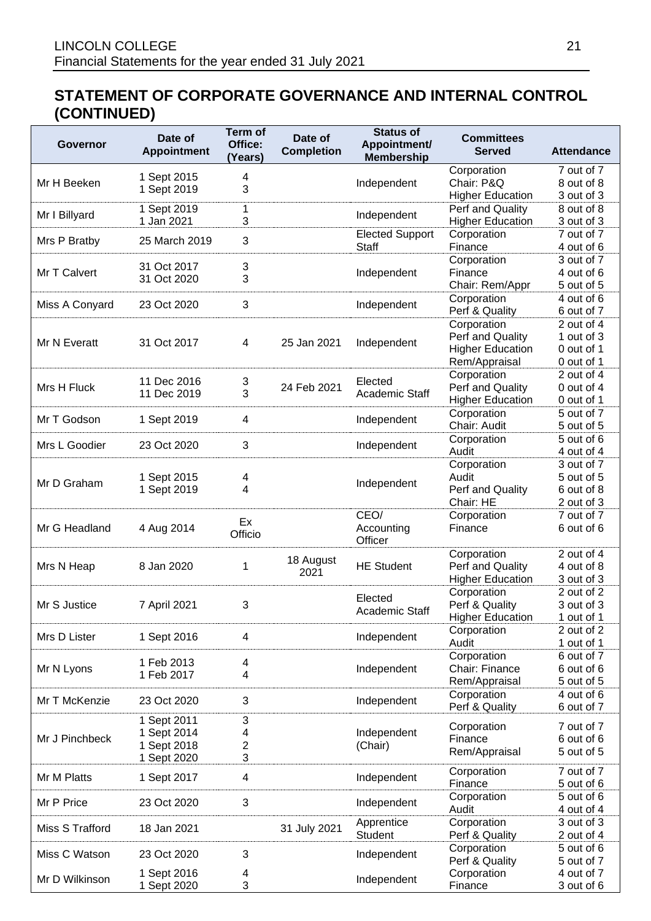## STATEMENT OF CORPORATE GOVERNANCE AND INTERNAL CONTROL (CONTINUED)

| Governor | Date of Appointment | Term of Office: (Years) | Date of Completion | Status of Appointment/ Membership | Committees Served | Attendance |
|---|---|---|---|---|---|---|
| Mr H Beeken | 1 Sept 2015<br>1 Sept 2019 | 4<br>3 | | Independent | Corporation<br>Chair: P&Q<br>Higher Education | 7 out of 7<br>8 out of 8<br>3 out of 3 |
| Mr I Billyard | 1 Sept 2019<br>1 Jan 2021 | 1<br>3 | | Independent | Perf and Quality<br>Higher Education | 8 out of 8<br>3 out of 3 |
| Mrs P Bratby | 25 March 2019 | 3 | | Elected Support Staff | Corporation<br>Finance | 7 out of 7<br>4 out of 6 |
| Mr T Calvert | 31 Oct 2017<br>31 Oct 2020 | 3<br>3 | | Independent | Corporation<br>Finance<br>Chair: Rem/Appr | 3 out of 7<br>4 out of 6<br>5 out of 5 |
| Miss A Conyard | 23 Oct 2020 | 3 | | Independent | Corporation<br>Perf & Quality | 4 out of 6<br>6 out of 7 |
| Mr N Everatt | 31 Oct 2017 | 4 | 25 Jan 2021 | Independent | Corporation<br>Perf and Quality<br>Higher Education<br>Rem/Appraisal | 2 out of 4<br>1 out of 3<br>0 out of 1<br>0 out of 1 |
| Mrs H Fluck | 11 Dec 2016<br>11 Dec 2019 | 3<br>3 | 24 Feb 2021 | Elected Academic Staff | Corporation<br>Perf and Quality<br>Higher Education | 2 out of 4<br>0 out of 4<br>0 out of 1 |
| Mr T Godson | 1 Sept 2019 | 4 | | Independent | Corporation<br>Chair: Audit | 5 out of 7<br>5 out of 5 |
| Mrs L Goodier | 23 Oct 2020 | 3 | | Independent | Corporation<br>Audit | 5 out of 6<br>4 out of 4 |
| Mr D Graham | 1 Sept 2015<br>1 Sept 2019 | 4<br>4 | | Independent | Corporation<br>Audit<br>Perf and Quality<br>Chair: HE | 3 out of 7<br>5 out of 5<br>6 out of 8<br>2 out of 3 |
| Mr G Headland | 4 Aug 2014 | Ex Officio | | CEO/ Accounting Officer | Corporation<br>Finance | 7 out of 7<br>6 out of 6 |
| Mrs N Heap | 8 Jan 2020 | 1 | 18 August 2021 | HE Student | Corporation<br>Perf and Quality<br>Higher Education | 2 out of 4<br>4 out of 8<br>3 out of 3 |
| Mr S Justice | 7 April 2021 | 3 | | Elected Academic Staff | Corporation<br>Perf & Quality<br>Higher Education | 2 out of 2<br>3 out of 3<br>1 out of 1 |
| Mrs D Lister | 1 Sept 2016 | 4 | | Independent | Corporation<br>Audit | 2 out of 2<br>1 out of 1 |
| Mr N Lyons | 1 Feb 2013<br>1 Feb 2017 | 4<br>4 | | Independent | Corporation<br>Chair: Finance<br>Rem/Appraisal | 6 out of 7<br>6 out of 6<br>5 out of 5 |
| Mr T McKenzie | 23 Oct 2020 | 3 | | Independent | Corporation<br>Perf & Quality | 4 out of 6<br>6 out of 7 |
| Mr J Pinchbeck | 1 Sept 2011<br>1 Sept 2014<br>1 Sept 2018<br>1 Sept 2020 | 3<br>4<br>2<br>3 | | Independent (Chair) | Corporation<br>Finance<br>Rem/Appraisal | 7 out of 7<br>6 out of 6<br>5 out of 5 |
| Mr M Platts | 1 Sept 2017 | 4 | | Independent | Corporation<br>Finance | 7 out of 7<br>5 out of 6 |
| Mr P Price | 23 Oct 2020 | 3 | | Independent | Corporation<br>Audit | 5 out of 6<br>4 out of 4 |
| Miss S Trafford | 18 Jan 2021 | | 31 July 2021 | Apprentice Student | Corporation<br>Perf & Quality | 3 out of 3<br>2 out of 4 |
| Miss C Watson | 23 Oct 2020 | 3 | | Independent | Corporation<br>Perf & Quality | 5 out of 6<br>5 out of 7 |
| Mr D Wilkinson | 1 Sept 2016<br>1 Sept 2020 | 4<br>3 | | Independent | Corporation<br>Finance | 4 out of 7<br>3 out of 6 |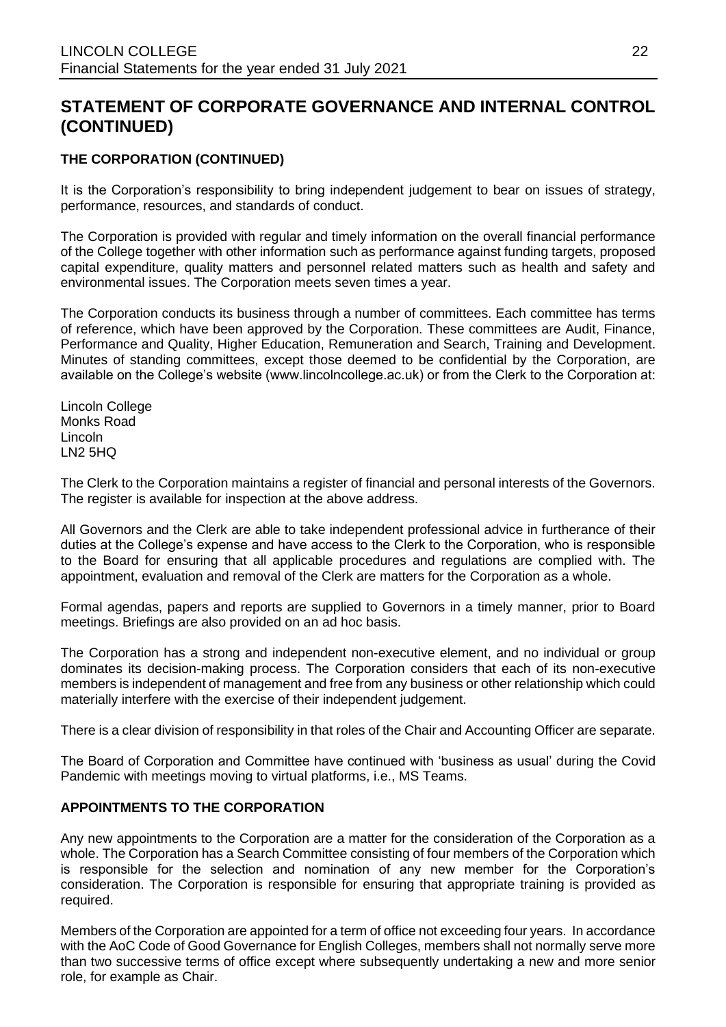## STATEMENT OF CORPORATE GOVERNANCE AND INTERNAL CONTROL (CONTINUED)

### THE CORPORATION (CONTINUED)

It is the Corporation's responsibility to bring independent judgement to bear on issues of strategy, performance, resources, and standards of conduct.

The Corporation is provided with regular and timely information on the overall financial performance of the College together with other information such as performance against funding targets, proposed capital expenditure, quality matters and personnel related matters such as health and safety and environmental issues. The Corporation meets seven times a year.

The Corporation conducts its business through a number of committees. Each committee has terms of reference, which have been approved by the Corporation. These committees are Audit, Finance, Performance and Quality, Higher Education, Remuneration and Search, Training and Development. Minutes of standing committees, except those deemed to be confidential by the Corporation, are available on the College's website (www.lincolncollege.ac.uk) or from the Clerk to the Corporation at:

Lincoln College
Monks Road
Lincoln
LN2 5HQ

The Clerk to the Corporation maintains a register of financial and personal interests of the Governors. The register is available for inspection at the above address.

All Governors and the Clerk are able to take independent professional advice in furtherance of their duties at the College's expense and have access to the Clerk to the Corporation, who is responsible to the Board for ensuring that all applicable procedures and regulations are complied with. The appointment, evaluation and removal of the Clerk are matters for the Corporation as a whole.

Formal agendas, papers and reports are supplied to Governors in a timely manner, prior to Board meetings. Briefings are also provided on an ad hoc basis.

The Corporation has a strong and independent non-executive element, and no individual or group dominates its decision-making process. The Corporation considers that each of its non-executive members is independent of management and free from any business or other relationship which could materially interfere with the exercise of their independent judgement.

There is a clear division of responsibility in that roles of the Chair and Accounting Officer are separate.

The Board of Corporation and Committee have continued with 'business as usual' during the Covid Pandemic with meetings moving to virtual platforms, i.e., MS Teams.

### APPOINTMENTS TO THE CORPORATION

Any new appointments to the Corporation are a matter for the consideration of the Corporation as a whole. The Corporation has a Search Committee consisting of four members of the Corporation which is responsible for the selection and nomination of any new member for the Corporation's consideration. The Corporation is responsible for ensuring that appropriate training is provided as required.

Members of the Corporation are appointed for a term of office not exceeding four years. In accordance with the AoC Code of Good Governance for English Colleges, members shall not normally serve more than two successive terms of office except where subsequently undertaking a new and more senior role, for example as Chair.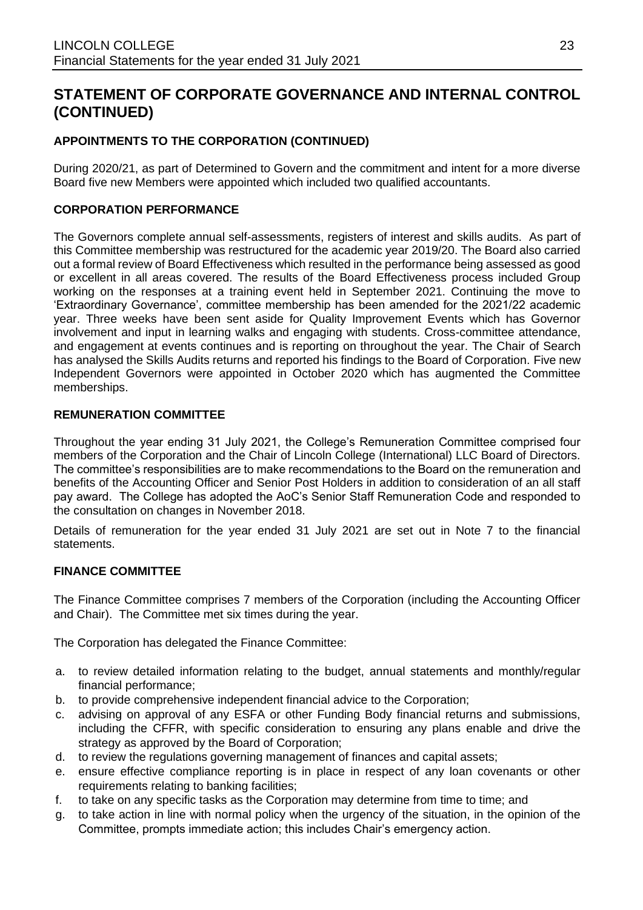## STATEMENT OF CORPORATE GOVERNANCE AND INTERNAL CONTROL (CONTINUED)

### APPOINTMENTS TO THE CORPORATION (CONTINUED)

During 2020/21, as part of Determined to Govern and the commitment and intent for a more diverse Board five new Members were appointed which included two qualified accountants.

### CORPORATION PERFORMANCE

The Governors complete annual self-assessments, registers of interest and skills audits. As part of this Committee membership was restructured for the academic year 2019/20. The Board also carried out a formal review of Board Effectiveness which resulted in the performance being assessed as good or excellent in all areas covered. The results of the Board Effectiveness process included Group working on the responses at a training event held in September 2021. Continuing the move to 'Extraordinary Governance', committee membership has been amended for the 2021/22 academic year. Three weeks have been sent aside for Quality Improvement Events which has Governor involvement and input in learning walks and engaging with students. Cross-committee attendance, and engagement at events continues and is reporting on throughout the year. The Chair of Search has analysed the Skills Audits returns and reported his findings to the Board of Corporation. Five new Independent Governors were appointed in October 2020 which has augmented the Committee memberships.

### REMUNERATION COMMITTEE

Throughout the year ending 31 July 2021, the College's Remuneration Committee comprised four members of the Corporation and the Chair of Lincoln College (International) LLC Board of Directors. The committee's responsibilities are to make recommendations to the Board on the remuneration and benefits of the Accounting Officer and Senior Post Holders in addition to consideration of an all staff pay award. The College has adopted the AoC's Senior Staff Remuneration Code and responded to the consultation on changes in November 2018.

Details of remuneration for the year ended 31 July 2021 are set out in Note 7 to the financial statements.

### FINANCE COMMITTEE

The Finance Committee comprises 7 members of the Corporation (including the Accounting Officer and Chair). The Committee met six times during the year.

The Corporation has delegated the Finance Committee:

a. to review detailed information relating to the budget, annual statements and monthly/regular financial performance;
b. to provide comprehensive independent financial advice to the Corporation;
c. advising on approval of any ESFA or other Funding Body financial returns and submissions, including the CFFR, with specific consideration to ensuring any plans enable and drive the strategy as approved by the Board of Corporation;
d. to review the regulations governing management of finances and capital assets;
e. ensure effective compliance reporting is in place in respect of any loan covenants or other requirements relating to banking facilities;
f. to take on any specific tasks as the Corporation may determine from time to time; and
g. to take action in line with normal policy when the urgency of the situation, in the opinion of the Committee, prompts immediate action; this includes Chair's emergency action.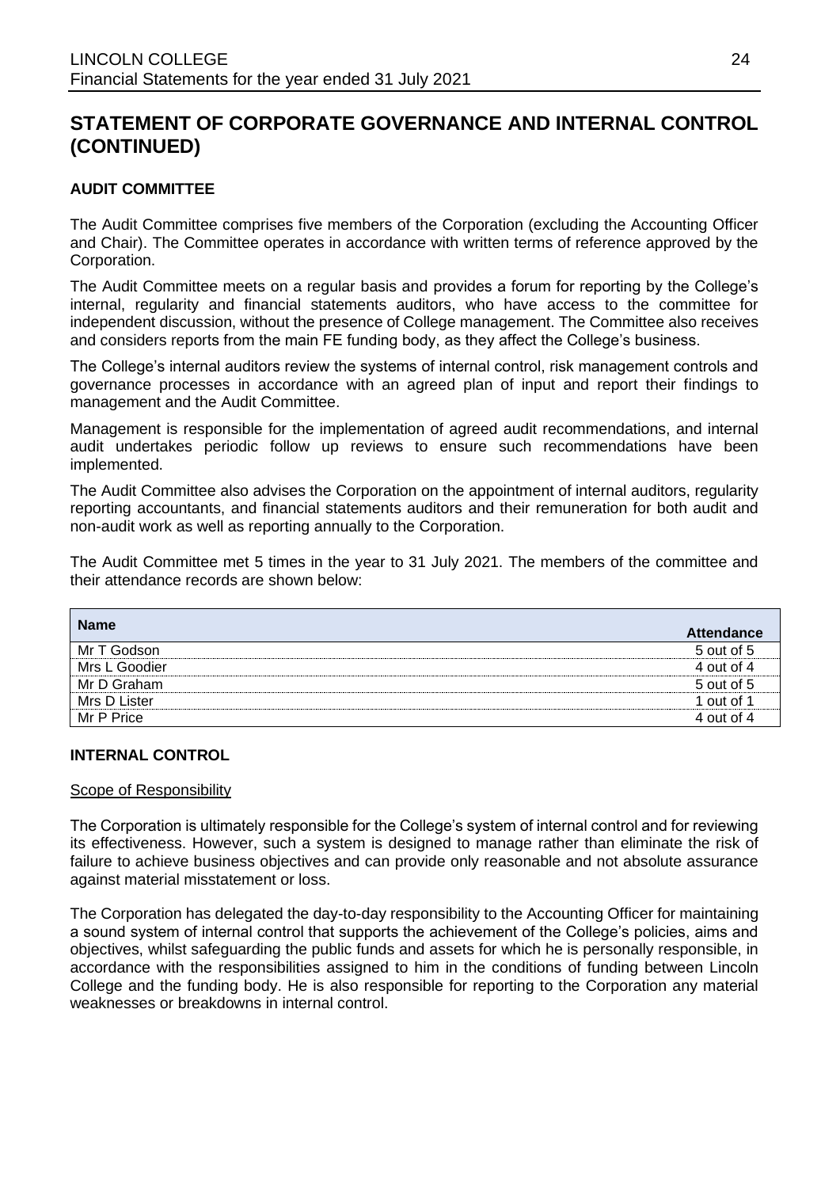## STATEMENT OF CORPORATE GOVERNANCE AND INTERNAL CONTROL (CONTINUED)

### AUDIT COMMITTEE

The Audit Committee comprises five members of the Corporation (excluding the Accounting Officer and Chair). The Committee operates in accordance with written terms of reference approved by the Corporation.

The Audit Committee meets on a regular basis and provides a forum for reporting by the College's internal, regularity and financial statements auditors, who have access to the committee for independent discussion, without the presence of College management. The Committee also receives and considers reports from the main FE funding body, as they affect the College's business.

The College's internal auditors review the systems of internal control, risk management controls and governance processes in accordance with an agreed plan of input and report their findings to management and the Audit Committee.

Management is responsible for the implementation of agreed audit recommendations, and internal audit undertakes periodic follow up reviews to ensure such recommendations have been implemented.

The Audit Committee also advises the Corporation on the appointment of internal auditors, regularity reporting accountants, and financial statements auditors and their remuneration for both audit and non-audit work as well as reporting annually to the Corporation.

The Audit Committee met 5 times in the year to 31 July 2021. The members of the committee and their attendance records are shown below:

| Name | Attendance |
|---|---|
| Mr T Godson | 5 out of 5 |
| Mrs L Goodier | 4 out of 4 |
| Mr D Graham | 5 out of 5 |
| Mrs D Lister | 1 out of 1 |
| Mr P Price | 4 out of 4 |

### INTERNAL CONTROL

Scope of Responsibility

The Corporation is ultimately responsible for the College's system of internal control and for reviewing its effectiveness. However, such a system is designed to manage rather than eliminate the risk of failure to achieve business objectives and can provide only reasonable and not absolute assurance against material misstatement or loss.

The Corporation has delegated the day-to-day responsibility to the Accounting Officer for maintaining a sound system of internal control that supports the achievement of the College's policies, aims and objectives, whilst safeguarding the public funds and assets for which he is personally responsible, in accordance with the responsibilities assigned to him in the conditions of funding between Lincoln College and the funding body. He is also responsible for reporting to the Corporation any material weaknesses or breakdowns in internal control.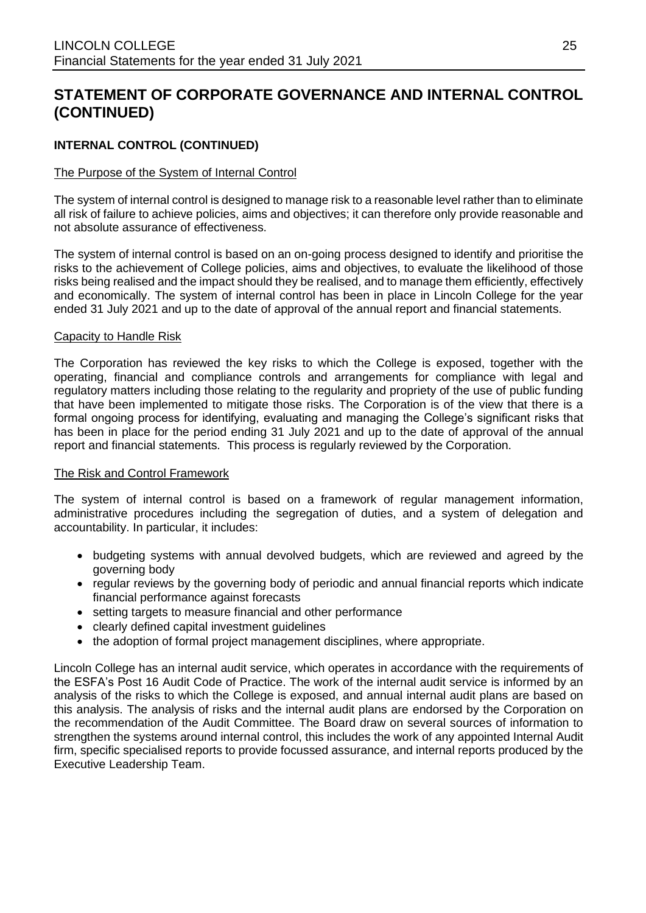# STATEMENT OF CORPORATE GOVERNANCE AND INTERNAL CONTROL (CONTINUED)

### INTERNAL CONTROL (CONTINUED)

#### The Purpose of the System of Internal Control

The system of internal control is designed to manage risk to a reasonable level rather than to eliminate all risk of failure to achieve policies, aims and objectives; it can therefore only provide reasonable and not absolute assurance of effectiveness.

The system of internal control is based on an on-going process designed to identify and prioritise the risks to the achievement of College policies, aims and objectives, to evaluate the likelihood of those risks being realised and the impact should they be realised, and to manage them efficiently, effectively and economically. The system of internal control has been in place in Lincoln College for the year ended 31 July 2021 and up to the date of approval of the annual report and financial statements.

#### Capacity to Handle Risk

The Corporation has reviewed the key risks to which the College is exposed, together with the operating, financial and compliance controls and arrangements for compliance with legal and regulatory matters including those relating to the regularity and propriety of the use of public funding that have been implemented to mitigate those risks. The Corporation is of the view that there is a formal ongoing process for identifying, evaluating and managing the College's significant risks that has been in place for the period ending 31 July 2021 and up to the date of approval of the annual report and financial statements. This process is regularly reviewed by the Corporation.

#### The Risk and Control Framework

The system of internal control is based on a framework of regular management information, administrative procedures including the segregation of duties, and a system of delegation and accountability. In particular, it includes:

- budgeting systems with annual devolved budgets, which are reviewed and agreed by the governing body
- regular reviews by the governing body of periodic and annual financial reports which indicate financial performance against forecasts
- setting targets to measure financial and other performance
- clearly defined capital investment guidelines
- the adoption of formal project management disciplines, where appropriate.

Lincoln College has an internal audit service, which operates in accordance with the requirements of the ESFA's Post 16 Audit Code of Practice. The work of the internal audit service is informed by an analysis of the risks to which the College is exposed, and annual internal audit plans are based on this analysis. The analysis of risks and the internal audit plans are endorsed by the Corporation on the recommendation of the Audit Committee. The Board draw on several sources of information to strengthen the systems around internal control, this includes the work of any appointed Internal Audit firm, specific specialised reports to provide focussed assurance, and internal reports produced by the Executive Leadership Team.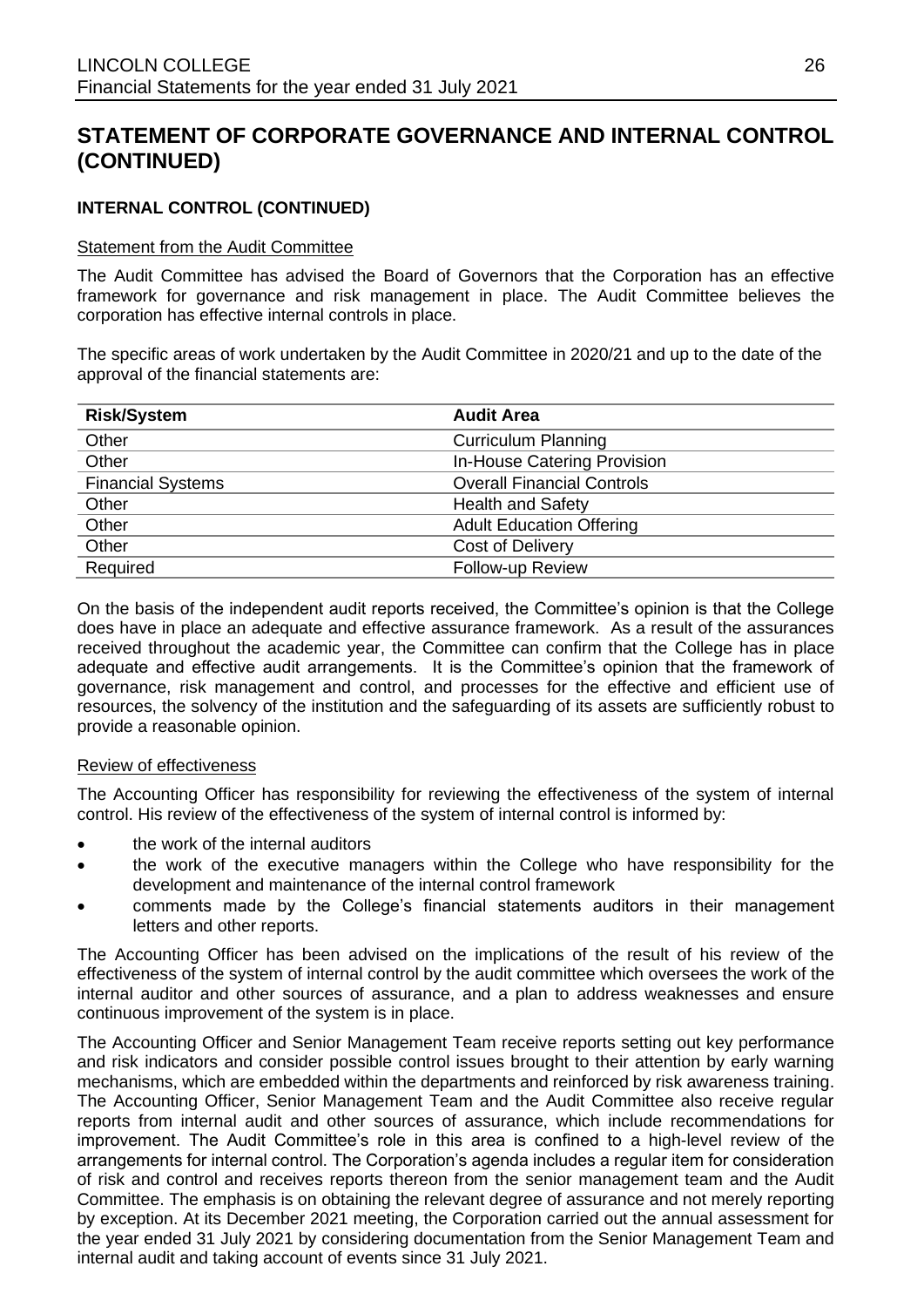# STATEMENT OF CORPORATE GOVERNANCE AND INTERNAL CONTROL (CONTINUED)

### INTERNAL CONTROL (CONTINUED)

Statement from the Audit Committee

The Audit Committee has advised the Board of Governors that the Corporation has an effective framework for governance and risk management in place. The Audit Committee believes the corporation has effective internal controls in place.

The specific areas of work undertaken by the Audit Committee in 2020/21 and up to the date of the approval of the financial statements are:

| Risk/System | Audit Area |
| --- | --- |
| Other | Curriculum Planning |
| Other | In-House Catering Provision |
| Financial Systems | Overall Financial Controls |
| Other | Health and Safety |
| Other | Adult Education Offering |
| Other | Cost of Delivery |
| Required | Follow-up Review |

On the basis of the independent audit reports received, the Committee's opinion is that the College does have in place an adequate and effective assurance framework. As a result of the assurances received throughout the academic year, the Committee can confirm that the College has in place adequate and effective audit arrangements. It is the Committee's opinion that the framework of governance, risk management and control, and processes for the effective and efficient use of resources, the solvency of the institution and the safeguarding of its assets are sufficiently robust to provide a reasonable opinion.

Review of effectiveness

The Accounting Officer has responsibility for reviewing the effectiveness of the system of internal control. His review of the effectiveness of the system of internal control is informed by:

- the work of the internal auditors
- the work of the executive managers within the College who have responsibility for the development and maintenance of the internal control framework
- comments made by the College's financial statements auditors in their management letters and other reports.

The Accounting Officer has been advised on the implications of the result of his review of the effectiveness of the system of internal control by the audit committee which oversees the work of the internal auditor and other sources of assurance, and a plan to address weaknesses and ensure continuous improvement of the system is in place.

The Accounting Officer and Senior Management Team receive reports setting out key performance and risk indicators and consider possible control issues brought to their attention by early warning mechanisms, which are embedded within the departments and reinforced by risk awareness training. The Accounting Officer, Senior Management Team and the Audit Committee also receive regular reports from internal audit and other sources of assurance, which include recommendations for improvement. The Audit Committee's role in this area is confined to a high-level review of the arrangements for internal control. The Corporation's agenda includes a regular item for consideration of risk and control and receives reports thereon from the senior management team and the Audit Committee. The emphasis is on obtaining the relevant degree of assurance and not merely reporting by exception. At its December 2021 meeting, the Corporation carried out the annual assessment for the year ended 31 July 2021 by considering documentation from the Senior Management Team and internal audit and taking account of events since 31 July 2021.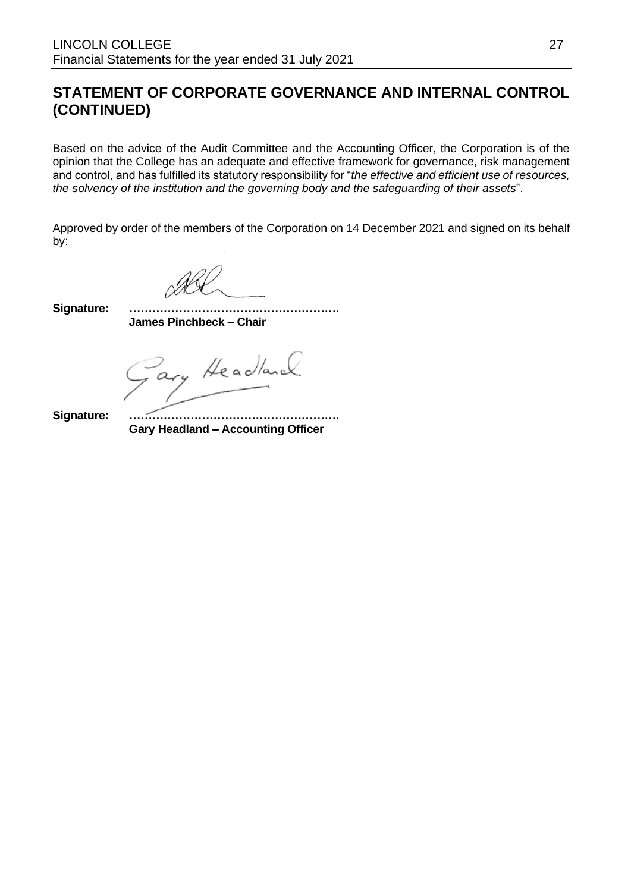## STATEMENT OF CORPORATE GOVERNANCE AND INTERNAL CONTROL (CONTINUED)

Based on the advice of the Audit Committee and the Accounting Officer, the Corporation is of the opinion that the College has an adequate and effective framework for governance, risk management and control, and has fulfilled its statutory responsibility for "*the effective and efficient use of resources, the solvency of the institution and the governing body and the safeguarding of their assets*".

Approved by order of the members of the Corporation on 14 December 2021 and signed on its behalf by:

**Signature:** ……………………………………………….
**James Pinchbeck – Chair**

**Signature:** ……………………………………………….
**Gary Headland – Accounting Officer**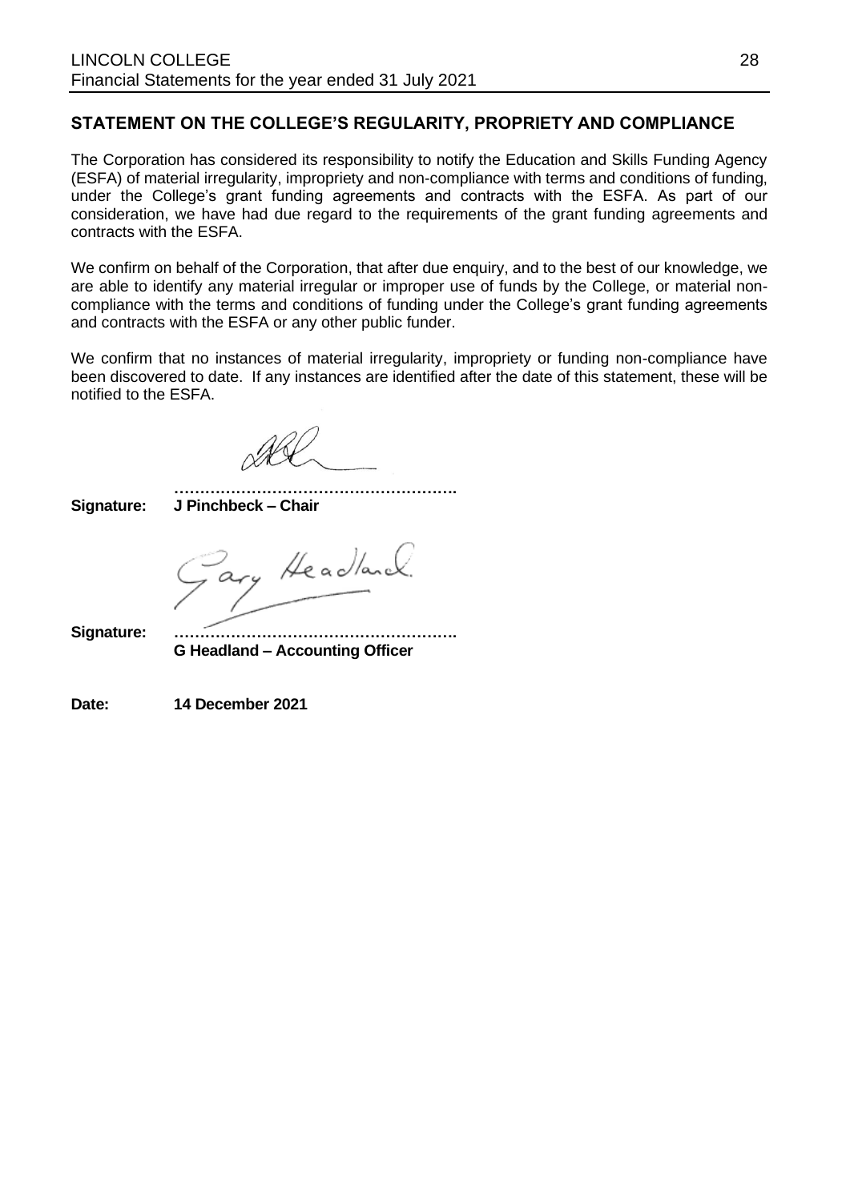## STATEMENT ON THE COLLEGE'S REGULARITY, PROPRIETY AND COMPLIANCE

The Corporation has considered its responsibility to notify the Education and Skills Funding Agency (ESFA) of material irregularity, impropriety and non-compliance with terms and conditions of funding, under the College's grant funding agreements and contracts with the ESFA. As part of our consideration, we have had due regard to the requirements of the grant funding agreements and contracts with the ESFA.

We confirm on behalf of the Corporation, that after due enquiry, and to the best of our knowledge, we are able to identify any material irregular or improper use of funds by the College, or material non-compliance with the terms and conditions of funding under the College's grant funding agreements and contracts with the ESFA or any other public funder.

We confirm that no instances of material irregularity, impropriety or funding non-compliance have been discovered to date. If any instances are identified after the date of this statement, these will be notified to the ESFA.

**Signature:** ……………………………………………….
**J Pinchbeck – Chair**

**Signature:** ……………………………………………….
**G Headland – Accounting Officer**

**Date:** **14 December 2021**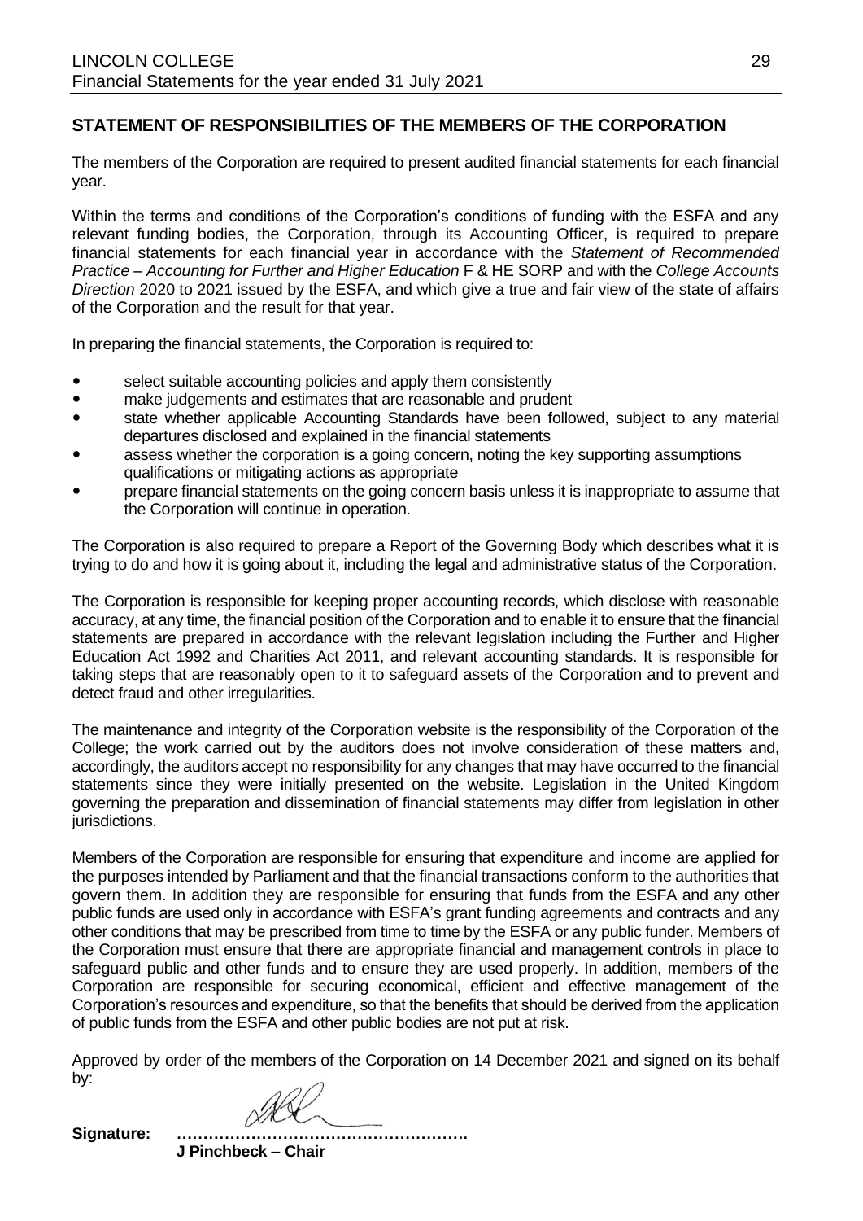## STATEMENT OF RESPONSIBILITIES OF THE MEMBERS OF THE CORPORATION

The members of the Corporation are required to present audited financial statements for each financial year.

Within the terms and conditions of the Corporation's conditions of funding with the ESFA and any relevant funding bodies, the Corporation, through its Accounting Officer, is required to prepare financial statements for each financial year in accordance with the *Statement of Recommended Practice – Accounting for Further and Higher Education* F & HE SORP and with the *College Accounts Direction* 2020 to 2021 issued by the ESFA, and which give a true and fair view of the state of affairs of the Corporation and the result for that year.

In preparing the financial statements, the Corporation is required to:

- select suitable accounting policies and apply them consistently
- make judgements and estimates that are reasonable and prudent
- state whether applicable Accounting Standards have been followed, subject to any material departures disclosed and explained in the financial statements
- assess whether the corporation is a going concern, noting the key supporting assumptions qualifications or mitigating actions as appropriate
- prepare financial statements on the going concern basis unless it is inappropriate to assume that the Corporation will continue in operation.

The Corporation is also required to prepare a Report of the Governing Body which describes what it is trying to do and how it is going about it, including the legal and administrative status of the Corporation.

The Corporation is responsible for keeping proper accounting records, which disclose with reasonable accuracy, at any time, the financial position of the Corporation and to enable it to ensure that the financial statements are prepared in accordance with the relevant legislation including the Further and Higher Education Act 1992 and Charities Act 2011, and relevant accounting standards. It is responsible for taking steps that are reasonably open to it to safeguard assets of the Corporation and to prevent and detect fraud and other irregularities.

The maintenance and integrity of the Corporation website is the responsibility of the Corporation of the College; the work carried out by the auditors does not involve consideration of these matters and, accordingly, the auditors accept no responsibility for any changes that may have occurred to the financial statements since they were initially presented on the website. Legislation in the United Kingdom governing the preparation and dissemination of financial statements may differ from legislation in other jurisdictions.

Members of the Corporation are responsible for ensuring that expenditure and income are applied for the purposes intended by Parliament and that the financial transactions conform to the authorities that govern them. In addition they are responsible for ensuring that funds from the ESFA and any other public funds are used only in accordance with ESFA's grant funding agreements and contracts and any other conditions that may be prescribed from time to time by the ESFA or any public funder. Members of the Corporation must ensure that there are appropriate financial and management controls in place to safeguard public and other funds and to ensure they are used properly. In addition, members of the Corporation are responsible for securing economical, efficient and effective management of the Corporation's resources and expenditure, so that the benefits that should be derived from the application of public funds from the ESFA and other public bodies are not put at risk.

Approved by order of the members of the Corporation on 14 December 2021 and signed on its behalf by:

**Signature:** ……………………………………………….

**J Pinchbeck – Chair**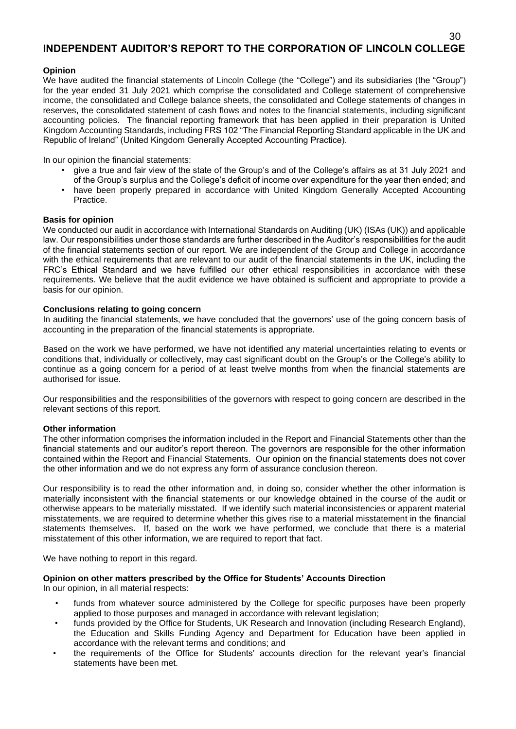# INDEPENDENT AUDITOR'S REPORT TO THE CORPORATION OF LINCOLN COLLEGE

**Opinion**

We have audited the financial statements of Lincoln College (the "College") and its subsidiaries (the "Group") for the year ended 31 July 2021 which comprise the consolidated and College statement of comprehensive income, the consolidated and College balance sheets, the consolidated and College statements of changes in reserves, the consolidated statement of cash flows and notes to the financial statements, including significant accounting policies. The financial reporting framework that has been applied in their preparation is United Kingdom Accounting Standards, including FRS 102 "The Financial Reporting Standard applicable in the UK and Republic of Ireland" (United Kingdom Generally Accepted Accounting Practice).

In our opinion the financial statements:

- give a true and fair view of the state of the Group's and of the College's affairs as at 31 July 2021 and of the Group's surplus and the College's deficit of income over expenditure for the year then ended; and
- have been properly prepared in accordance with United Kingdom Generally Accepted Accounting Practice.

**Basis for opinion**

We conducted our audit in accordance with International Standards on Auditing (UK) (ISAs (UK)) and applicable law. Our responsibilities under those standards are further described in the Auditor's responsibilities for the audit of the financial statements section of our report. We are independent of the Group and College in accordance with the ethical requirements that are relevant to our audit of the financial statements in the UK, including the FRC's Ethical Standard and we have fulfilled our other ethical responsibilities in accordance with these requirements. We believe that the audit evidence we have obtained is sufficient and appropriate to provide a basis for our opinion.

**Conclusions relating to going concern**

In auditing the financial statements, we have concluded that the governors' use of the going concern basis of accounting in the preparation of the financial statements is appropriate.

Based on the work we have performed, we have not identified any material uncertainties relating to events or conditions that, individually or collectively, may cast significant doubt on the Group's or the College's ability to continue as a going concern for a period of at least twelve months from when the financial statements are authorised for issue.

Our responsibilities and the responsibilities of the governors with respect to going concern are described in the relevant sections of this report.

**Other information**

The other information comprises the information included in the Report and Financial Statements other than the financial statements and our auditor's report thereon. The governors are responsible for the other information contained within the Report and Financial Statements. Our opinion on the financial statements does not cover the other information and we do not express any form of assurance conclusion thereon.

Our responsibility is to read the other information and, in doing so, consider whether the other information is materially inconsistent with the financial statements or our knowledge obtained in the course of the audit or otherwise appears to be materially misstated. If we identify such material inconsistencies or apparent material misstatements, we are required to determine whether this gives rise to a material misstatement in the financial statements themselves. If, based on the work we have performed, we conclude that there is a material misstatement of this other information, we are required to report that fact.

We have nothing to report in this regard.

**Opinion on other matters prescribed by the Office for Students' Accounts Direction**

In our opinion, in all material respects:

- funds from whatever source administered by the College for specific purposes have been properly applied to those purposes and managed in accordance with relevant legislation;
- funds provided by the Office for Students, UK Research and Innovation (including Research England), the Education and Skills Funding Agency and Department for Education have been applied in accordance with the relevant terms and conditions; and
- the requirements of the Office for Students' accounts direction for the relevant year's financial statements have been met.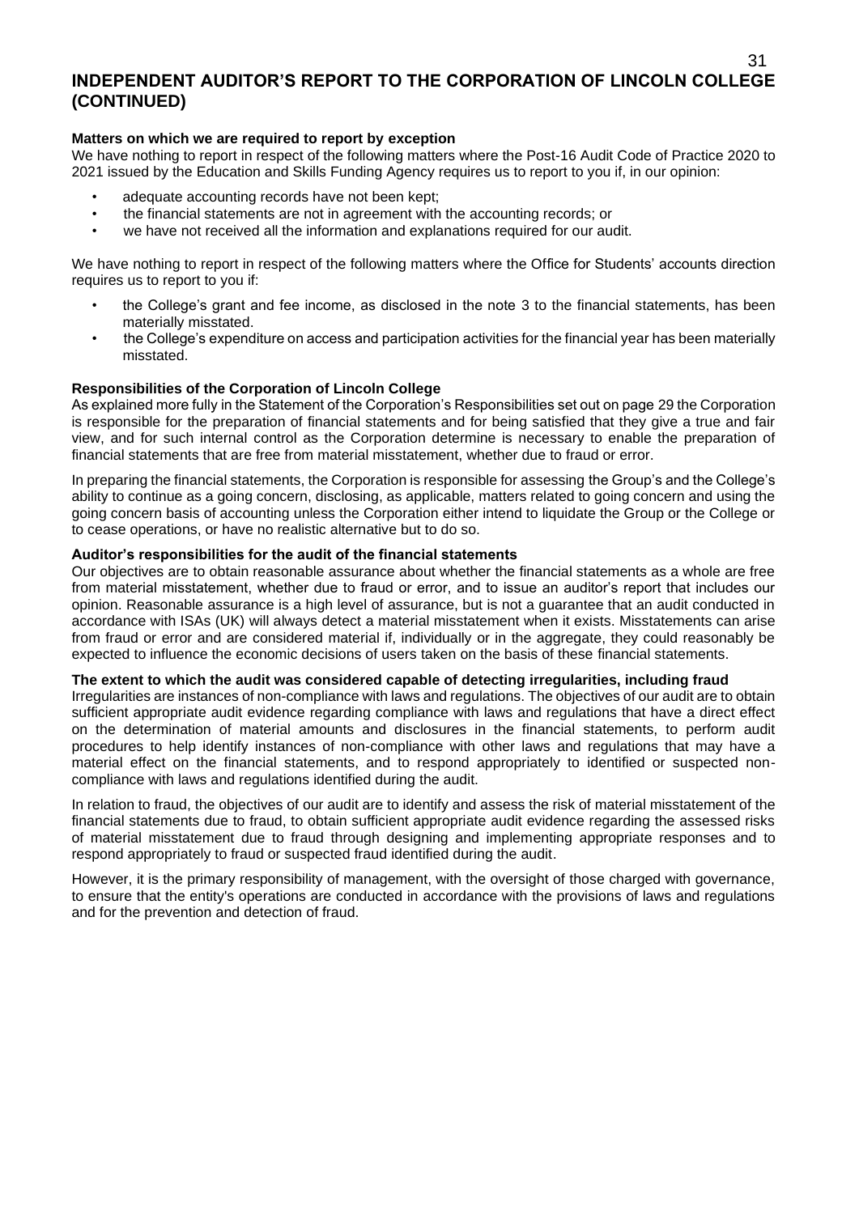# INDEPENDENT AUDITOR'S REPORT TO THE CORPORATION OF LINCOLN COLLEGE (CONTINUED)

**Matters on which we are required to report by exception**

We have nothing to report in respect of the following matters where the Post-16 Audit Code of Practice 2020 to 2021 issued by the Education and Skills Funding Agency requires us to report to you if, in our opinion:

- adequate accounting records have not been kept;
- the financial statements are not in agreement with the accounting records; or
- we have not received all the information and explanations required for our audit.

We have nothing to report in respect of the following matters where the Office for Students' accounts direction requires us to report to you if:

- the College's grant and fee income, as disclosed in the note 3 to the financial statements, has been materially misstated.
- the College's expenditure on access and participation activities for the financial year has been materially misstated.

**Responsibilities of the Corporation of Lincoln College**

As explained more fully in the Statement of the Corporation's Responsibilities set out on page 29 the Corporation is responsible for the preparation of financial statements and for being satisfied that they give a true and fair view, and for such internal control as the Corporation determine is necessary to enable the preparation of financial statements that are free from material misstatement, whether due to fraud or error.

In preparing the financial statements, the Corporation is responsible for assessing the Group's and the College's ability to continue as a going concern, disclosing, as applicable, matters related to going concern and using the going concern basis of accounting unless the Corporation either intend to liquidate the Group or the College or to cease operations, or have no realistic alternative but to do so.

**Auditor's responsibilities for the audit of the financial statements**

Our objectives are to obtain reasonable assurance about whether the financial statements as a whole are free from material misstatement, whether due to fraud or error, and to issue an auditor's report that includes our opinion. Reasonable assurance is a high level of assurance, but is not a guarantee that an audit conducted in accordance with ISAs (UK) will always detect a material misstatement when it exists. Misstatements can arise from fraud or error and are considered material if, individually or in the aggregate, they could reasonably be expected to influence the economic decisions of users taken on the basis of these financial statements.

**The extent to which the audit was considered capable of detecting irregularities, including fraud**

Irregularities are instances of non-compliance with laws and regulations. The objectives of our audit are to obtain sufficient appropriate audit evidence regarding compliance with laws and regulations that have a direct effect on the determination of material amounts and disclosures in the financial statements, to perform audit procedures to help identify instances of non-compliance with other laws and regulations that may have a material effect on the financial statements, and to respond appropriately to identified or suspected non-compliance with laws and regulations identified during the audit.

In relation to fraud, the objectives of our audit are to identify and assess the risk of material misstatement of the financial statements due to fraud, to obtain sufficient appropriate audit evidence regarding the assessed risks of material misstatement due to fraud through designing and implementing appropriate responses and to respond appropriately to fraud or suspected fraud identified during the audit.

However, it is the primary responsibility of management, with the oversight of those charged with governance, to ensure that the entity's operations are conducted in accordance with the provisions of laws and regulations and for the prevention and detection of fraud.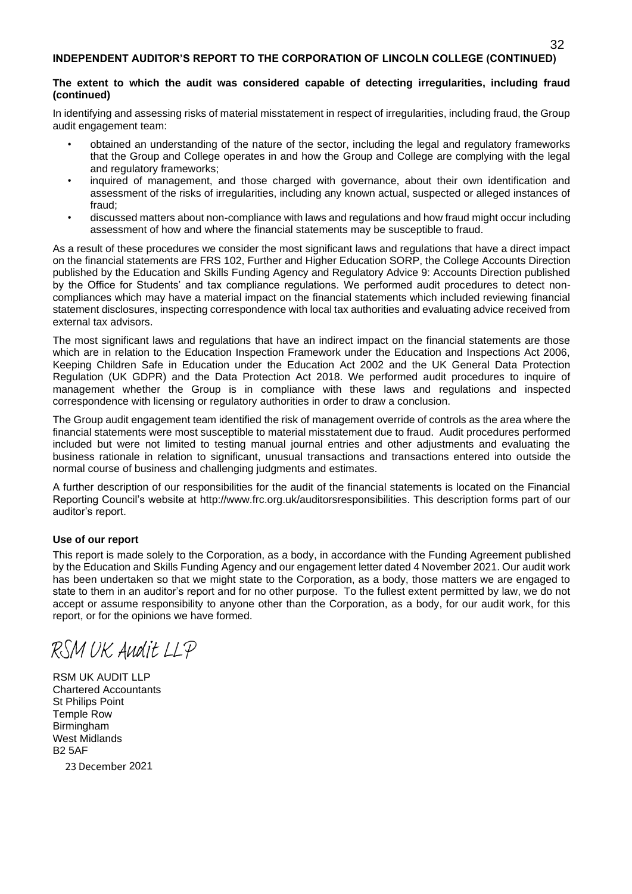**INDEPENDENT AUDITOR'S REPORT TO THE CORPORATION OF LINCOLN COLLEGE (CONTINUED)**

**The extent to which the audit was considered capable of detecting irregularities, including fraud (continued)**

In identifying and assessing risks of material misstatement in respect of irregularities, including fraud, the Group audit engagement team:

- obtained an understanding of the nature of the sector, including the legal and regulatory frameworks that the Group and College operates in and how the Group and College are complying with the legal and regulatory frameworks;
- inquired of management, and those charged with governance, about their own identification and assessment of the risks of irregularities, including any known actual, suspected or alleged instances of fraud;
- discussed matters about non-compliance with laws and regulations and how fraud might occur including assessment of how and where the financial statements may be susceptible to fraud.

As a result of these procedures we consider the most significant laws and regulations that have a direct impact on the financial statements are FRS 102, Further and Higher Education SORP, the College Accounts Direction published by the Education and Skills Funding Agency and Regulatory Advice 9: Accounts Direction published by the Office for Students' and tax compliance regulations. We performed audit procedures to detect non-compliances which may have a material impact on the financial statements which included reviewing financial statement disclosures, inspecting correspondence with local tax authorities and evaluating advice received from external tax advisors.

The most significant laws and regulations that have an indirect impact on the financial statements are those which are in relation to the Education Inspection Framework under the Education and Inspections Act 2006, Keeping Children Safe in Education under the Education Act 2002 and the UK General Data Protection Regulation (UK GDPR) and the Data Protection Act 2018. We performed audit procedures to inquire of management whether the Group is in compliance with these laws and regulations and inspected correspondence with licensing or regulatory authorities in order to draw a conclusion.

The Group audit engagement team identified the risk of management override of controls as the area where the financial statements were most susceptible to material misstatement due to fraud. Audit procedures performed included but were not limited to testing manual journal entries and other adjustments and evaluating the business rationale in relation to significant, unusual transactions and transactions entered into outside the normal course of business and challenging judgments and estimates.

A further description of our responsibilities for the audit of the financial statements is located on the Financial Reporting Council's website at http://www.frc.org.uk/auditorsresponsibilities. This description forms part of our auditor's report.

**Use of our report**

This report is made solely to the Corporation, as a body, in accordance with the Funding Agreement published by the Education and Skills Funding Agency and our engagement letter dated 4 November 2021. Our audit work has been undertaken so that we might state to the Corporation, as a body, those matters we are engaged to state to them in an auditor's report and for no other purpose. To the fullest extent permitted by law, we do not accept or assume responsibility to anyone other than the Corporation, as a body, for our audit work, for this report, or for the opinions we have formed.

RSM UK Audit LLP

RSM UK AUDIT LLP
Chartered Accountants
St Philips Point
Temple Row
Birmingham
West Midlands
B2 5AF

23 December 2021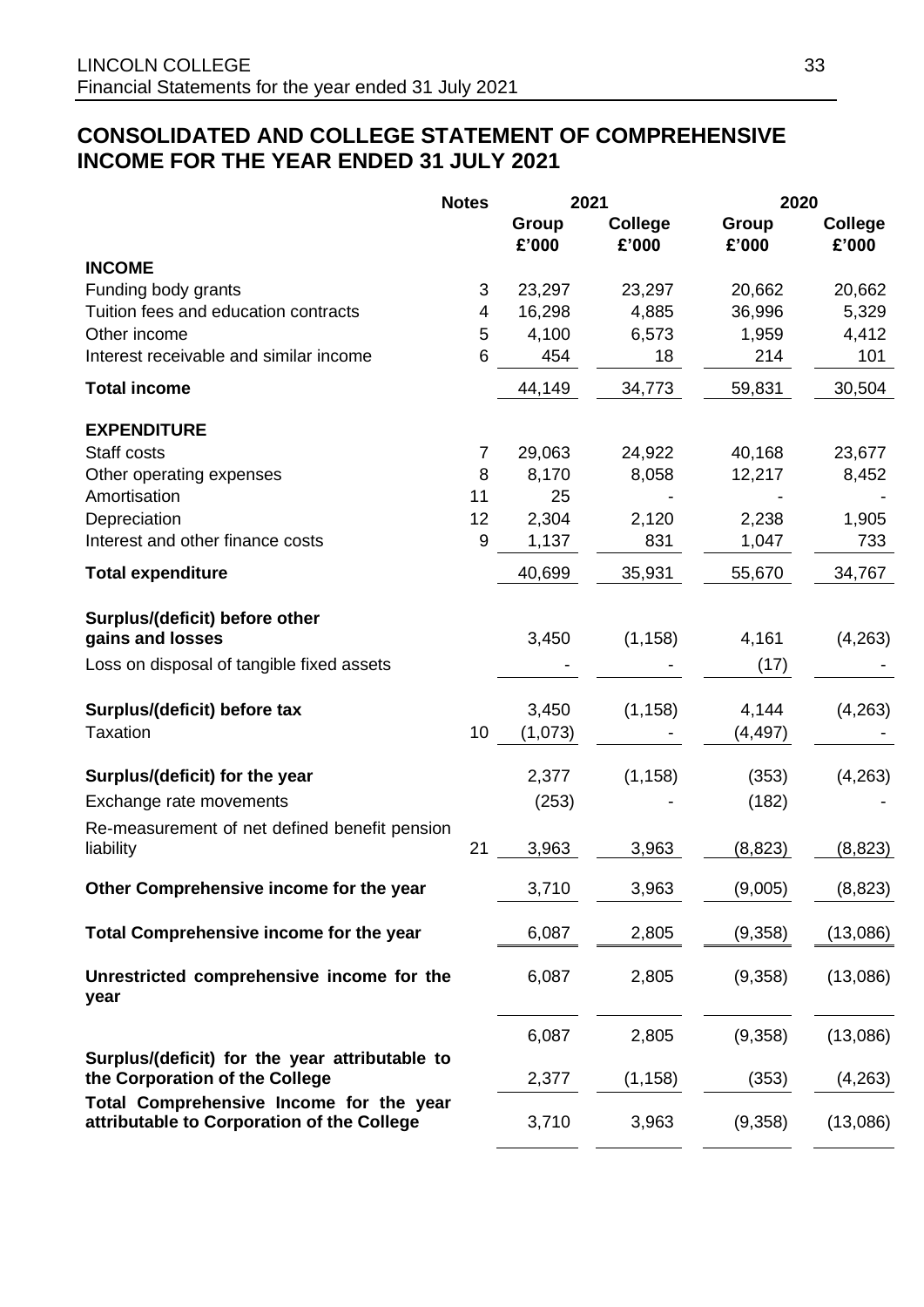## CONSOLIDATED AND COLLEGE STATEMENT OF COMPREHENSIVE INCOME FOR THE YEAR ENDED 31 JULY 2021

| | Notes | 2021 | | 2020 | |
|---|---|---|---|---|---|
| | | Group £'000 | College £'000 | Group £'000 | College £'000 |
| **INCOME** | | | | | |
| Funding body grants | 3 | 23,297 | 23,297 | 20,662 | 20,662 |
| Tuition fees and education contracts | 4 | 16,298 | 4,885 | 36,996 | 5,329 |
| Other income | 5 | 4,100 | 6,573 | 1,959 | 4,412 |
| Interest receivable and similar income | 6 | 454 | 18 | 214 | 101 |
| **Total income** | | 44,149 | 34,773 | 59,831 | 30,504 |
| **EXPENDITURE** | | | | | |
| Staff costs | 7 | 29,063 | 24,922 | 40,168 | 23,677 |
| Other operating expenses | 8 | 8,170 | 8,058 | 12,217 | 8,452 |
| Amortisation | 11 | 25 | - | - | - |
| Depreciation | 12 | 2,304 | 2,120 | 2,238 | 1,905 |
| Interest and other finance costs | 9 | 1,137 | 831 | 1,047 | 733 |
| **Total expenditure** | | 40,699 | 35,931 | 55,670 | 34,767 |
| **Surplus/(deficit) before other gains and losses** | | 3,450 | (1,158) | 4,161 | (4,263) |
| Loss on disposal of tangible fixed assets | | - | - | (17) | - |
| **Surplus/(deficit) before tax** | | 3,450 | (1,158) | 4,144 | (4,263) |
| Taxation | 10 | (1,073) | - | (4,497) | - |
| **Surplus/(deficit) for the year** | | 2,377 | (1,158) | (353) | (4,263) |
| Exchange rate movements | | (253) | - | (182) | - |
| Re-measurement of net defined benefit pension liability | 21 | 3,963 | 3,963 | (8,823) | (8,823) |
| **Other Comprehensive income for the year** | | 3,710 | 3,963 | (9,005) | (8,823) |
| **Total Comprehensive income for the year** | | 6,087 | 2,805 | (9,358) | (13,086) |
| **Unrestricted comprehensive income for the year** | | 6,087 | 2,805 | (9,358) | (13,086) |
| | | 6,087 | 2,805 | (9,358) | (13,086) |
| **Surplus/(deficit) for the year attributable to the Corporation of the College** | | 2,377 | (1,158) | (353) | (4,263) |
| **Total Comprehensive Income for the year attributable to Corporation of the College** | | 3,710 | 3,963 | (9,358) | (13,086) |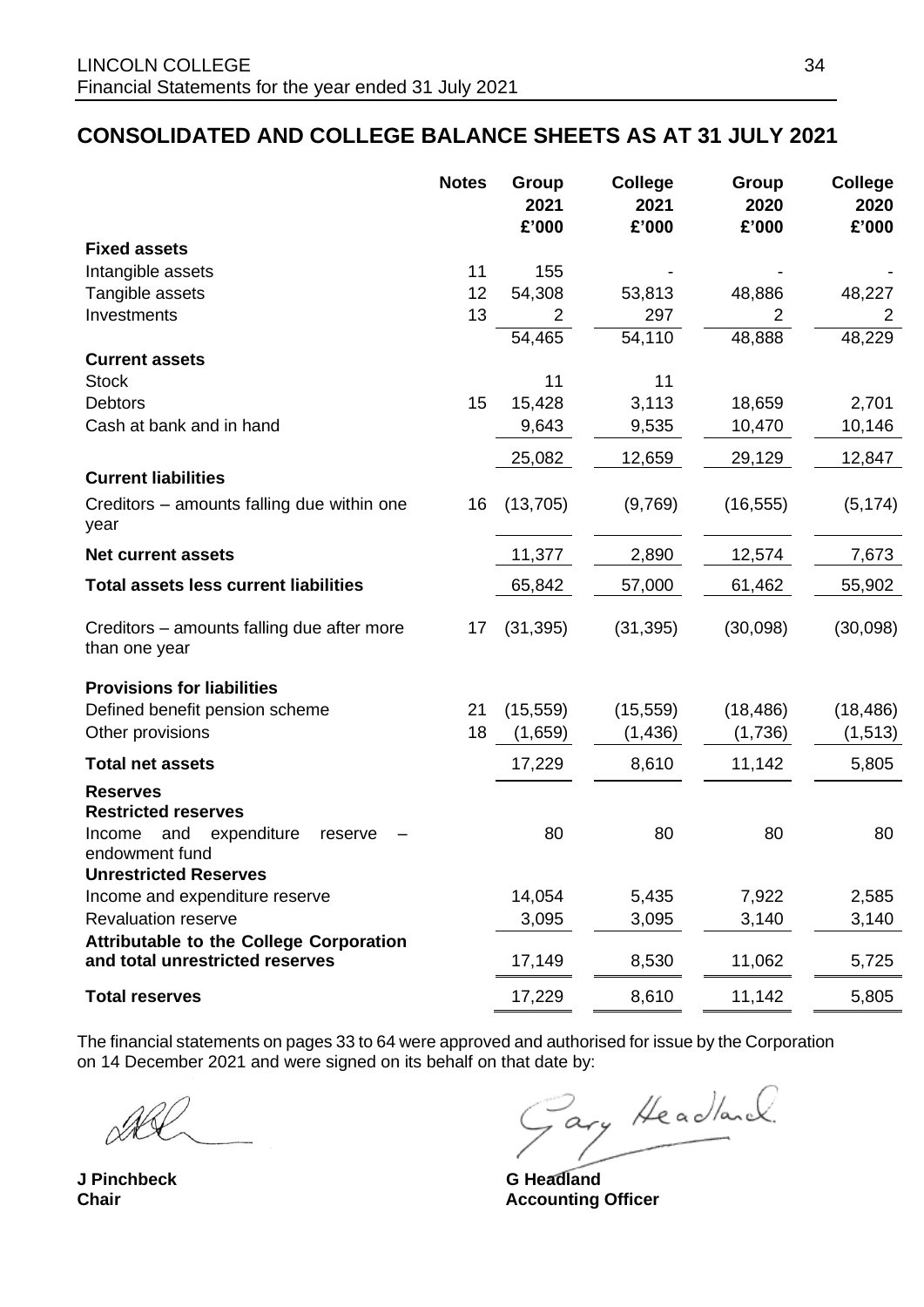# CONSOLIDATED AND COLLEGE BALANCE SHEETS AS AT 31 JULY 2021

| | Notes | Group 2021 £'000 | College 2021 £'000 | Group 2020 £'000 | College 2020 £'000 |
|---|---|---|---|---|---|
| **Fixed assets** | | | | | |
| Intangible assets | 11 | 155 | - | - | - |
| Tangible assets | 12 | 54,308 | 53,813 | 48,886 | 48,227 |
| Investments | 13 | 2 | 297 | 2 | 2 |
| | | 54,465 | 54,110 | 48,888 | 48,229 |
| **Current assets** | | | | | |
| Stock | | 11 | 11 | | |
| Debtors | 15 | 15,428 | 3,113 | 18,659 | 2,701 |
| Cash at bank and in hand | | 9,643 | 9,535 | 10,470 | 10,146 |
| | | 25,082 | 12,659 | 29,129 | 12,847 |
| **Current liabilities** | | | | | |
| Creditors – amounts falling due within one year | 16 | (13,705) | (9,769) | (16,555) | (5,174) |
| **Net current assets** | | 11,377 | 2,890 | 12,574 | 7,673 |
| **Total assets less current liabilities** | | 65,842 | 57,000 | 61,462 | 55,902 |
| Creditors – amounts falling due after more than one year | 17 | (31,395) | (31,395) | (30,098) | (30,098) |
| **Provisions for liabilities** | | | | | |
| Defined benefit pension scheme | 21 | (15,559) | (15,559) | (18,486) | (18,486) |
| Other provisions | 18 | (1,659) | (1,436) | (1,736) | (1,513) |
| **Total net assets** | | 17,229 | 8,610 | 11,142 | 5,805 |
| **Reserves** | | | | | |
| **Restricted reserves** | | | | | |
| Income and expenditure reserve – endowment fund | | 80 | 80 | 80 | 80 |
| **Unrestricted Reserves** | | | | | |
| Income and expenditure reserve | | 14,054 | 5,435 | 7,922 | 2,585 |
| Revaluation reserve | | 3,095 | 3,095 | 3,140 | 3,140 |
| **Attributable to the College Corporation and total unrestricted reserves** | | 17,149 | 8,530 | 11,062 | 5,725 |
| **Total reserves** | | 17,229 | 8,610 | 11,142 | 5,805 |

The financial statements on pages 33 to 64 were approved and authorised for issue by the Corporation on 14 December 2021 and were signed on its behalf on that date by:

**J Pinchbeck**
**Chair**

**G Headland**
**Accounting Officer**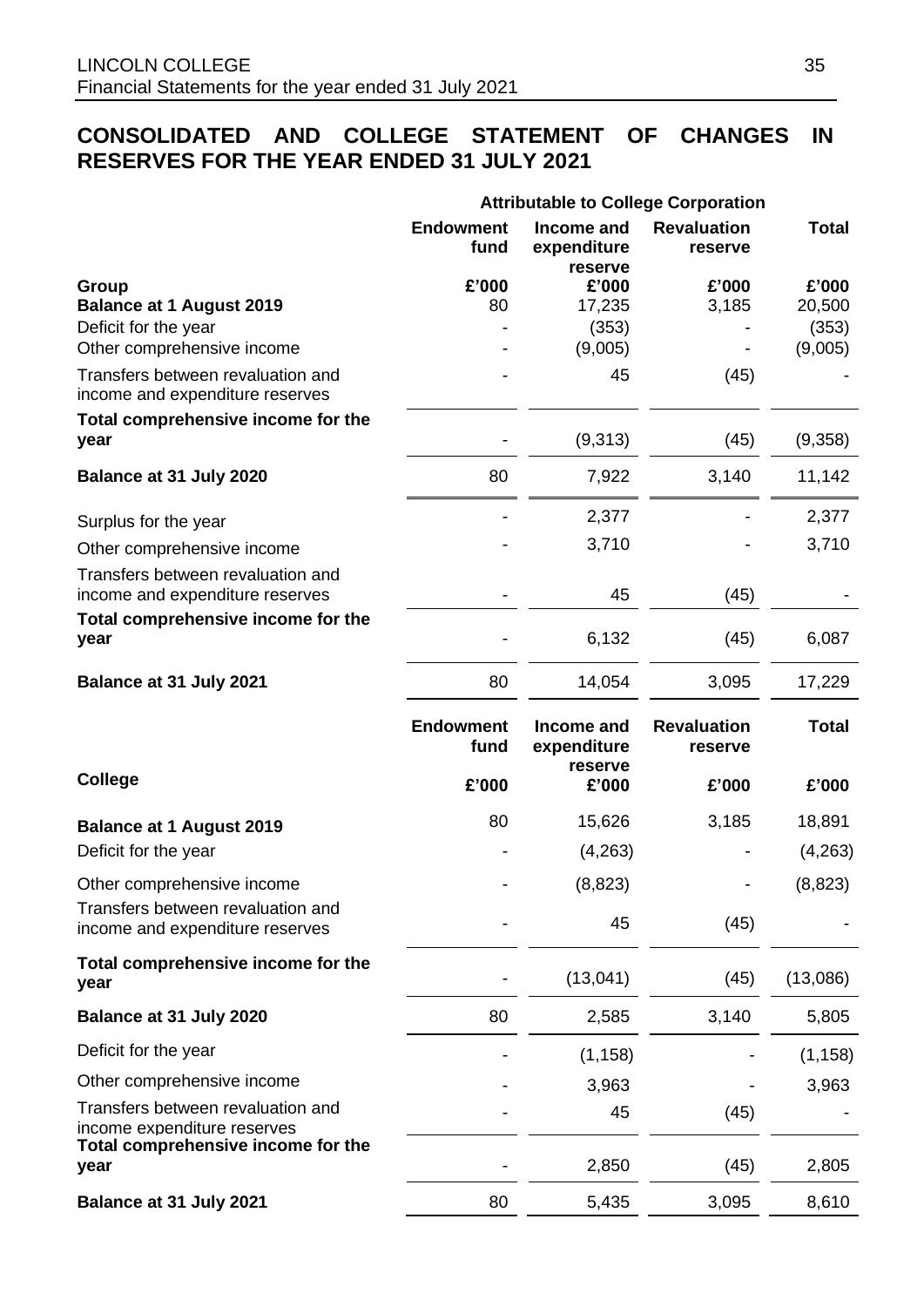# CONSOLIDATED AND COLLEGE STATEMENT OF CHANGES IN RESERVES FOR THE YEAR ENDED 31 JULY 2021

| | Attributable to College Corporation | | | |
|---|---|---|---|---|
| | **Endowment fund** | **Income and expenditure reserve** | **Revaluation reserve** | **Total** |
| **Group** | **£'000** | **£'000** | **£'000** | **£'000** |
| **Balance at 1 August 2019** | 80 | 17,235 | 3,185 | 20,500 |
| Deficit for the year | - | (353) | - | (353) |
| Other comprehensive income | - | (9,005) | - | (9,005) |
| Transfers between revaluation and income and expenditure reserves | - | 45 | (45) | - |
| **Total comprehensive income for the year** | - | (9,313) | (45) | (9,358) |
| **Balance at 31 July 2020** | 80 | 7,922 | 3,140 | 11,142 |
| Surplus for the year | - | 2,377 | - | 2,377 |
| Other comprehensive income | - | 3,710 | - | 3,710 |
| Transfers between revaluation and income and expenditure reserves | - | 45 | (45) | - |
| **Total comprehensive income for the year** | - | 6,132 | (45) | 6,087 |
| **Balance at 31 July 2021** | 80 | 14,054 | 3,095 | 17,229 |

| | **Endowment fund** | **Income and expenditure reserve** | **Revaluation reserve** | **Total** |
|---|---|---|---|---|
| **College** | **£'000** | **£'000** | **£'000** | **£'000** |
| **Balance at 1 August 2019** | 80 | 15,626 | 3,185 | 18,891 |
| Deficit for the year | - | (4,263) | - | (4,263) |
| Other comprehensive income | - | (8,823) | - | (8,823) |
| Transfers between revaluation and income and expenditure reserves | - | 45 | (45) | - |
| **Total comprehensive income for the year** | - | (13,041) | (45) | (13,086) |
| **Balance at 31 July 2020** | 80 | 2,585 | 3,140 | 5,805 |
| Deficit for the year | - | (1,158) | - | (1,158) |
| Other comprehensive income | - | 3,963 | - | 3,963 |
| Transfers between revaluation and income expenditure reserves | - | 45 | (45) | - |
| **Total comprehensive income for the year** | - | 2,850 | (45) | 2,805 |
| **Balance at 31 July 2021** | 80 | 5,435 | 3,095 | 8,610 |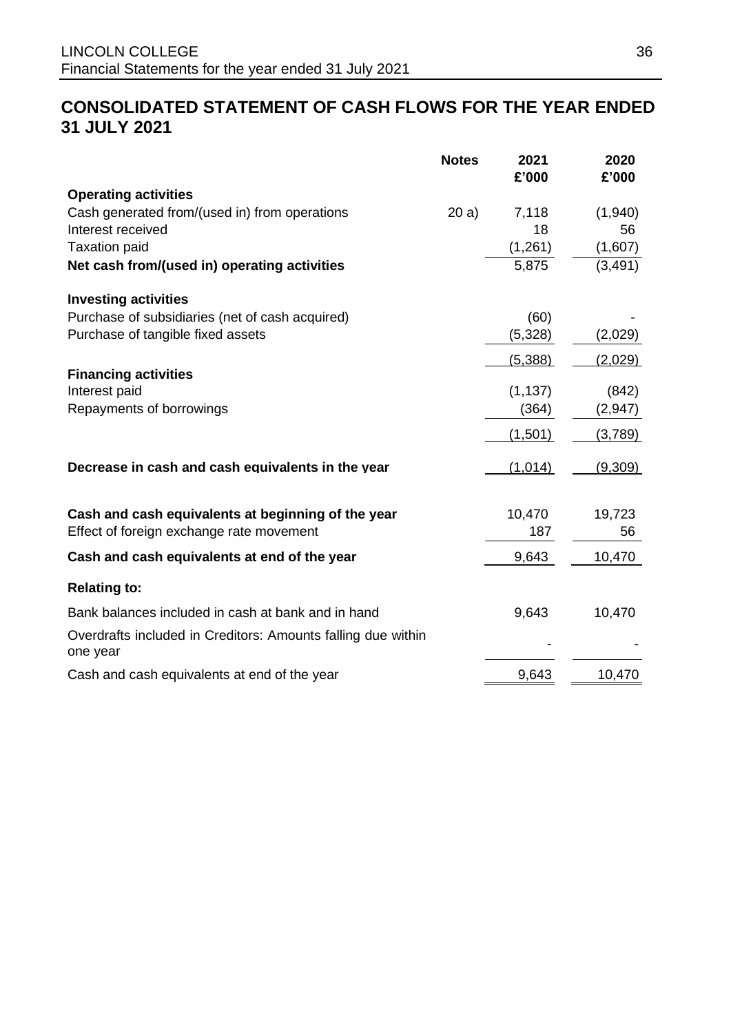# CONSOLIDATED STATEMENT OF CASH FLOWS FOR THE YEAR ENDED 31 JULY 2021

| | Notes | 2021 £'000 | 2020 £'000 |
|---|---|---|---|
| **Operating activities** | | | |
| Cash generated from/(used in) from operations | 20 a) | 7,118 | (1,940) |
| Interest received | | 18 | 56 |
| Taxation paid | | (1,261) | (1,607) |
| **Net cash from/(used in) operating activities** | | 5,875 | (3,491) |
| | | | |
| **Investing activities** | | | |
| Purchase of subsidiaries (net of cash acquired) | | (60) | - |
| Purchase of tangible fixed assets | | (5,328) | (2,029) |
| | | (5,388) | (2,029) |
| **Financing activities** | | | |
| Interest paid | | (1,137) | (842) |
| Repayments of borrowings | | (364) | (2,947) |
| | | (1,501) | (3,789) |
| | | | |
| **Decrease in cash and cash equivalents in the year** | | (1,014) | (9,309) |
| | | | |
| **Cash and cash equivalents at beginning of the year** | | 10,470 | 19,723 |
| Effect of foreign exchange rate movement | | 187 | 56 |
| **Cash and cash equivalents at end of the year** | | 9,643 | 10,470 |
| | | | |
| **Relating to:** | | | |
| Bank balances included in cash at bank and in hand | | 9,643 | 10,470 |
| Overdrafts included in Creditors: Amounts falling due within one year | | - | - |
| Cash and cash equivalents at end of the year | | 9,643 | 10,470 |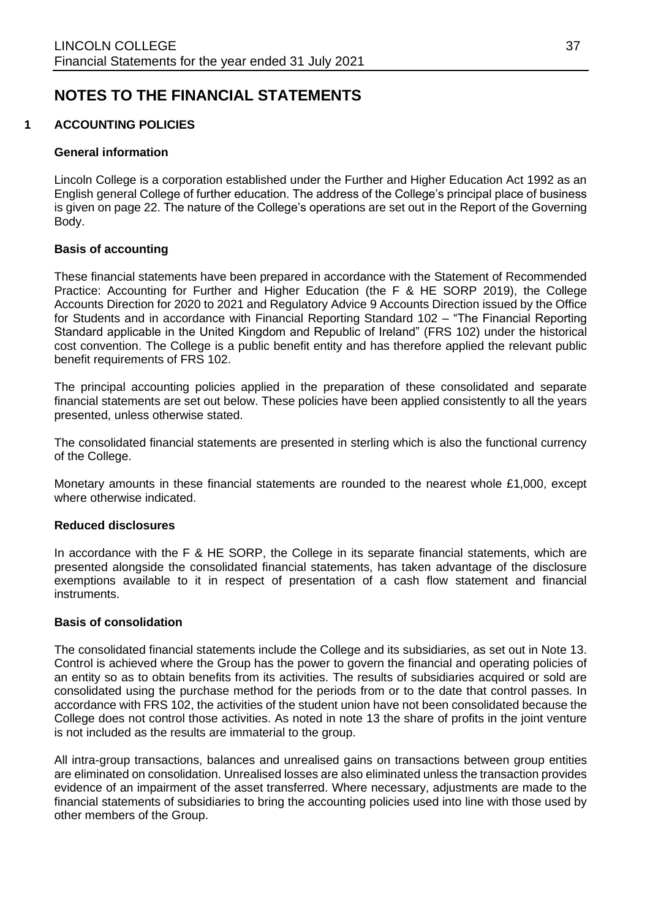# NOTES TO THE FINANCIAL STATEMENTS

## 1 ACCOUNTING POLICIES

### General information

Lincoln College is a corporation established under the Further and Higher Education Act 1992 as an English general College of further education. The address of the College's principal place of business is given on page 22. The nature of the College's operations are set out in the Report of the Governing Body.

### Basis of accounting

These financial statements have been prepared in accordance with the Statement of Recommended Practice: Accounting for Further and Higher Education (the F & HE SORP 2019), the College Accounts Direction for 2020 to 2021 and Regulatory Advice 9 Accounts Direction issued by the Office for Students and in accordance with Financial Reporting Standard 102 – "The Financial Reporting Standard applicable in the United Kingdom and Republic of Ireland" (FRS 102) under the historical cost convention. The College is a public benefit entity and has therefore applied the relevant public benefit requirements of FRS 102.

The principal accounting policies applied in the preparation of these consolidated and separate financial statements are set out below. These policies have been applied consistently to all the years presented, unless otherwise stated.

The consolidated financial statements are presented in sterling which is also the functional currency of the College.

Monetary amounts in these financial statements are rounded to the nearest whole £1,000, except where otherwise indicated.

### Reduced disclosures

In accordance with the F & HE SORP, the College in its separate financial statements, which are presented alongside the consolidated financial statements, has taken advantage of the disclosure exemptions available to it in respect of presentation of a cash flow statement and financial instruments.

### Basis of consolidation

The consolidated financial statements include the College and its subsidiaries, as set out in Note 13. Control is achieved where the Group has the power to govern the financial and operating policies of an entity so as to obtain benefits from its activities. The results of subsidiaries acquired or sold are consolidated using the purchase method for the periods from or to the date that control passes. In accordance with FRS 102, the activities of the student union have not been consolidated because the College does not control those activities. As noted in note 13 the share of profits in the joint venture is not included as the results are immaterial to the group.

All intra-group transactions, balances and unrealised gains on transactions between group entities are eliminated on consolidation. Unrealised losses are also eliminated unless the transaction provides evidence of an impairment of the asset transferred. Where necessary, adjustments are made to the financial statements of subsidiaries to bring the accounting policies used into line with those used by other members of the Group.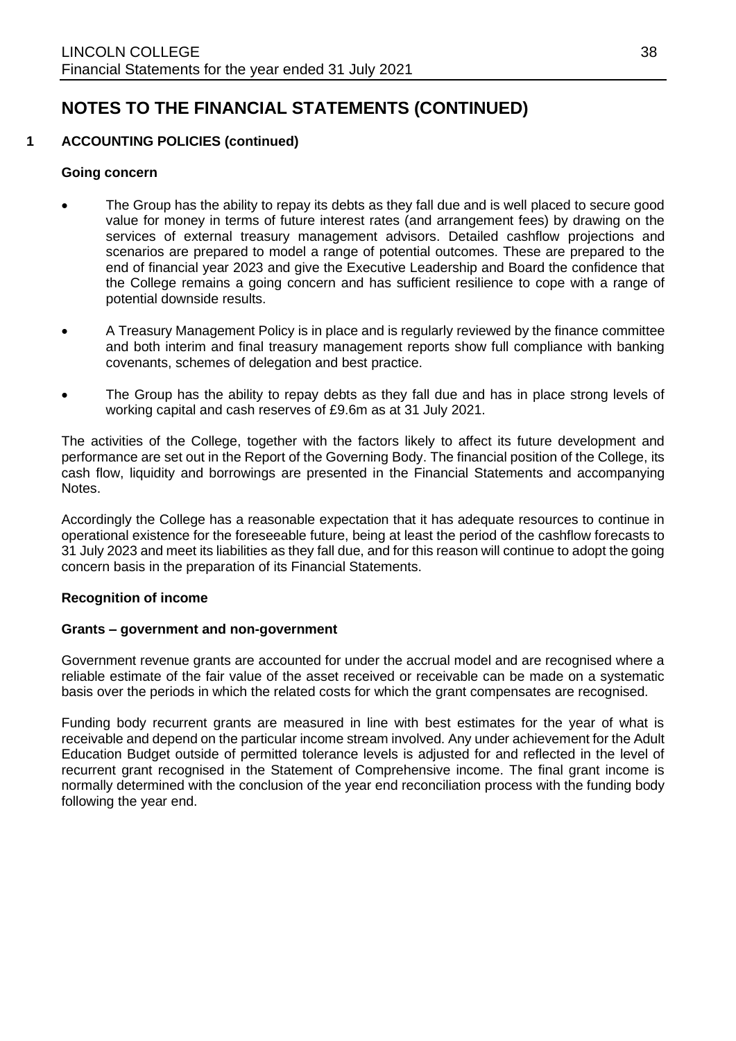# NOTES TO THE FINANCIAL STATEMENTS (CONTINUED)

## 1 ACCOUNTING POLICIES (continued)

### Going concern

- The Group has the ability to repay its debts as they fall due and is well placed to secure good value for money in terms of future interest rates (and arrangement fees) by drawing on the services of external treasury management advisors. Detailed cashflow projections and scenarios are prepared to model a range of potential outcomes. These are prepared to the end of financial year 2023 and give the Executive Leadership and Board the confidence that the College remains a going concern and has sufficient resilience to cope with a range of potential downside results.
- A Treasury Management Policy is in place and is regularly reviewed by the finance committee and both interim and final treasury management reports show full compliance with banking covenants, schemes of delegation and best practice.
- The Group has the ability to repay debts as they fall due and has in place strong levels of working capital and cash reserves of £9.6m as at 31 July 2021.

The activities of the College, together with the factors likely to affect its future development and performance are set out in the Report of the Governing Body. The financial position of the College, its cash flow, liquidity and borrowings are presented in the Financial Statements and accompanying Notes.

Accordingly the College has a reasonable expectation that it has adequate resources to continue in operational existence for the foreseeable future, being at least the period of the cashflow forecasts to 31 July 2023 and meet its liabilities as they fall due, and for this reason will continue to adopt the going concern basis in the preparation of its Financial Statements.

### Recognition of income

### Grants – government and non-government

Government revenue grants are accounted for under the accrual model and are recognised where a reliable estimate of the fair value of the asset received or receivable can be made on a systematic basis over the periods in which the related costs for which the grant compensates are recognised.

Funding body recurrent grants are measured in line with best estimates for the year of what is receivable and depend on the particular income stream involved. Any under achievement for the Adult Education Budget outside of permitted tolerance levels is adjusted for and reflected in the level of recurrent grant recognised in the Statement of Comprehensive income. The final grant income is normally determined with the conclusion of the year end reconciliation process with the funding body following the year end.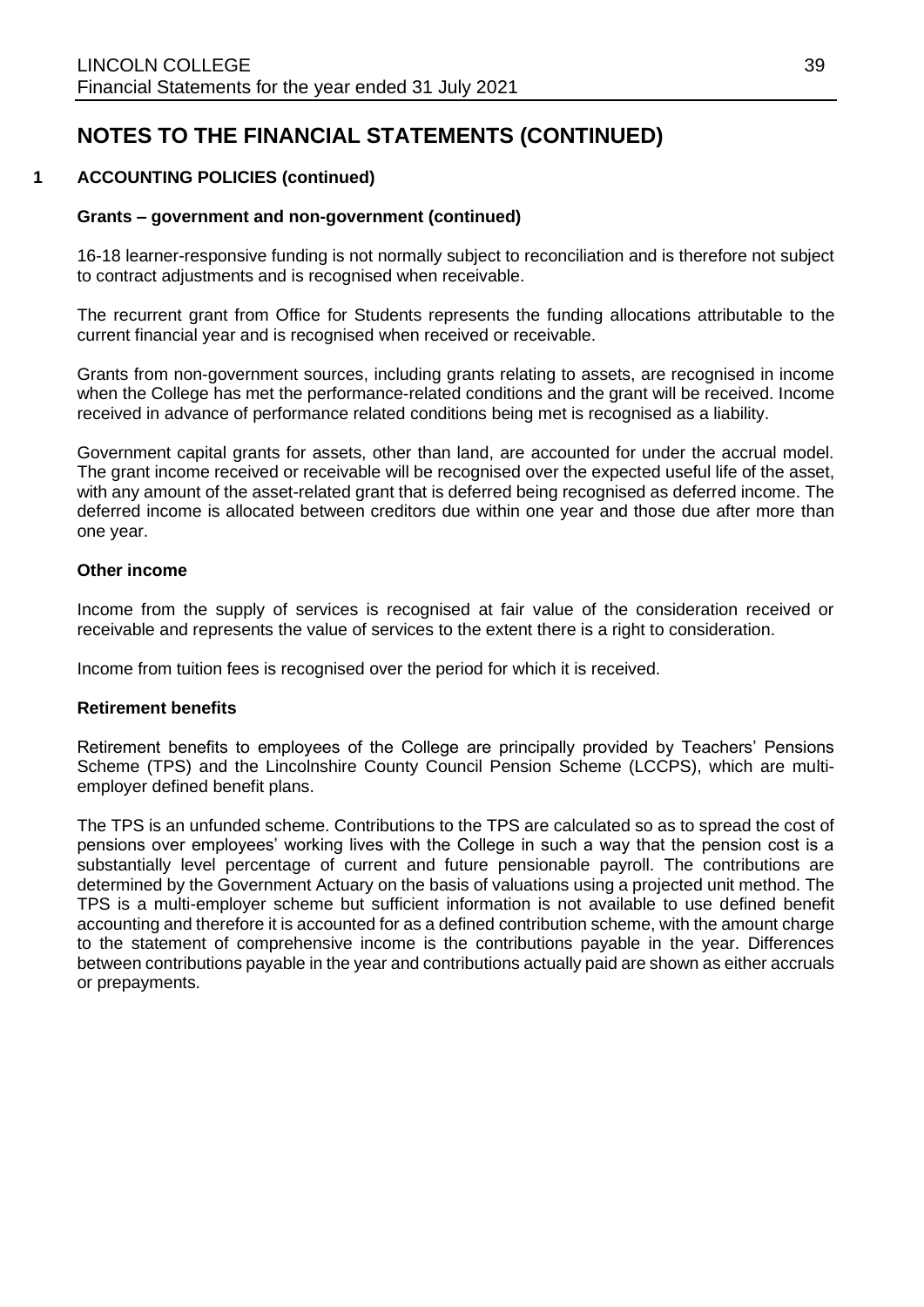# NOTES TO THE FINANCIAL STATEMENTS (CONTINUED)

## 1 ACCOUNTING POLICIES (continued)

### Grants – government and non-government (continued)

16-18 learner-responsive funding is not normally subject to reconciliation and is therefore not subject to contract adjustments and is recognised when receivable.

The recurrent grant from Office for Students represents the funding allocations attributable to the current financial year and is recognised when received or receivable.

Grants from non-government sources, including grants relating to assets, are recognised in income when the College has met the performance-related conditions and the grant will be received. Income received in advance of performance related conditions being met is recognised as a liability.

Government capital grants for assets, other than land, are accounted for under the accrual model. The grant income received or receivable will be recognised over the expected useful life of the asset, with any amount of the asset-related grant that is deferred being recognised as deferred income. The deferred income is allocated between creditors due within one year and those due after more than one year.

### Other income

Income from the supply of services is recognised at fair value of the consideration received or receivable and represents the value of services to the extent there is a right to consideration.

Income from tuition fees is recognised over the period for which it is received.

### Retirement benefits

Retirement benefits to employees of the College are principally provided by Teachers' Pensions Scheme (TPS) and the Lincolnshire County Council Pension Scheme (LCCPS), which are multi-employer defined benefit plans.

The TPS is an unfunded scheme. Contributions to the TPS are calculated so as to spread the cost of pensions over employees' working lives with the College in such a way that the pension cost is a substantially level percentage of current and future pensionable payroll. The contributions are determined by the Government Actuary on the basis of valuations using a projected unit method. The TPS is a multi-employer scheme but sufficient information is not available to use defined benefit accounting and therefore it is accounted for as a defined contribution scheme, with the amount charge to the statement of comprehensive income is the contributions payable in the year. Differences between contributions payable in the year and contributions actually paid are shown as either accruals or prepayments.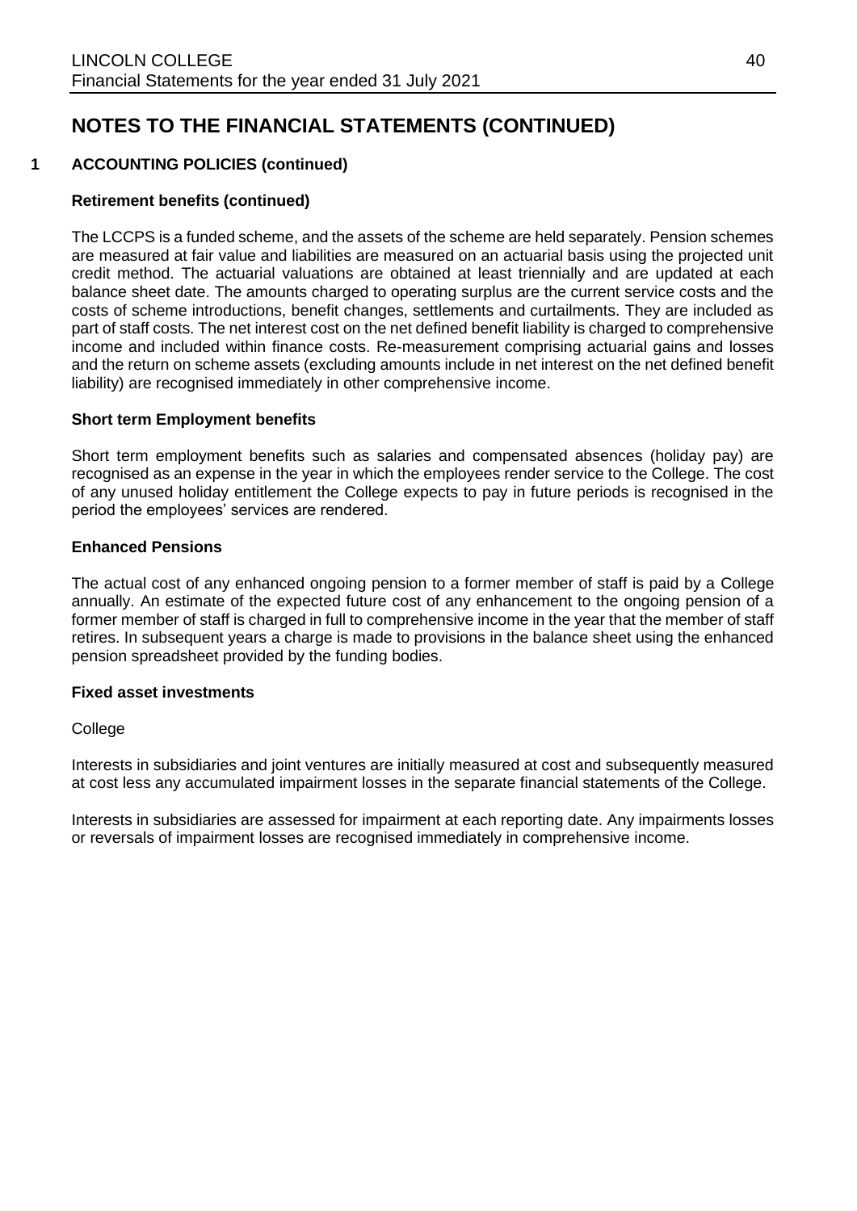# NOTES TO THE FINANCIAL STATEMENTS (CONTINUED)

## 1 ACCOUNTING POLICIES (continued)

### Retirement benefits (continued)

The LCCPS is a funded scheme, and the assets of the scheme are held separately. Pension schemes are measured at fair value and liabilities are measured on an actuarial basis using the projected unit credit method. The actuarial valuations are obtained at least triennially and are updated at each balance sheet date. The amounts charged to operating surplus are the current service costs and the costs of scheme introductions, benefit changes, settlements and curtailments. They are included as part of staff costs. The net interest cost on the net defined benefit liability is charged to comprehensive income and included within finance costs. Re-measurement comprising actuarial gains and losses and the return on scheme assets (excluding amounts include in net interest on the net defined benefit liability) are recognised immediately in other comprehensive income.

### Short term Employment benefits

Short term employment benefits such as salaries and compensated absences (holiday pay) are recognised as an expense in the year in which the employees render service to the College. The cost of any unused holiday entitlement the College expects to pay in future periods is recognised in the period the employees' services are rendered.

### Enhanced Pensions

The actual cost of any enhanced ongoing pension to a former member of staff is paid by a College annually. An estimate of the expected future cost of any enhancement to the ongoing pension of a former member of staff is charged in full to comprehensive income in the year that the member of staff retires. In subsequent years a charge is made to provisions in the balance sheet using the enhanced pension spreadsheet provided by the funding bodies.

### Fixed asset investments

College

Interests in subsidiaries and joint ventures are initially measured at cost and subsequently measured at cost less any accumulated impairment losses in the separate financial statements of the College.

Interests in subsidiaries are assessed for impairment at each reporting date. Any impairments losses or reversals of impairment losses are recognised immediately in comprehensive income.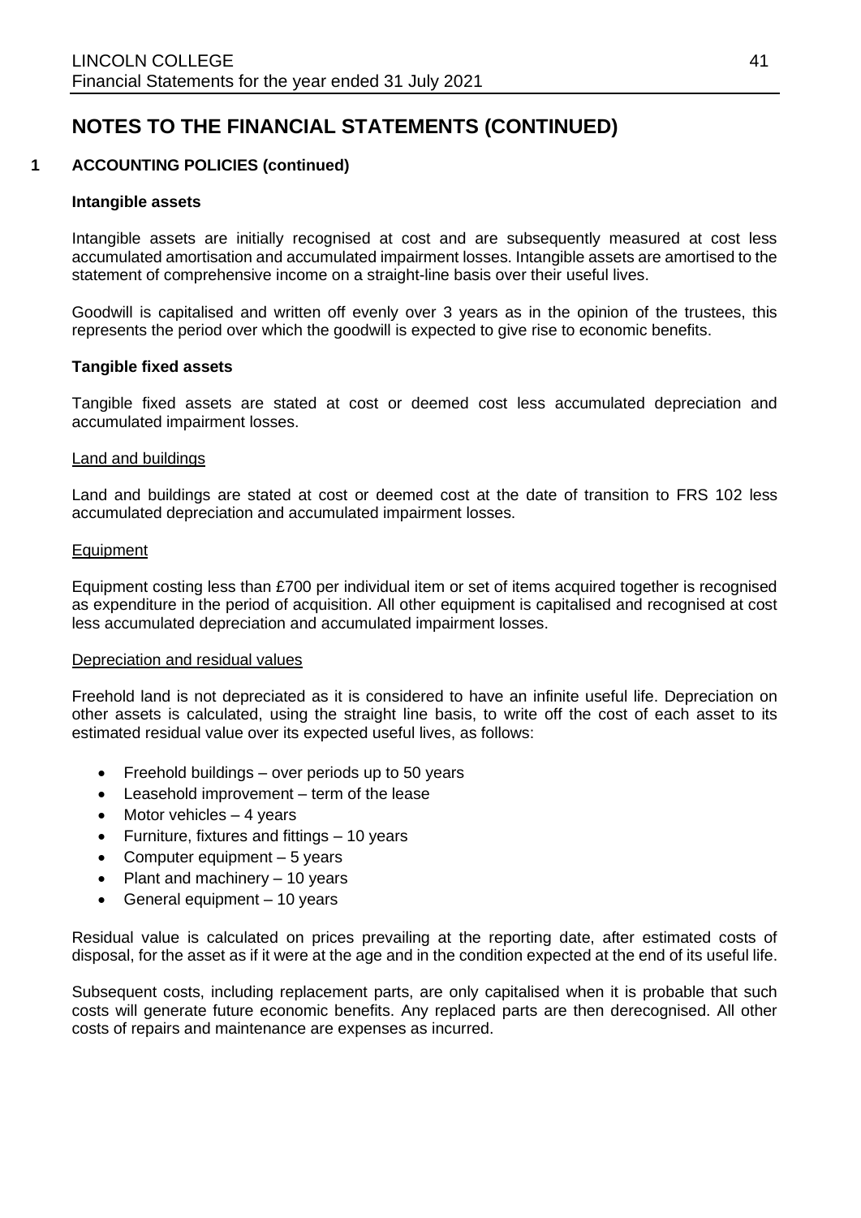# NOTES TO THE FINANCIAL STATEMENTS (CONTINUED)

## 1 ACCOUNTING POLICIES (continued)

### Intangible assets

Intangible assets are initially recognised at cost and are subsequently measured at cost less accumulated amortisation and accumulated impairment losses. Intangible assets are amortised to the statement of comprehensive income on a straight-line basis over their useful lives.

Goodwill is capitalised and written off evenly over 3 years as in the opinion of the trustees, this represents the period over which the goodwill is expected to give rise to economic benefits.

### Tangible fixed assets

Tangible fixed assets are stated at cost or deemed cost less accumulated depreciation and accumulated impairment losses.

Land and buildings

Land and buildings are stated at cost or deemed cost at the date of transition to FRS 102 less accumulated depreciation and accumulated impairment losses.

Equipment

Equipment costing less than £700 per individual item or set of items acquired together is recognised as expenditure in the period of acquisition. All other equipment is capitalised and recognised at cost less accumulated depreciation and accumulated impairment losses.

Depreciation and residual values

Freehold land is not depreciated as it is considered to have an infinite useful life. Depreciation on other assets is calculated, using the straight line basis, to write off the cost of each asset to its estimated residual value over its expected useful lives, as follows:

- Freehold buildings – over periods up to 50 years
- Leasehold improvement – term of the lease
- Motor vehicles – 4 years
- Furniture, fixtures and fittings – 10 years
- Computer equipment – 5 years
- Plant and machinery – 10 years
- General equipment – 10 years

Residual value is calculated on prices prevailing at the reporting date, after estimated costs of disposal, for the asset as if it were at the age and in the condition expected at the end of its useful life.

Subsequent costs, including replacement parts, are only capitalised when it is probable that such costs will generate future economic benefits. Any replaced parts are then derecognised. All other costs of repairs and maintenance are expenses as incurred.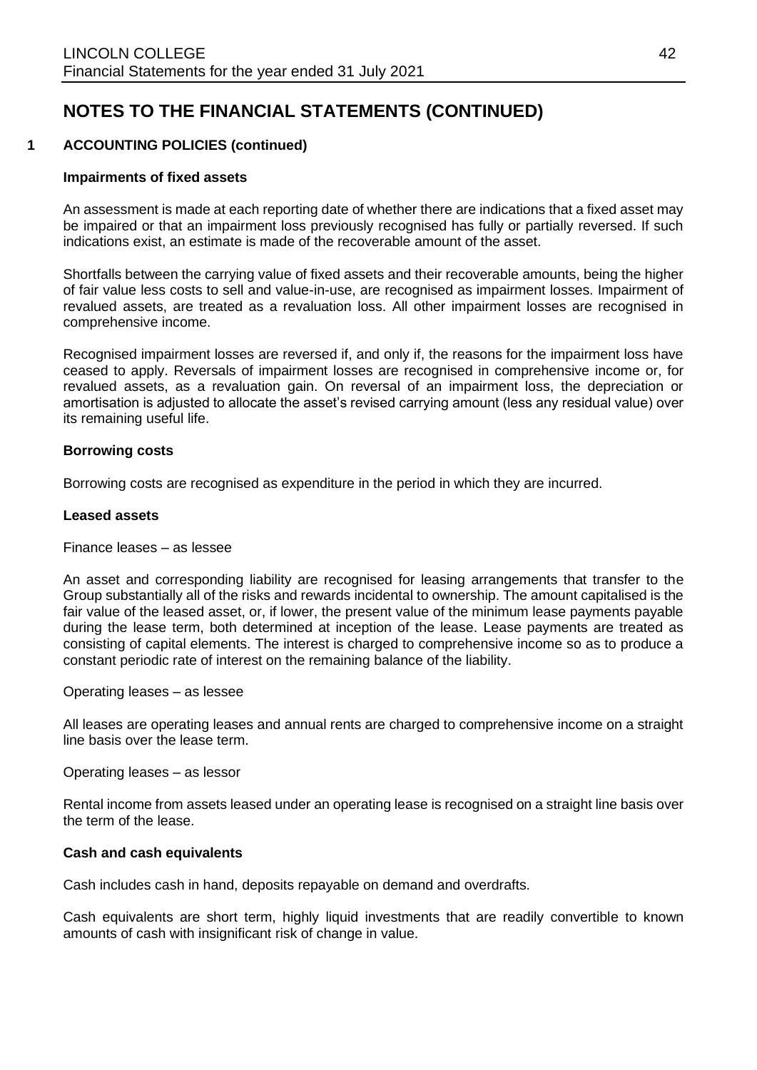# NOTES TO THE FINANCIAL STATEMENTS (CONTINUED)

## 1 ACCOUNTING POLICIES (continued)

### Impairments of fixed assets

An assessment is made at each reporting date of whether there are indications that a fixed asset may be impaired or that an impairment loss previously recognised has fully or partially reversed. If such indications exist, an estimate is made of the recoverable amount of the asset.

Shortfalls between the carrying value of fixed assets and their recoverable amounts, being the higher of fair value less costs to sell and value-in-use, are recognised as impairment losses. Impairment of revalued assets, are treated as a revaluation loss. All other impairment losses are recognised in comprehensive income.

Recognised impairment losses are reversed if, and only if, the reasons for the impairment loss have ceased to apply. Reversals of impairment losses are recognised in comprehensive income or, for revalued assets, as a revaluation gain. On reversal of an impairment loss, the depreciation or amortisation is adjusted to allocate the asset's revised carrying amount (less any residual value) over its remaining useful life.

### Borrowing costs

Borrowing costs are recognised as expenditure in the period in which they are incurred.

### Leased assets

Finance leases – as lessee

An asset and corresponding liability are recognised for leasing arrangements that transfer to the Group substantially all of the risks and rewards incidental to ownership. The amount capitalised is the fair value of the leased asset, or, if lower, the present value of the minimum lease payments payable during the lease term, both determined at inception of the lease. Lease payments are treated as consisting of capital elements. The interest is charged to comprehensive income so as to produce a constant periodic rate of interest on the remaining balance of the liability.

Operating leases – as lessee

All leases are operating leases and annual rents are charged to comprehensive income on a straight line basis over the lease term.

Operating leases – as lessor

Rental income from assets leased under an operating lease is recognised on a straight line basis over the term of the lease.

### Cash and cash equivalents

Cash includes cash in hand, deposits repayable on demand and overdrafts.

Cash equivalents are short term, highly liquid investments that are readily convertible to known amounts of cash with insignificant risk of change in value.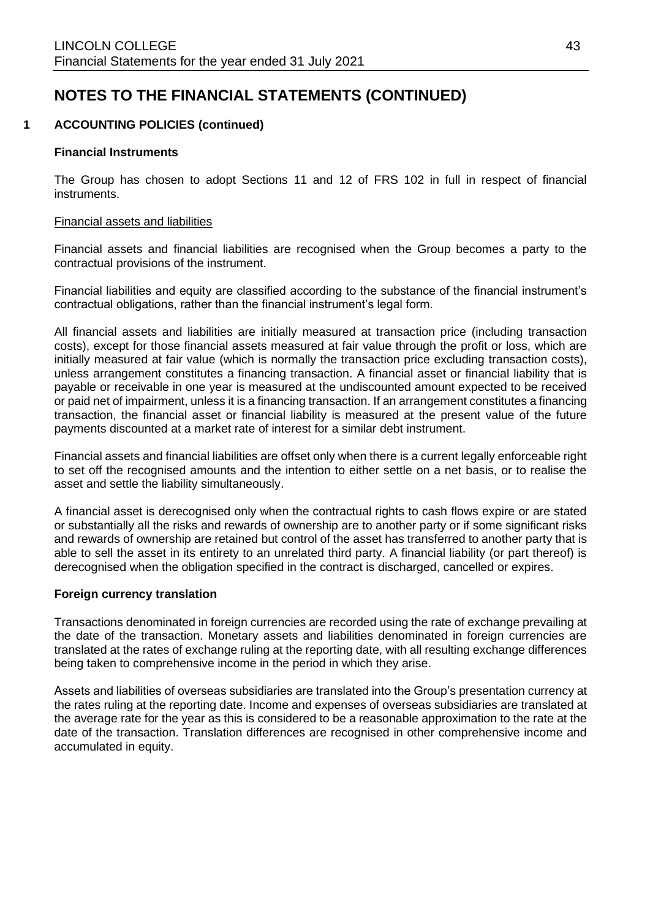# NOTES TO THE FINANCIAL STATEMENTS (CONTINUED)

## 1 ACCOUNTING POLICIES (continued)

### Financial Instruments

The Group has chosen to adopt Sections 11 and 12 of FRS 102 in full in respect of financial instruments.

Financial assets and liabilities

Financial assets and financial liabilities are recognised when the Group becomes a party to the contractual provisions of the instrument.

Financial liabilities and equity are classified according to the substance of the financial instrument's contractual obligations, rather than the financial instrument's legal form.

All financial assets and liabilities are initially measured at transaction price (including transaction costs), except for those financial assets measured at fair value through the profit or loss, which are initially measured at fair value (which is normally the transaction price excluding transaction costs), unless arrangement constitutes a financing transaction. A financial asset or financial liability that is payable or receivable in one year is measured at the undiscounted amount expected to be received or paid net of impairment, unless it is a financing transaction. If an arrangement constitutes a financing transaction, the financial asset or financial liability is measured at the present value of the future payments discounted at a market rate of interest for a similar debt instrument.

Financial assets and financial liabilities are offset only when there is a current legally enforceable right to set off the recognised amounts and the intention to either settle on a net basis, or to realise the asset and settle the liability simultaneously.

A financial asset is derecognised only when the contractual rights to cash flows expire or are stated or substantially all the risks and rewards of ownership are to another party or if some significant risks and rewards of ownership are retained but control of the asset has transferred to another party that is able to sell the asset in its entirety to an unrelated third party. A financial liability (or part thereof) is derecognised when the obligation specified in the contract is discharged, cancelled or expires.

### Foreign currency translation

Transactions denominated in foreign currencies are recorded using the rate of exchange prevailing at the date of the transaction. Monetary assets and liabilities denominated in foreign currencies are translated at the rates of exchange ruling at the reporting date, with all resulting exchange differences being taken to comprehensive income in the period in which they arise.

Assets and liabilities of overseas subsidiaries are translated into the Group's presentation currency at the rates ruling at the reporting date. Income and expenses of overseas subsidiaries are translated at the average rate for the year as this is considered to be a reasonable approximation to the rate at the date of the transaction. Translation differences are recognised in other comprehensive income and accumulated in equity.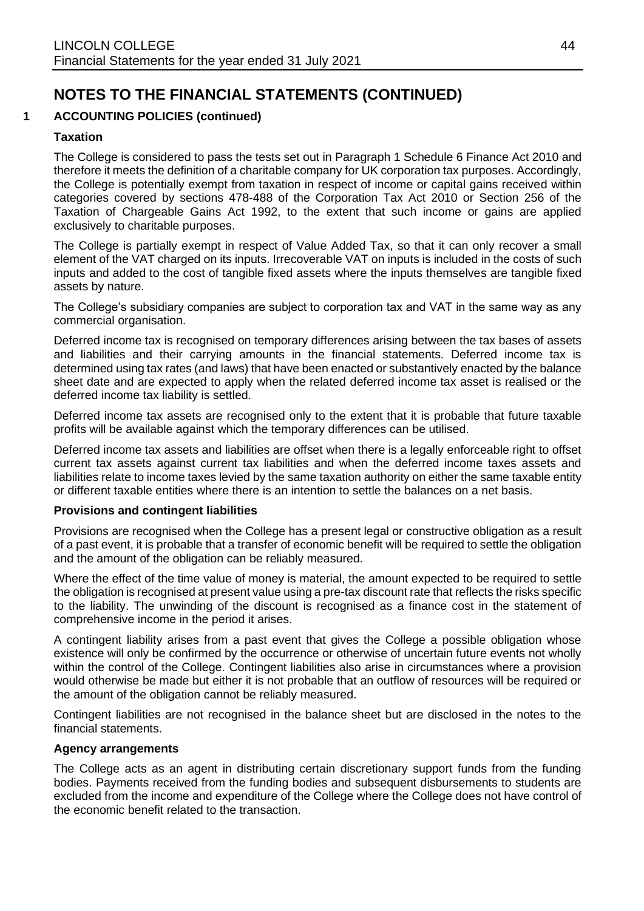# NOTES TO THE FINANCIAL STATEMENTS (CONTINUED)

## 1 ACCOUNTING POLICIES (continued)

### Taxation

The College is considered to pass the tests set out in Paragraph 1 Schedule 6 Finance Act 2010 and therefore it meets the definition of a charitable company for UK corporation tax purposes. Accordingly, the College is potentially exempt from taxation in respect of income or capital gains received within categories covered by sections 478-488 of the Corporation Tax Act 2010 or Section 256 of the Taxation of Chargeable Gains Act 1992, to the extent that such income or gains are applied exclusively to charitable purposes.

The College is partially exempt in respect of Value Added Tax, so that it can only recover a small element of the VAT charged on its inputs. Irrecoverable VAT on inputs is included in the costs of such inputs and added to the cost of tangible fixed assets where the inputs themselves are tangible fixed assets by nature.

The College's subsidiary companies are subject to corporation tax and VAT in the same way as any commercial organisation.

Deferred income tax is recognised on temporary differences arising between the tax bases of assets and liabilities and their carrying amounts in the financial statements. Deferred income tax is determined using tax rates (and laws) that have been enacted or substantively enacted by the balance sheet date and are expected to apply when the related deferred income tax asset is realised or the deferred income tax liability is settled.

Deferred income tax assets are recognised only to the extent that it is probable that future taxable profits will be available against which the temporary differences can be utilised.

Deferred income tax assets and liabilities are offset when there is a legally enforceable right to offset current tax assets against current tax liabilities and when the deferred income taxes assets and liabilities relate to income taxes levied by the same taxation authority on either the same taxable entity or different taxable entities where there is an intention to settle the balances on a net basis.

### Provisions and contingent liabilities

Provisions are recognised when the College has a present legal or constructive obligation as a result of a past event, it is probable that a transfer of economic benefit will be required to settle the obligation and the amount of the obligation can be reliably measured.

Where the effect of the time value of money is material, the amount expected to be required to settle the obligation is recognised at present value using a pre-tax discount rate that reflects the risks specific to the liability. The unwinding of the discount is recognised as a finance cost in the statement of comprehensive income in the period it arises.

A contingent liability arises from a past event that gives the College a possible obligation whose existence will only be confirmed by the occurrence or otherwise of uncertain future events not wholly within the control of the College. Contingent liabilities also arise in circumstances where a provision would otherwise be made but either it is not probable that an outflow of resources will be required or the amount of the obligation cannot be reliably measured.

Contingent liabilities are not recognised in the balance sheet but are disclosed in the notes to the financial statements.

### Agency arrangements

The College acts as an agent in distributing certain discretionary support funds from the funding bodies. Payments received from the funding bodies and subsequent disbursements to students are excluded from the income and expenditure of the College where the College does not have control of the economic benefit related to the transaction.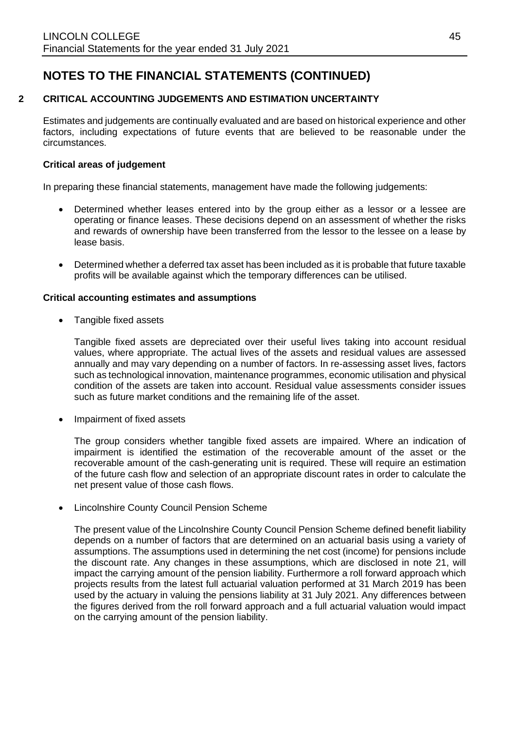# NOTES TO THE FINANCIAL STATEMENTS (CONTINUED)

## 2 CRITICAL ACCOUNTING JUDGEMENTS AND ESTIMATION UNCERTAINTY

Estimates and judgements are continually evaluated and are based on historical experience and other factors, including expectations of future events that are believed to be reasonable under the circumstances.

### Critical areas of judgement

In preparing these financial statements, management have made the following judgements:

- Determined whether leases entered into by the group either as a lessor or a lessee are operating or finance leases. These decisions depend on an assessment of whether the risks and rewards of ownership have been transferred from the lessor to the lessee on a lease by lease basis.

- Determined whether a deferred tax asset has been included as it is probable that future taxable profits will be available against which the temporary differences can be utilised.

### Critical accounting estimates and assumptions

- Tangible fixed assets

  Tangible fixed assets are depreciated over their useful lives taking into account residual values, where appropriate. The actual lives of the assets and residual values are assessed annually and may vary depending on a number of factors. In re-assessing asset lives, factors such as technological innovation, maintenance programmes, economic utilisation and physical condition of the assets are taken into account. Residual value assessments consider issues such as future market conditions and the remaining life of the asset.

- Impairment of fixed assets

  The group considers whether tangible fixed assets are impaired. Where an indication of impairment is identified the estimation of the recoverable amount of the asset or the recoverable amount of the cash-generating unit is required. These will require an estimation of the future cash flow and selection of an appropriate discount rates in order to calculate the net present value of those cash flows.

- Lincolnshire County Council Pension Scheme

  The present value of the Lincolnshire County Council Pension Scheme defined benefit liability depends on a number of factors that are determined on an actuarial basis using a variety of assumptions. The assumptions used in determining the net cost (income) for pensions include the discount rate. Any changes in these assumptions, which are disclosed in note 21, will impact the carrying amount of the pension liability. Furthermore a roll forward approach which projects results from the latest full actuarial valuation performed at 31 March 2019 has been used by the actuary in valuing the pensions liability at 31 July 2021. Any differences between the figures derived from the roll forward approach and a full actuarial valuation would impact on the carrying amount of the pension liability.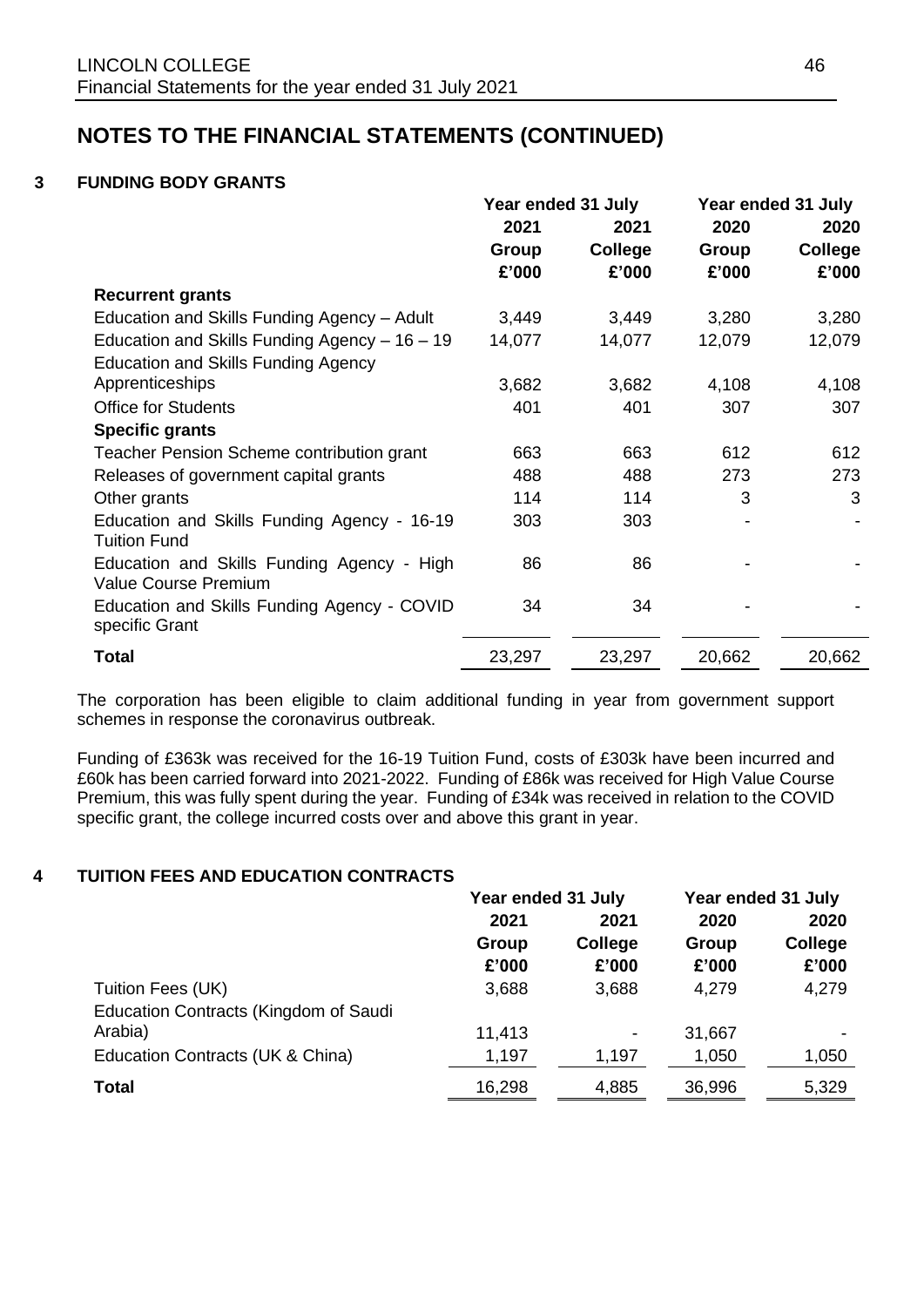# NOTES TO THE FINANCIAL STATEMENTS (CONTINUED)

## 3 FUNDING BODY GRANTS

| | Year ended 31 July | | Year ended 31 July | |
|---|---|---|---|---|
| | 2021 | 2021 | 2020 | 2020 |
| | Group | College | Group | College |
| | £'000 | £'000 | £'000 | £'000 |
| **Recurrent grants** | | | | |
| Education and Skills Funding Agency – Adult | 3,449 | 3,449 | 3,280 | 3,280 |
| Education and Skills Funding Agency – 16 – 19 | 14,077 | 14,077 | 12,079 | 12,079 |
| Education and Skills Funding Agency Apprenticeships | 3,682 | 3,682 | 4,108 | 4,108 |
| Office for Students | 401 | 401 | 307 | 307 |
| **Specific grants** | | | | |
| Teacher Pension Scheme contribution grant | 663 | 663 | 612 | 612 |
| Releases of government capital grants | 488 | 488 | 273 | 273 |
| Other grants | 114 | 114 | 3 | 3 |
| Education and Skills Funding Agency - 16-19 Tuition Fund | 303 | 303 | - | - |
| Education and Skills Funding Agency - High Value Course Premium | 86 | 86 | - | - |
| Education and Skills Funding Agency - COVID specific Grant | 34 | 34 | - | - |
| **Total** | 23,297 | 23,297 | 20,662 | 20,662 |

The corporation has been eligible to claim additional funding in year from government support schemes in response the coronavirus outbreak.

Funding of £363k was received for the 16-19 Tuition Fund, costs of £303k have been incurred and £60k has been carried forward into 2021-2022. Funding of £86k was received for High Value Course Premium, this was fully spent during the year. Funding of £34k was received in relation to the COVID specific grant, the college incurred costs over and above this grant in year.

## 4 TUITION FEES AND EDUCATION CONTRACTS

| | Year ended 31 July | | Year ended 31 July | |
|---|---|---|---|---|
| | 2021 | 2021 | 2020 | 2020 |
| | Group | College | Group | College |
| | £'000 | £'000 | £'000 | £'000 |
| Tuition Fees (UK) | 3,688 | 3,688 | 4,279 | 4,279 |
| Education Contracts (Kingdom of Saudi Arabia) | 11,413 | - | 31,667 | - |
| Education Contracts (UK & China) | 1,197 | 1,197 | 1,050 | 1,050 |
| **Total** | 16,298 | 4,885 | 36,996 | 5,329 |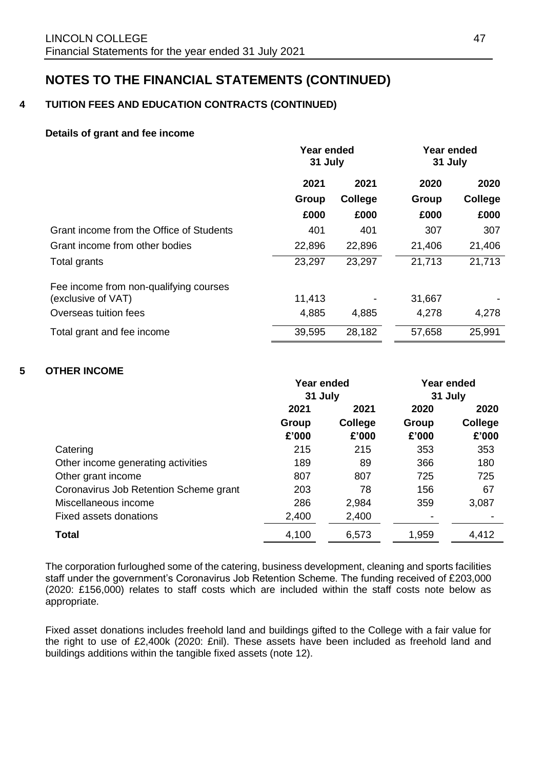# NOTES TO THE FINANCIAL STATEMENTS (CONTINUED)

## 4 TUITION FEES AND EDUCATION CONTRACTS (CONTINUED)

### Details of grant and fee income

| | Year ended 31 July | | Year ended 31 July | |
|---|---|---|---|---|
| | 2021 | 2021 | 2020 | 2020 |
| | Group | College | Group | College |
| | £000 | £000 | £000 | £000 |
| Grant income from the Office of Students | 401 | 401 | 307 | 307 |
| Grant income from other bodies | 22,896 | 22,896 | 21,406 | 21,406 |
| Total grants | 23,297 | 23,297 | 21,713 | 21,713 |
| Fee income from non-qualifying courses (exclusive of VAT) | 11,413 | - | 31,667 | - |
| Overseas tuition fees | 4,885 | 4,885 | 4,278 | 4,278 |
| Total grant and fee income | 39,595 | 28,182 | 57,658 | 25,991 |

## 5 OTHER INCOME

| | Year ended 31 July | | Year ended 31 July | |
|---|---|---|---|---|
| | 2021 | 2021 | 2020 | 2020 |
| | Group | College | Group | College |
| | £'000 | £'000 | £'000 | £'000 |
| Catering | 215 | 215 | 353 | 353 |
| Other income generating activities | 189 | 89 | 366 | 180 |
| Other grant income | 807 | 807 | 725 | 725 |
| Coronavirus Job Retention Scheme grant | 203 | 78 | 156 | 67 |
| Miscellaneous income | 286 | 2,984 | 359 | 3,087 |
| Fixed assets donations | 2,400 | 2,400 | - | - |
| **Total** | 4,100 | 6,573 | 1,959 | 4,412 |

The corporation furloughed some of the catering, business development, cleaning and sports facilities staff under the government's Coronavirus Job Retention Scheme. The funding received of £203,000 (2020: £156,000) relates to staff costs which are included within the staff costs note below as appropriate.

Fixed asset donations includes freehold land and buildings gifted to the College with a fair value for the right to use of £2,400k (2020: £nil). These assets have been included as freehold land and buildings additions within the tangible fixed assets (note 12).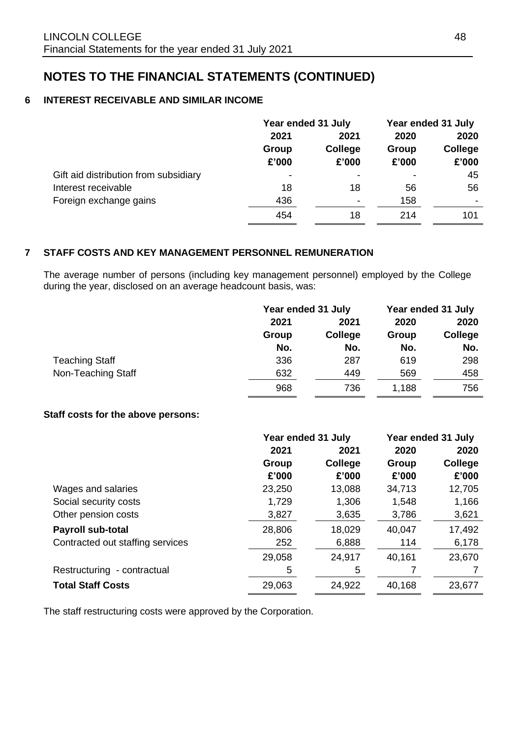# NOTES TO THE FINANCIAL STATEMENTS (CONTINUED)

## 6 INTEREST RECEIVABLE AND SIMILAR INCOME

| | Year ended 31 July | | Year ended 31 July | |
|---|---|---|---|---|
| | 2021 | 2021 | 2020 | 2020 |
| | Group | College | Group | College |
| | £'000 | £'000 | £'000 | £'000 |
| Gift aid distribution from subsidiary | - | - | - | 45 |
| Interest receivable | 18 | 18 | 56 | 56 |
| Foreign exchange gains | 436 | - | 158 | - |
| | 454 | 18 | 214 | 101 |

## 7 STAFF COSTS AND KEY MANAGEMENT PERSONNEL REMUNERATION

The average number of persons (including key management personnel) employed by the College during the year, disclosed on an average headcount basis, was:

| | Year ended 31 July | | Year ended 31 July | |
|---|---|---|---|---|
| | 2021 | 2021 | 2020 | 2020 |
| | Group | College | Group | College |
| | No. | No. | No. | No. |
| Teaching Staff | 336 | 287 | 619 | 298 |
| Non-Teaching Staff | 632 | 449 | 569 | 458 |
| | 968 | 736 | 1,188 | 756 |

**Staff costs for the above persons:**

| | Year ended 31 July | | Year ended 31 July | |
|---|---|---|---|---|
| | 2021 | 2021 | 2020 | 2020 |
| | Group | College | Group | College |
| | £'000 | £'000 | £'000 | £'000 |
| Wages and salaries | 23,250 | 13,088 | 34,713 | 12,705 |
| Social security costs | 1,729 | 1,306 | 1,548 | 1,166 |
| Other pension costs | 3,827 | 3,635 | 3,786 | 3,621 |
| **Payroll sub-total** | 28,806 | 18,029 | 40,047 | 17,492 |
| Contracted out staffing services | 252 | 6,888 | 114 | 6,178 |
| | 29,058 | 24,917 | 40,161 | 23,670 |
| Restructuring - contractual | 5 | 5 | 7 | 7 |
| **Total Staff Costs** | 29,063 | 24,922 | 40,168 | 23,677 |

The staff restructuring costs were approved by the Corporation.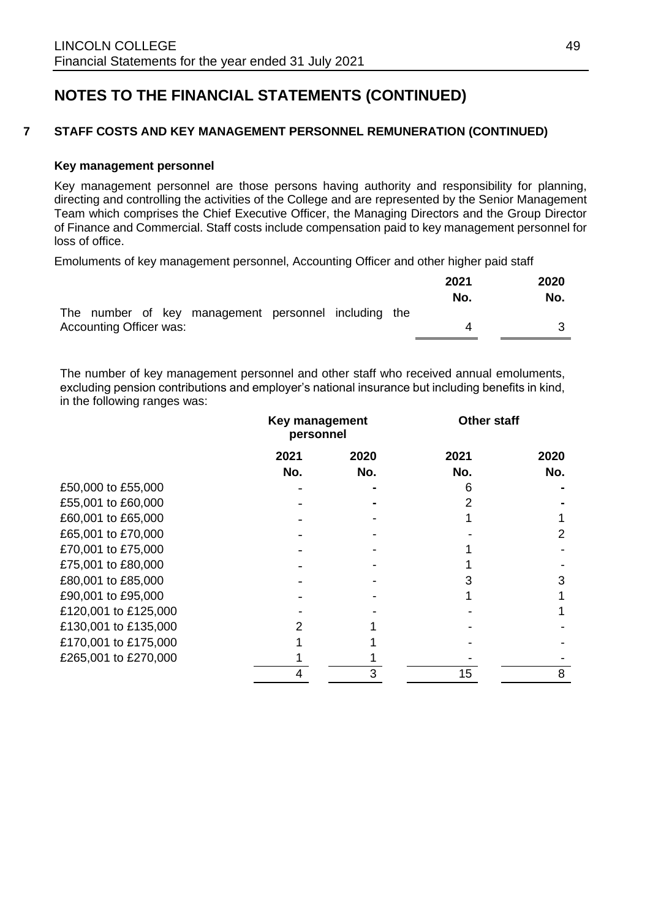# NOTES TO THE FINANCIAL STATEMENTS (CONTINUED)

## 7 STAFF COSTS AND KEY MANAGEMENT PERSONNEL REMUNERATION (CONTINUED)

### Key management personnel

Key management personnel are those persons having authority and responsibility for planning, directing and controlling the activities of the College and are represented by the Senior Management Team which comprises the Chief Executive Officer, the Managing Directors and the Group Director of Finance and Commercial. Staff costs include compensation paid to key management personnel for loss of office.

Emoluments of key management personnel, Accounting Officer and other higher paid staff

| | 2021 | 2020 |
|---|---|---|
| | No. | No. |
| The number of key management personnel including the Accounting Officer was: | 4 | 3 |

The number of key management personnel and other staff who received annual emoluments, excluding pension contributions and employer's national insurance but including benefits in kind, in the following ranges was:

| | Key management personnel | | Other staff | |
|---|---|---|---|---|
| | 2021 | 2020 | 2021 | 2020 |
| | No. | No. | No. | No. |
| £50,000 to £55,000 | - | - | 6 | - |
| £55,001 to £60,000 | - | - | 2 | - |
| £60,001 to £65,000 | - | - | 1 | 1 |
| £65,001 to £70,000 | - | - | - | 2 |
| £70,001 to £75,000 | - | - | 1 | - |
| £75,001 to £80,000 | - | - | 1 | - |
| £80,001 to £85,000 | - | - | 3 | 3 |
| £90,001 to £95,000 | - | - | 1 | 1 |
| £120,001 to £125,000 | - | - | - | 1 |
| £130,001 to £135,000 | 2 | 1 | - | - |
| £170,001 to £175,000 | 1 | 1 | - | - |
| £265,001 to £270,000 | 1 | 1 | - | - |
| | 4 | 3 | 15 | 8 |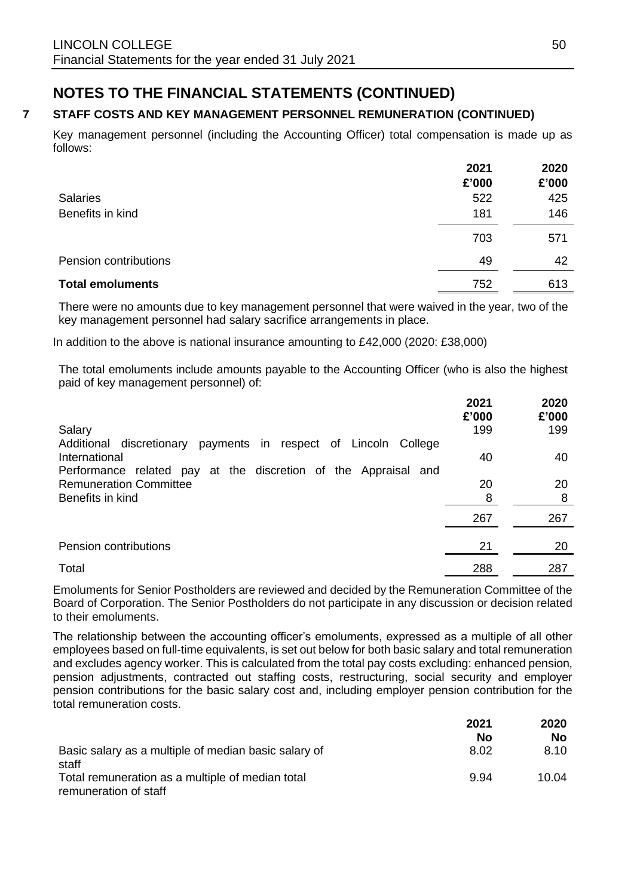# NOTES TO THE FINANCIAL STATEMENTS (CONTINUED)

## 7 STAFF COSTS AND KEY MANAGEMENT PERSONNEL REMUNERATION (CONTINUED)

Key management personnel (including the Accounting Officer) total compensation is made up as follows:

| | 2021 £'000 | 2020 £'000 |
|---|---|---|
| Salaries | 522 | 425 |
| Benefits in kind | 181 | 146 |
| | 703 | 571 |
| Pension contributions | 49 | 42 |
| **Total emoluments** | 752 | 613 |

There were no amounts due to key management personnel that were waived in the year, two of the key management personnel had salary sacrifice arrangements in place.

In addition to the above is national insurance amounting to £42,000 (2020: £38,000)

The total emoluments include amounts payable to the Accounting Officer (who is also the highest paid of key management personnel) of:

| | 2021 £'000 | 2020 £'000 |
|---|---|---|
| Salary | 199 | 199 |
| Additional discretionary payments in respect of Lincoln College International | 40 | 40 |
| Performance related pay at the discretion of the Appraisal and Remuneration Committee | 20 | 20 |
| Benefits in kind | 8 | 8 |
| | 267 | 267 |
| Pension contributions | 21 | 20 |
| Total | 288 | 287 |

Emoluments for Senior Postholders are reviewed and decided by the Remuneration Committee of the Board of Corporation. The Senior Postholders do not participate in any discussion or decision related to their emoluments.

The relationship between the accounting officer's emoluments, expressed as a multiple of all other employees based on full-time equivalents, is set out below for both basic salary and total remuneration and excludes agency worker. This is calculated from the total pay costs excluding: enhanced pension, pension adjustments, contracted out staffing costs, restructuring, social security and employer pension contributions for the basic salary cost and, including employer pension contribution for the total remuneration costs.

| | 2021 No | 2020 No |
|---|---|---|
| Basic salary as a multiple of median basic salary of staff | 8.02 | 8.10 |
| Total remuneration as a multiple of median total remuneration of staff | 9.94 | 10.04 |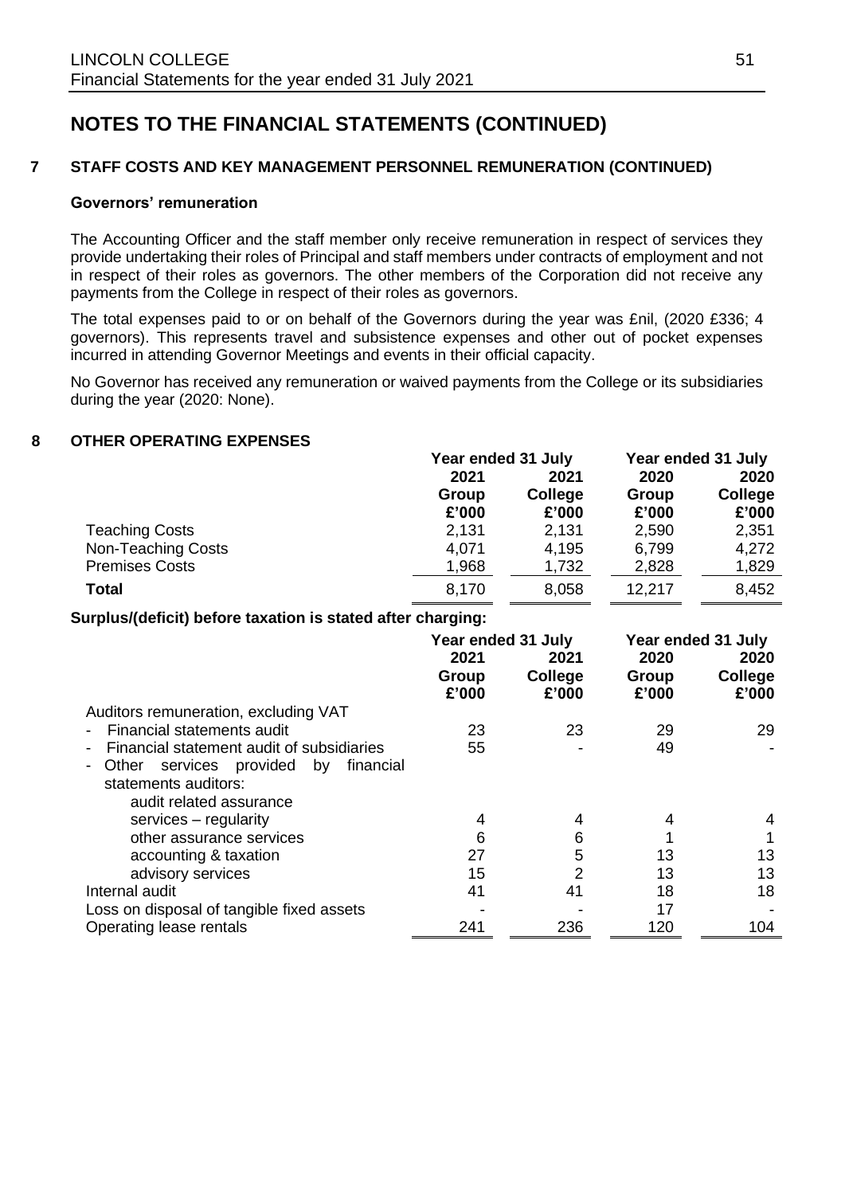# NOTES TO THE FINANCIAL STATEMENTS (CONTINUED)

## 7 STAFF COSTS AND KEY MANAGEMENT PERSONNEL REMUNERATION (CONTINUED)

### Governors' remuneration

The Accounting Officer and the staff member only receive remuneration in respect of services they provide undertaking their roles of Principal and staff members under contracts of employment and not in respect of their roles as governors. The other members of the Corporation did not receive any payments from the College in respect of their roles as governors.

The total expenses paid to or on behalf of the Governors during the year was £nil, (2020 £336; 4 governors). This represents travel and subsistence expenses and other out of pocket expenses incurred in attending Governor Meetings and events in their official capacity.

No Governor has received any remuneration or waived payments from the College or its subsidiaries during the year (2020: None).

## 8 OTHER OPERATING EXPENSES

| | Year ended 31 July | | Year ended 31 July | |
|---|---|---|---|---|
| | 2021 | 2021 | 2020 | 2020 |
| | Group | College | Group | College |
| | £'000 | £'000 | £'000 | £'000 |
| Teaching Costs | 2,131 | 2,131 | 2,590 | 2,351 |
| Non-Teaching Costs | 4,071 | 4,195 | 6,799 | 4,272 |
| Premises Costs | 1,968 | 1,732 | 2,828 | 1,829 |
| **Total** | 8,170 | 8,058 | 12,217 | 8,452 |

**Surplus/(deficit) before taxation is stated after charging:**

| | Year ended 31 July | | Year ended 31 July | |
|---|---|---|---|---|
| | 2021 | 2021 | 2020 | 2020 |
| | Group | College | Group | College |
| | £'000 | £'000 | £'000 | £'000 |
| Auditors remuneration, excluding VAT | | | | |
| - Financial statements audit | 23 | 23 | 29 | 29 |
| - Financial statement audit of subsidiaries | 55 | - | 49 | - |
| - Other services provided by financial statements auditors: | | | | |
| audit related assurance services – regularity | 4 | 4 | 4 | 4 |
| other assurance services | 6 | 6 | 1 | 1 |
| accounting & taxation | 27 | 5 | 13 | 13 |
| advisory services | 15 | 2 | 13 | 13 |
| Internal audit | 41 | 41 | 18 | 18 |
| Loss on disposal of tangible fixed assets | - | - | 17 | - |
| Operating lease rentals | 241 | 236 | 120 | 104 |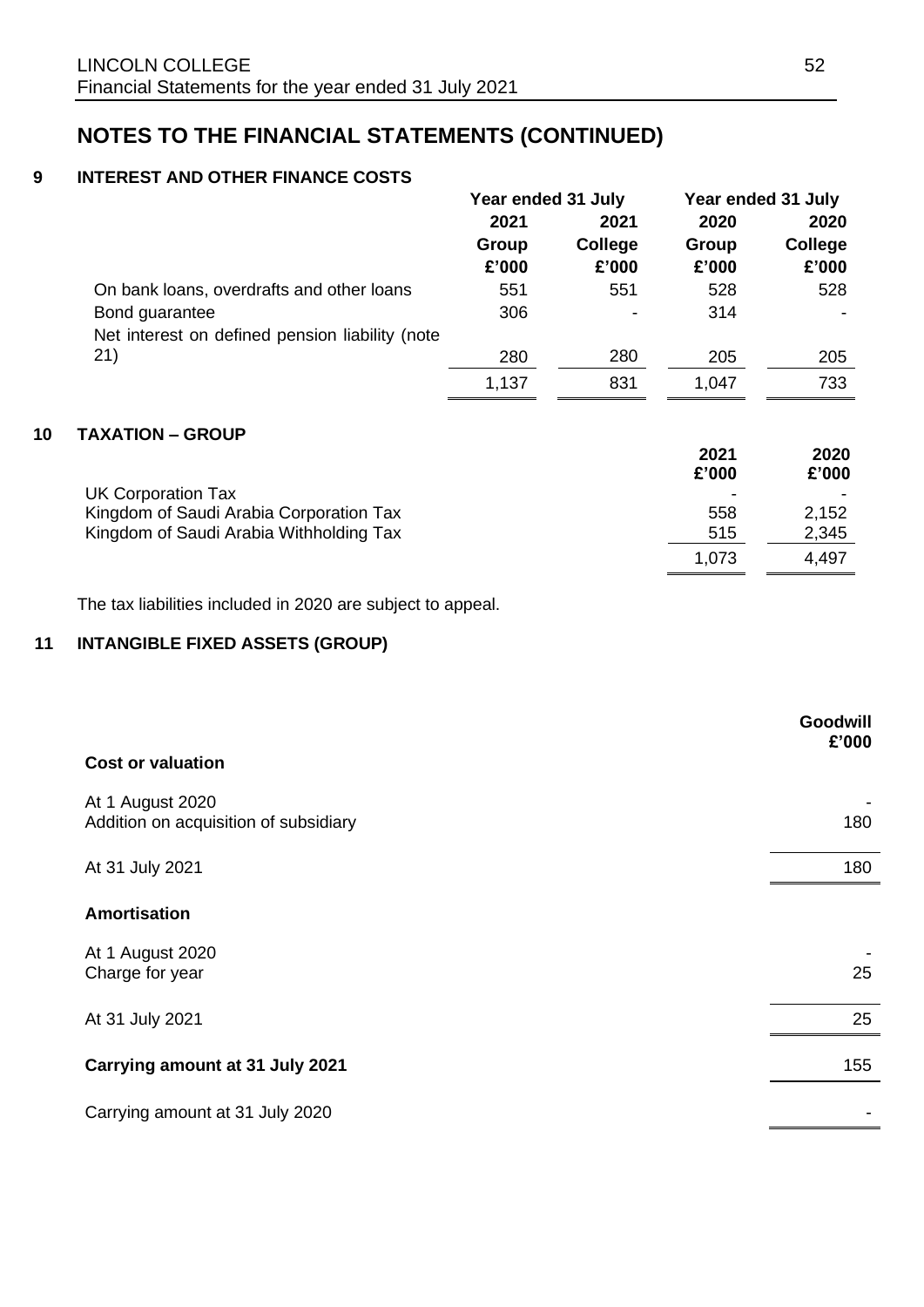# NOTES TO THE FINANCIAL STATEMENTS (CONTINUED)

## 9 INTEREST AND OTHER FINANCE COSTS

| | Year ended 31 July | | Year ended 31 July | |
|---|---|---|---|---|
| | 2021 | 2021 | 2020 | 2020 |
| | Group | College | Group | College |
| | £'000 | £'000 | £'000 | £'000 |
| On bank loans, overdrafts and other loans | 551 | 551 | 528 | 528 |
| Bond guarantee | 306 | - | 314 | - |
| Net interest on defined pension liability (note 21) | 280 | 280 | 205 | 205 |
| | 1,137 | 831 | 1,047 | 733 |

## 10 TAXATION – GROUP

| | 2021 | 2020 |
|---|---|---|
| | £'000 | £'000 |
| UK Corporation Tax | - | - |
| Kingdom of Saudi Arabia Corporation Tax | 558 | 2,152 |
| Kingdom of Saudi Arabia Withholding Tax | 515 | 2,345 |
| | 1,073 | 4,497 |

The tax liabilities included in 2020 are subject to appeal.

## 11 INTANGIBLE FIXED ASSETS (GROUP)

| | Goodwill |
|---|---|
| | £'000 |
| **Cost or valuation** | |
| At 1 August 2020 | - |
| Addition on acquisition of subsidiary | 180 |
| At 31 July 2021 | 180 |
| **Amortisation** | |
| At 1 August 2020 | - |
| Charge for year | 25 |
| At 31 July 2021 | 25 |
| **Carrying amount at 31 July 2021** | 155 |
| Carrying amount at 31 July 2020 | - |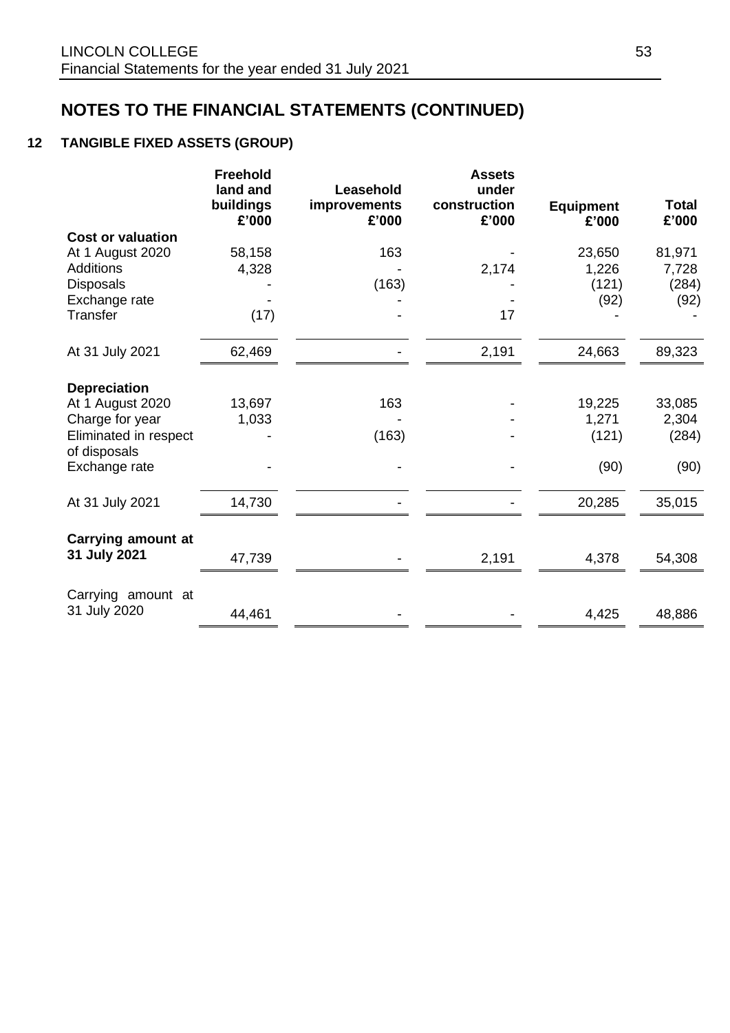# NOTES TO THE FINANCIAL STATEMENTS (CONTINUED)

## 12 TANGIBLE FIXED ASSETS (GROUP)

| | Freehold land and buildings £'000 | Leasehold improvements £'000 | Assets under construction £'000 | Equipment £'000 | Total £'000 |
|---|---|---|---|---|---|
| **Cost or valuation** | | | | | |
| At 1 August 2020 | 58,158 | 163 | - | 23,650 | 81,971 |
| Additions | 4,328 | - | 2,174 | 1,226 | 7,728 |
| Disposals | - | (163) | - | (121) | (284) |
| Exchange rate | - | - | - | (92) | (92) |
| Transfer | (17) | - | 17 | - | - |
| At 31 July 2021 | 62,469 | - | 2,191 | 24,663 | 89,323 |
| **Depreciation** | | | | | |
| At 1 August 2020 | 13,697 | 163 | - | 19,225 | 33,085 |
| Charge for year | 1,033 | - | - | 1,271 | 2,304 |
| Eliminated in respect of disposals | - | (163) | - | (121) | (284) |
| Exchange rate | - | - | - | (90) | (90) |
| At 31 July 2021 | 14,730 | - | - | 20,285 | 35,015 |
| **Carrying amount at 31 July 2021** | 47,739 | - | 2,191 | 4,378 | 54,308 |
| Carrying amount at 31 July 2020 | 44,461 | - | - | 4,425 | 48,886 |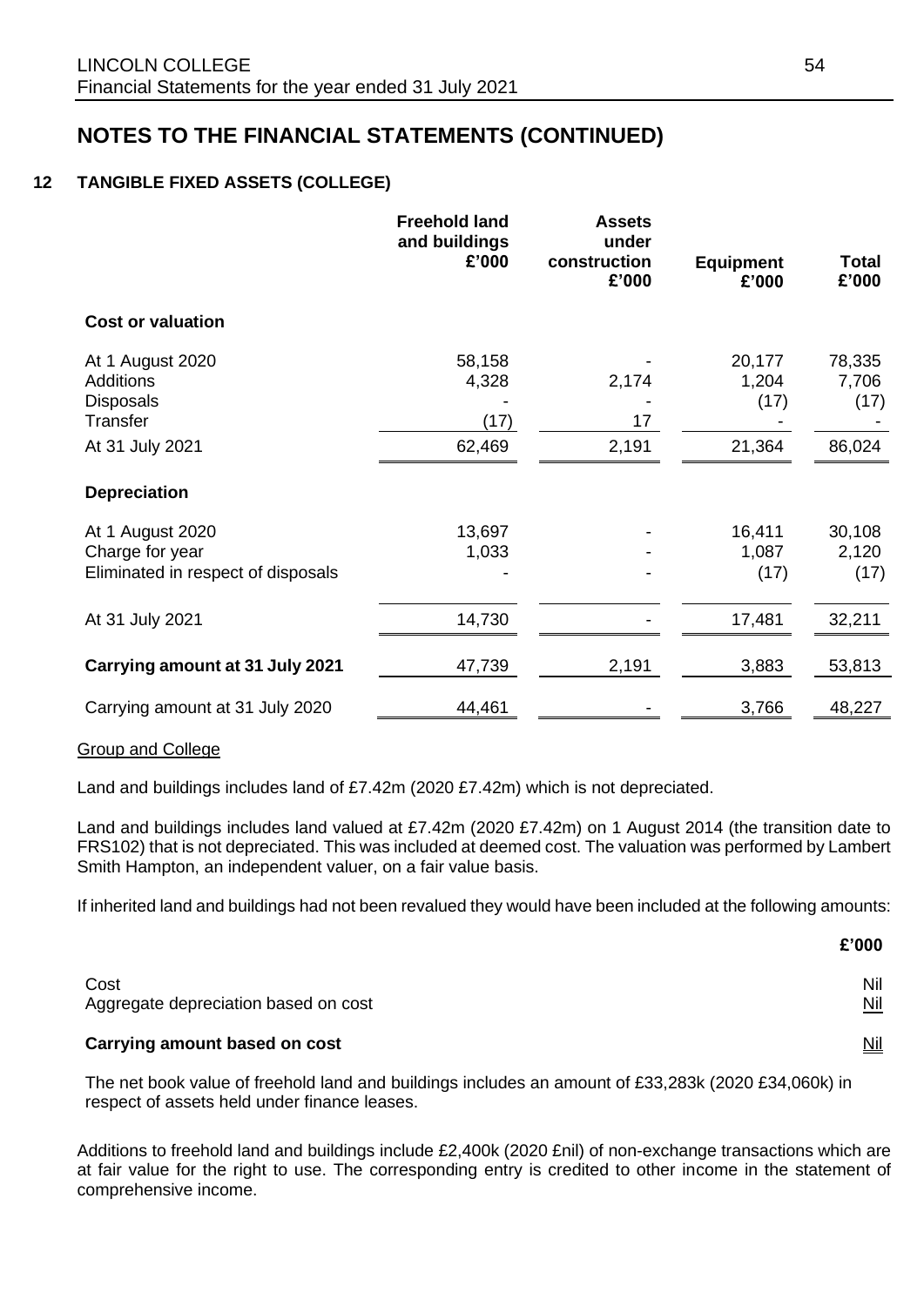# NOTES TO THE FINANCIAL STATEMENTS (CONTINUED)

## 12 TANGIBLE FIXED ASSETS (COLLEGE)

| | Freehold land and buildings £'000 | Assets under construction £'000 | Equipment £'000 | Total £'000 |
|---|---|---|---|---|
| **Cost or valuation** | | | | |
| At 1 August 2020 | 58,158 | - | 20,177 | 78,335 |
| Additions | 4,328 | 2,174 | 1,204 | 7,706 |
| Disposals | - | - | (17) | (17) |
| Transfer | (17) | 17 | - | - |
| At 31 July 2021 | 62,469 | 2,191 | 21,364 | 86,024 |
| **Depreciation** | | | | |
| At 1 August 2020 | 13,697 | - | 16,411 | 30,108 |
| Charge for year | 1,033 | - | 1,087 | 2,120 |
| Eliminated in respect of disposals | - | - | (17) | (17) |
| At 31 July 2021 | 14,730 | - | 17,481 | 32,211 |
| **Carrying amount at 31 July 2021** | 47,739 | 2,191 | 3,883 | 53,813 |
| Carrying amount at 31 July 2020 | 44,461 | - | 3,766 | 48,227 |

Group and College

Land and buildings includes land of £7.42m (2020 £7.42m) which is not depreciated.

Land and buildings includes land valued at £7.42m (2020 £7.42m) on 1 August 2014 (the transition date to FRS102) that is not depreciated. This was included at deemed cost. The valuation was performed by Lambert Smith Hampton, an independent valuer, on a fair value basis.

If inherited land and buildings had not been revalued they would have been included at the following amounts:

| | £'000 |
|---|---|
| Cost | Nil |
| Aggregate depreciation based on cost | Nil |
| **Carrying amount based on cost** | Nil |

The net book value of freehold land and buildings includes an amount of £33,283k (2020 £34,060k) in respect of assets held under finance leases.

Additions to freehold land and buildings include £2,400k (2020 £nil) of non-exchange transactions which are at fair value for the right to use. The corresponding entry is credited to other income in the statement of comprehensive income.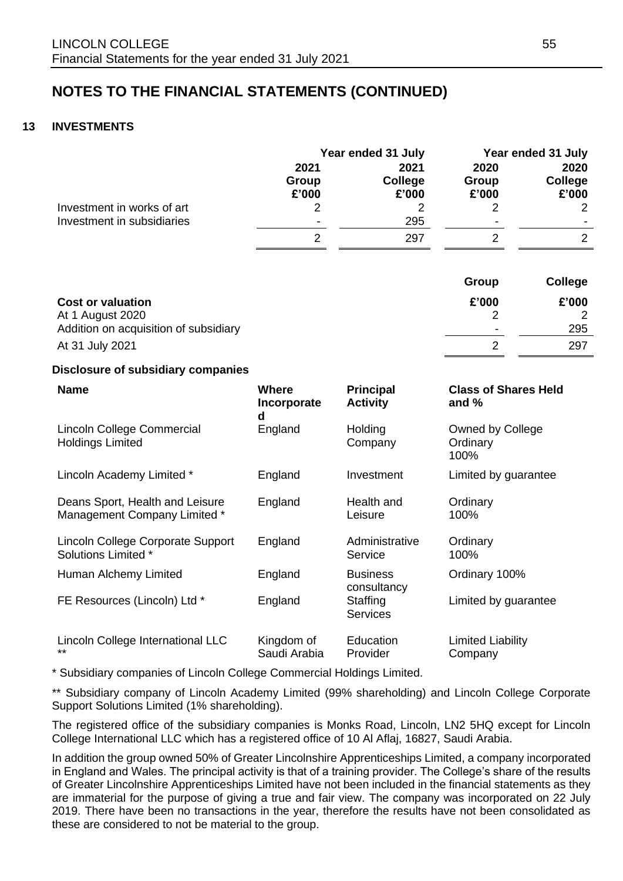## NOTES TO THE FINANCIAL STATEMENTS (CONTINUED)

### 13 INVESTMENTS

| | Year ended 31 July | | Year ended 31 July | |
|---|---|---|---|---|
| | 2021 Group £'000 | 2021 College £'000 | 2020 Group £'000 | 2020 College £'000 |
| Investment in works of art | 2 | 2 | 2 | 2 |
| Investment in subsidiaries | - | 295 | - | - |
| | 2 | 297 | 2 | 2 |

| | Group | College |
|---|---|---|
| **Cost or valuation** | **£'000** | **£'000** |
| At 1 August 2020 | 2 | 2 |
| Addition on acquisition of subsidiary | - | 295 |
| At 31 July 2021 | 2 | 297 |

**Disclosure of subsidiary companies**

| Name | Where Incorporated | Principal Activity | Class of Shares Held and % |
|---|---|---|---|
| Lincoln College Commercial Holdings Limited | England | Holding Company | Owned by College Ordinary 100% |
| Lincoln Academy Limited * | England | Investment | Limited by guarantee |
| Deans Sport, Health and Leisure Management Company Limited * | England | Health and Leisure | Ordinary 100% |
| Lincoln College Corporate Support Solutions Limited * | England | Administrative Service | Ordinary 100% |
| Human Alchemy Limited | England | Business consultancy | Ordinary 100% |
| FE Resources (Lincoln) Ltd * | England | Staffing Services | Limited by guarantee |
| Lincoln College International LLC ** | Kingdom of Saudi Arabia | Education Provider | Limited Liability Company |

* Subsidiary companies of Lincoln College Commercial Holdings Limited.

** Subsidiary company of Lincoln Academy Limited (99% shareholding) and Lincoln College Corporate Support Solutions Limited (1% shareholding).

The registered office of the subsidiary companies is Monks Road, Lincoln, LN2 5HQ except for Lincoln College International LLC which has a registered office of 10 Al Aflaj, 16827, Saudi Arabia.

In addition the group owned 50% of Greater Lincolnshire Apprenticeships Limited, a company incorporated in England and Wales. The principal activity is that of a training provider. The College's share of the results of Greater Lincolnshire Apprenticeships Limited have not been included in the financial statements as they are immaterial for the purpose of giving a true and fair view. The company was incorporated on 22 July 2019. There have been no transactions in the year, therefore the results have not been consolidated as these are considered to not be material to the group.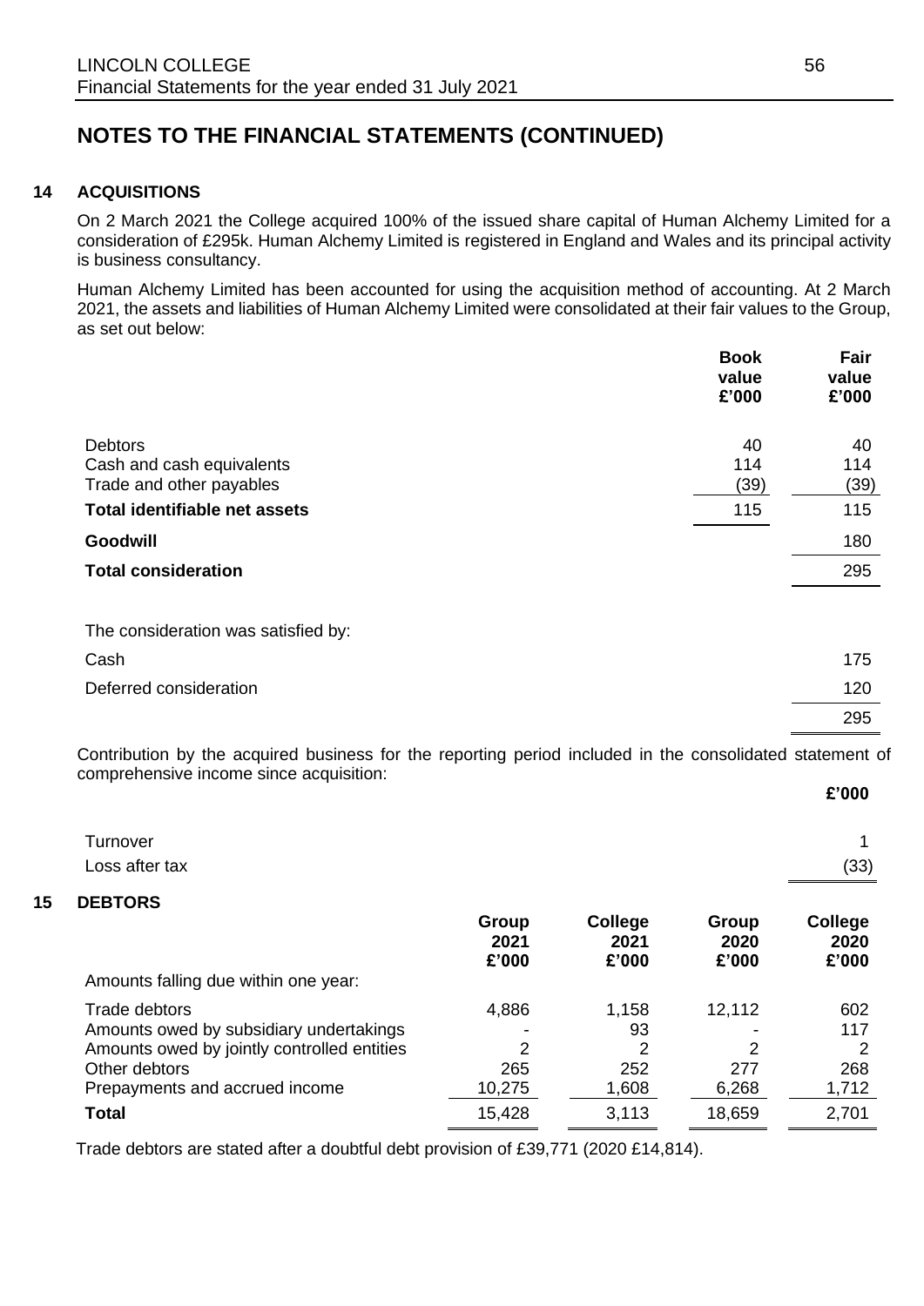# NOTES TO THE FINANCIAL STATEMENTS (CONTINUED)

## 14 ACQUISITIONS

On 2 March 2021 the College acquired 100% of the issued share capital of Human Alchemy Limited for a consideration of £295k. Human Alchemy Limited is registered in England and Wales and its principal activity is business consultancy.

Human Alchemy Limited has been accounted for using the acquisition method of accounting. At 2 March 2021, the assets and liabilities of Human Alchemy Limited were consolidated at their fair values to the Group, as set out below:

| | Book value £'000 | Fair value £'000 |
|---|---|---|
| Debtors | 40 | 40 |
| Cash and cash equivalents | 114 | 114 |
| Trade and other payables | (39) | (39) |
| **Total identifiable net assets** | 115 | 115 |
| **Goodwill** | | 180 |
| **Total consideration** | | 295 |

| The consideration was satisfied by: | |
|---|---|
| Cash | 175 |
| Deferred consideration | 120 |
| | 295 |

Contribution by the acquired business for the reporting period included in the consolidated statement of comprehensive income since acquisition:

| | £'000 |
|---|---|
| Turnover | 1 |
| Loss after tax | (33) |

## 15 DEBTORS

| | Group 2021 £'000 | College 2021 £'000 | Group 2020 £'000 | College 2020 £'000 |
|---|---|---|---|---|
| Amounts falling due within one year: | | | | |
| Trade debtors | 4,886 | 1,158 | 12,112 | 602 |
| Amounts owed by subsidiary undertakings | - | 93 | - | 117 |
| Amounts owed by jointly controlled entities | 2 | 2 | 2 | 2 |
| Other debtors | 265 | 252 | 277 | 268 |
| Prepayments and accrued income | 10,275 | 1,608 | 6,268 | 1,712 |
| **Total** | 15,428 | 3,113 | 18,659 | 2,701 |

Trade debtors are stated after a doubtful debt provision of £39,771 (2020 £14,814).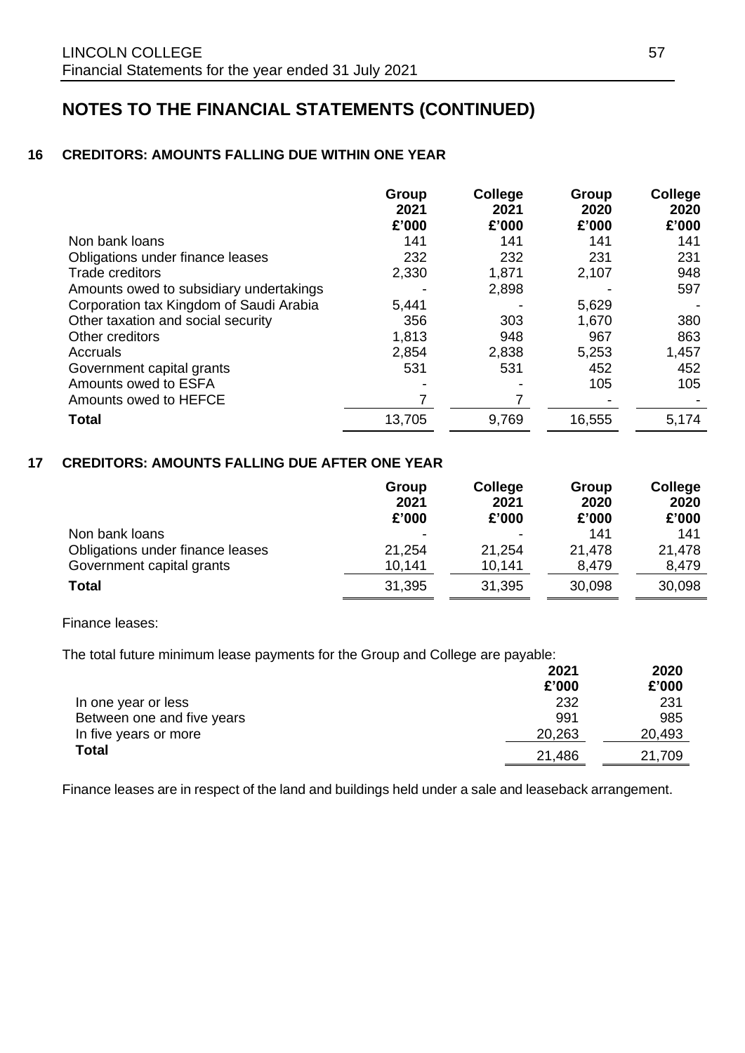# NOTES TO THE FINANCIAL STATEMENTS (CONTINUED)

## 16 CREDITORS: AMOUNTS FALLING DUE WITHIN ONE YEAR

| | Group 2021 £'000 | College 2021 £'000 | Group 2020 £'000 | College 2020 £'000 |
|---|---|---|---|---|
| Non bank loans | 141 | 141 | 141 | 141 |
| Obligations under finance leases | 232 | 232 | 231 | 231 |
| Trade creditors | 2,330 | 1,871 | 2,107 | 948 |
| Amounts owed to subsidiary undertakings | - | 2,898 | - | 597 |
| Corporation tax Kingdom of Saudi Arabia | 5,441 | - | 5,629 | - |
| Other taxation and social security | 356 | 303 | 1,670 | 380 |
| Other creditors | 1,813 | 948 | 967 | 863 |
| Accruals | 2,854 | 2,838 | 5,253 | 1,457 |
| Government capital grants | 531 | 531 | 452 | 452 |
| Amounts owed to ESFA | - | - | 105 | 105 |
| Amounts owed to HEFCE | 7 | 7 | - | - |
| **Total** | 13,705 | 9,769 | 16,555 | 5,174 |

## 17 CREDITORS: AMOUNTS FALLING DUE AFTER ONE YEAR

| | Group 2021 £'000 | College 2021 £'000 | Group 2020 £'000 | College 2020 £'000 |
|---|---|---|---|---|
| Non bank loans | - | - | 141 | 141 |
| Obligations under finance leases | 21,254 | 21,254 | 21,478 | 21,478 |
| Government capital grants | 10,141 | 10,141 | 8,479 | 8,479 |
| **Total** | 31,395 | 31,395 | 30,098 | 30,098 |

Finance leases:

The total future minimum lease payments for the Group and College are payable:

| | 2021 £'000 | 2020 £'000 |
|---|---|---|
| In one year or less | 232 | 231 |
| Between one and five years | 991 | 985 |
| In five years or more | 20,263 | 20,493 |
| **Total** | 21,486 | 21,709 |

Finance leases are in respect of the land and buildings held under a sale and leaseback arrangement.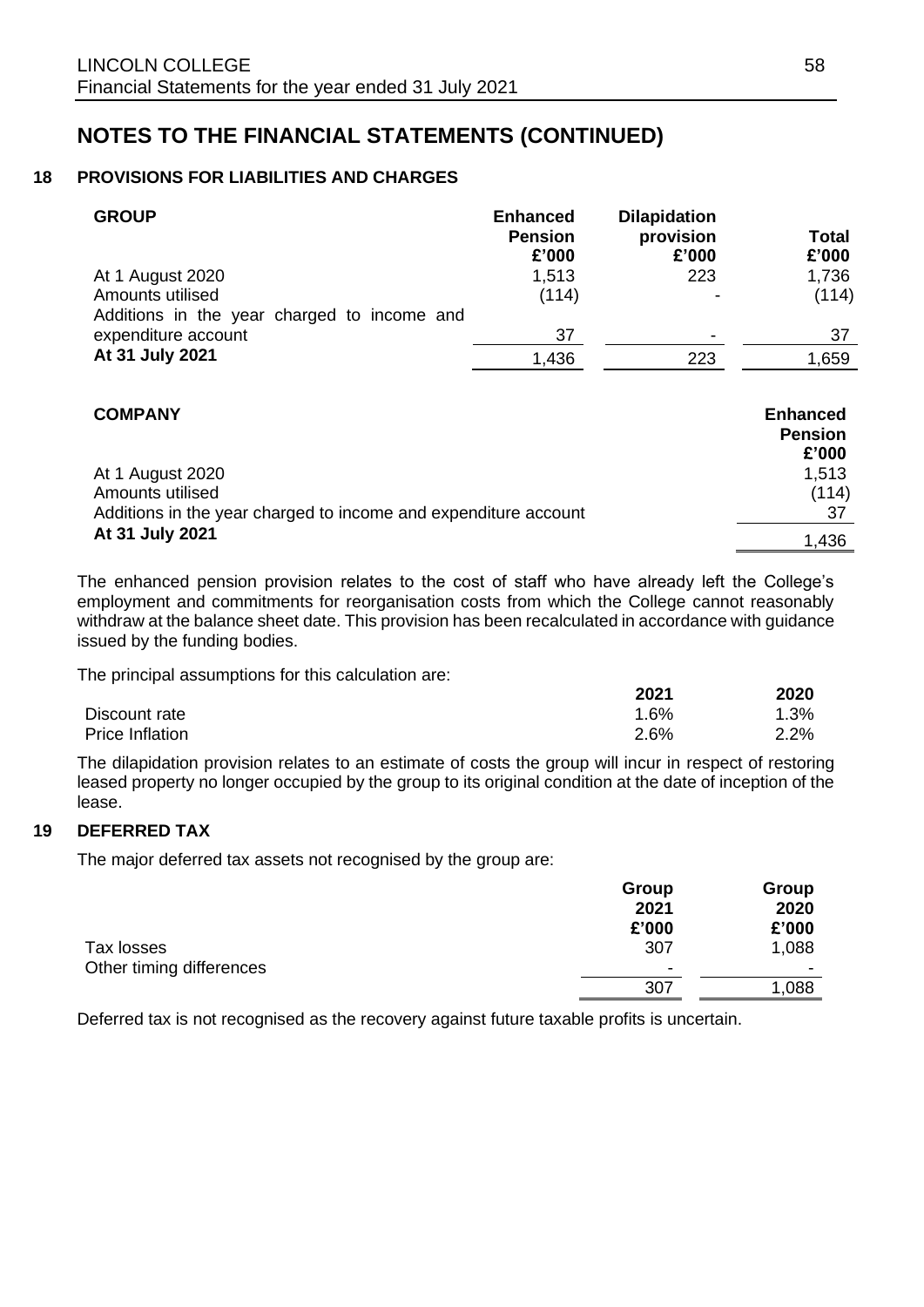# NOTES TO THE FINANCIAL STATEMENTS (CONTINUED)

## 18 PROVISIONS FOR LIABILITIES AND CHARGES

| GROUP | Enhanced Pension £'000 | Dilapidation provision £'000 | Total £'000 |
|---|---|---|---|
| At 1 August 2020 | 1,513 | 223 | 1,736 |
| Amounts utilised | (114) | - | (114) |
| Additions in the year charged to income and expenditure account | 37 | - | 37 |
| **At 31 July 2021** | 1,436 | 223 | 1,659 |

| COMPANY | Enhanced Pension £'000 |
|---|---|
| At 1 August 2020 | 1,513 |
| Amounts utilised | (114) |
| Additions in the year charged to income and expenditure account | 37 |
| **At 31 July 2021** | 1,436 |

The enhanced pension provision relates to the cost of staff who have already left the College's employment and commitments for reorganisation costs from which the College cannot reasonably withdraw at the balance sheet date. This provision has been recalculated in accordance with guidance issued by the funding bodies.

The principal assumptions for this calculation are:

| | 2021 | 2020 |
|---|---|---|
| Discount rate | 1.6% | 1.3% |
| Price Inflation | 2.6% | 2.2% |

The dilapidation provision relates to an estimate of costs the group will incur in respect of restoring leased property no longer occupied by the group to its original condition at the date of inception of the lease.

## 19 DEFERRED TAX

The major deferred tax assets not recognised by the group are:

| | Group 2021 £'000 | Group 2020 £'000 |
|---|---|---|
| Tax losses | 307 | 1,088 |
| Other timing differences | - | - |
| | 307 | 1,088 |

Deferred tax is not recognised as the recovery against future taxable profits is uncertain.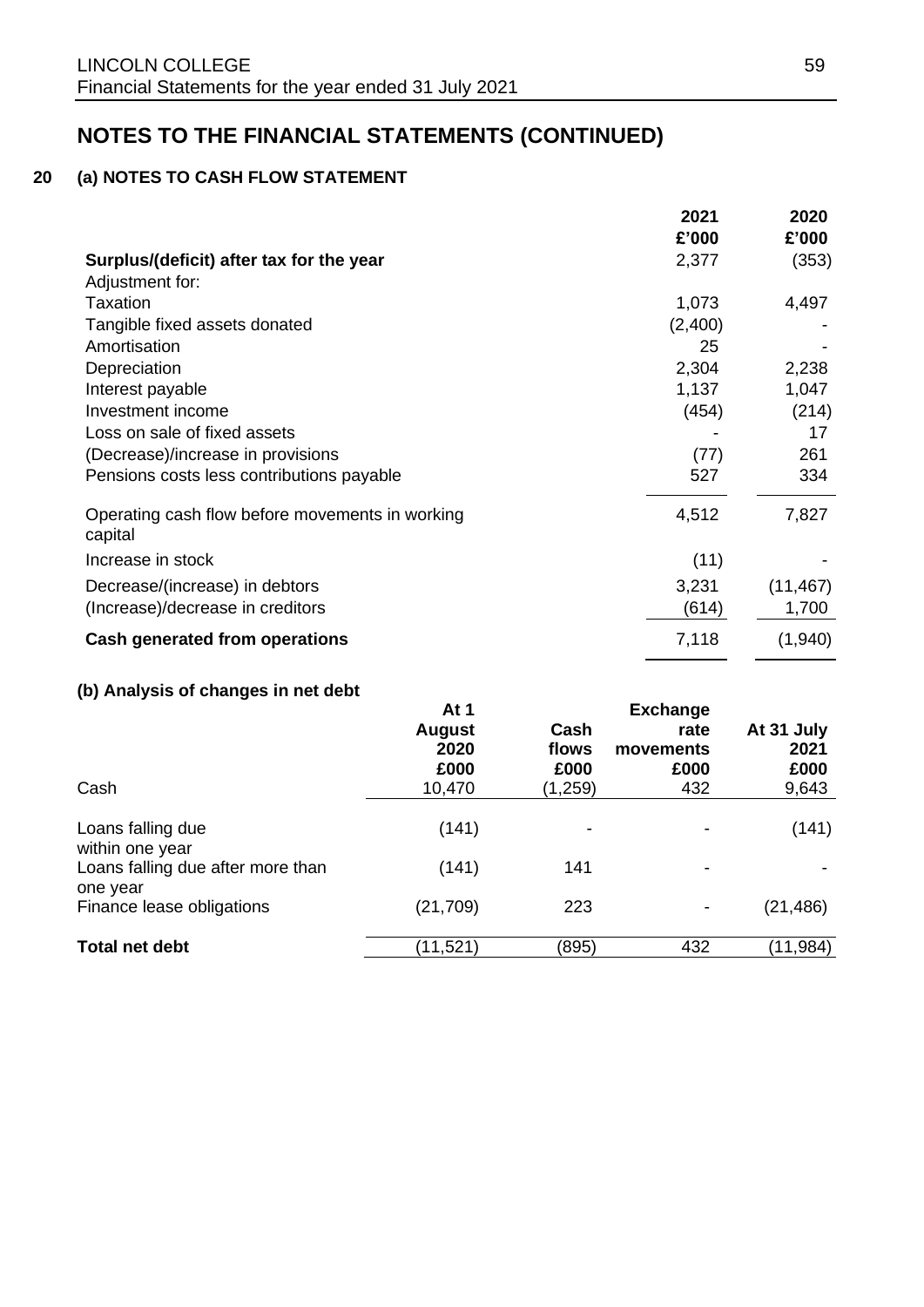# NOTES TO THE FINANCIAL STATEMENTS (CONTINUED)

## 20 (a) NOTES TO CASH FLOW STATEMENT

| | 2021<br>£'000 | 2020<br>£'000 |
|---|---|---|
| **Surplus/(deficit) after tax for the year** | 2,377 | (353) |
| Adjustment for: | | |
| Taxation | 1,073 | 4,497 |
| Tangible fixed assets donated | (2,400) | - |
| Amortisation | 25 | - |
| Depreciation | 2,304 | 2,238 |
| Interest payable | 1,137 | 1,047 |
| Investment income | (454) | (214) |
| Loss on sale of fixed assets | - | 17 |
| (Decrease)/increase in provisions | (77) | 261 |
| Pensions costs less contributions payable | 527 | 334 |
| Operating cash flow before movements in working capital | 4,512 | 7,827 |
| Increase in stock | (11) | - |
| Decrease/(increase) in debtors | 3,231 | (11,467) |
| (Increase)/decrease in creditors | (614) | 1,700 |
| **Cash generated from operations** | 7,118 | (1,940) |

### (b) Analysis of changes in net debt

| | At 1 August 2020<br>£000 | Cash flows<br>£000 | Exchange rate movements<br>£000 | At 31 July 2021<br>£000 |
|---|---|---|---|---|
| Cash | 10,470 | (1,259) | 432 | 9,643 |
| Loans falling due within one year | (141) | - | - | (141) |
| Loans falling due after more than one year | (141) | 141 | - | - |
| Finance lease obligations | (21,709) | 223 | - | (21,486) |
| **Total net debt** | (11,521) | (895) | 432 | (11,984) |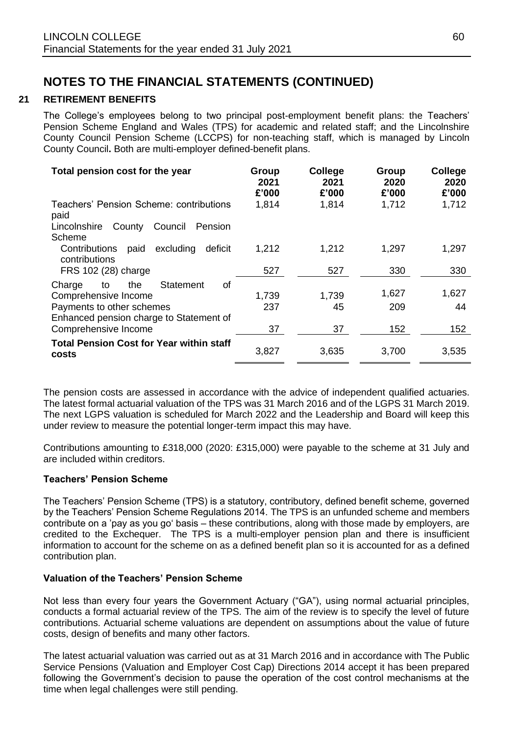# NOTES TO THE FINANCIAL STATEMENTS (CONTINUED)

## 21 RETIREMENT BENEFITS

The College's employees belong to two principal post-employment benefit plans: the Teachers' Pension Scheme England and Wales (TPS) for academic and related staff; and the Lincolnshire County Council Pension Scheme (LCCPS) for non-teaching staff, which is managed by Lincoln County Council**.** Both are multi-employer defined-benefit plans.

| **Total pension cost for the year** | **Group 2021 £'000** | **College 2021 £'000** | **Group 2020 £'000** | **College 2020 £'000** |
|---|---|---|---|---|
| Teachers' Pension Scheme: contributions paid | 1,814 | 1,814 | 1,712 | 1,712 |
| Lincolnshire County Council Pension Scheme | | | | |
| Contributions paid excluding deficit contributions | 1,212 | 1,212 | 1,297 | 1,297 |
| FRS 102 (28) charge | 527 | 527 | 330 | 330 |
| Charge to the Statement of Comprehensive Income | 1,739 | 1,739 | 1,627 | 1,627 |
| Payments to other schemes | 237 | 45 | 209 | 44 |
| Enhanced pension charge to Statement of Comprehensive Income | 37 | 37 | 152 | 152 |
| **Total Pension Cost for Year within staff costs** | 3,827 | 3,635 | 3,700 | 3,535 |

The pension costs are assessed in accordance with the advice of independent qualified actuaries. The latest formal actuarial valuation of the TPS was 31 March 2016 and of the LGPS 31 March 2019. The next LGPS valuation is scheduled for March 2022 and the Leadership and Board will keep this under review to measure the potential longer-term impact this may have.

Contributions amounting to £318,000 (2020: £315,000) were payable to the scheme at 31 July and are included within creditors.

### Teachers' Pension Scheme

The Teachers' Pension Scheme (TPS) is a statutory, contributory, defined benefit scheme, governed by the Teachers' Pension Scheme Regulations 2014. The TPS is an unfunded scheme and members contribute on a 'pay as you go' basis – these contributions, along with those made by employers, are credited to the Exchequer. The TPS is a multi-employer pension plan and there is insufficient information to account for the scheme on as a defined benefit plan so it is accounted for as a defined contribution plan.

### Valuation of the Teachers' Pension Scheme

Not less than every four years the Government Actuary ("GA"), using normal actuarial principles, conducts a formal actuarial review of the TPS. The aim of the review is to specify the level of future contributions. Actuarial scheme valuations are dependent on assumptions about the value of future costs, design of benefits and many other factors.

The latest actuarial valuation was carried out as at 31 March 2016 and in accordance with The Public Service Pensions (Valuation and Employer Cost Cap) Directions 2014 accept it has been prepared following the Government's decision to pause the operation of the cost control mechanisms at the time when legal challenges were still pending.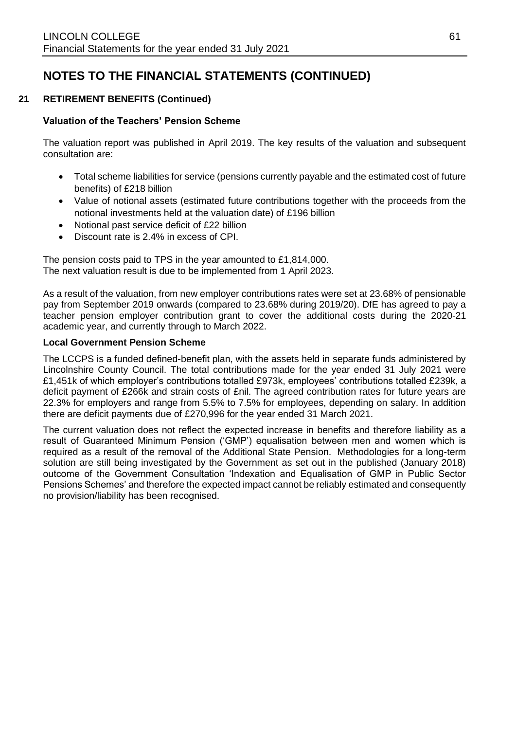# NOTES TO THE FINANCIAL STATEMENTS (CONTINUED)

## 21 RETIREMENT BENEFITS (Continued)

### Valuation of the Teachers' Pension Scheme

The valuation report was published in April 2019. The key results of the valuation and subsequent consultation are:

- Total scheme liabilities for service (pensions currently payable and the estimated cost of future benefits) of £218 billion
- Value of notional assets (estimated future contributions together with the proceeds from the notional investments held at the valuation date) of £196 billion
- Notional past service deficit of £22 billion
- Discount rate is 2.4% in excess of CPI.

The pension costs paid to TPS in the year amounted to £1,814,000.
The next valuation result is due to be implemented from 1 April 2023.

As a result of the valuation, from new employer contributions rates were set at 23.68% of pensionable pay from September 2019 onwards (compared to 23.68% during 2019/20). DfE has agreed to pay a teacher pension employer contribution grant to cover the additional costs during the 2020-21 academic year, and currently through to March 2022.

### Local Government Pension Scheme

The LCCPS is a funded defined-benefit plan, with the assets held in separate funds administered by Lincolnshire County Council. The total contributions made for the year ended 31 July 2021 were £1,451k of which employer's contributions totalled £973k, employees' contributions totalled £239k, a deficit payment of £266k and strain costs of £nil. The agreed contribution rates for future years are 22.3% for employers and range from 5.5% to 7.5% for employees, depending on salary. In addition there are deficit payments due of £270,996 for the year ended 31 March 2021.

The current valuation does not reflect the expected increase in benefits and therefore liability as a result of Guaranteed Minimum Pension ('GMP') equalisation between men and women which is required as a result of the removal of the Additional State Pension. Methodologies for a long-term solution are still being investigated by the Government as set out in the published (January 2018) outcome of the Government Consultation 'Indexation and Equalisation of GMP in Public Sector Pensions Schemes' and therefore the expected impact cannot be reliably estimated and consequently no provision/liability has been recognised.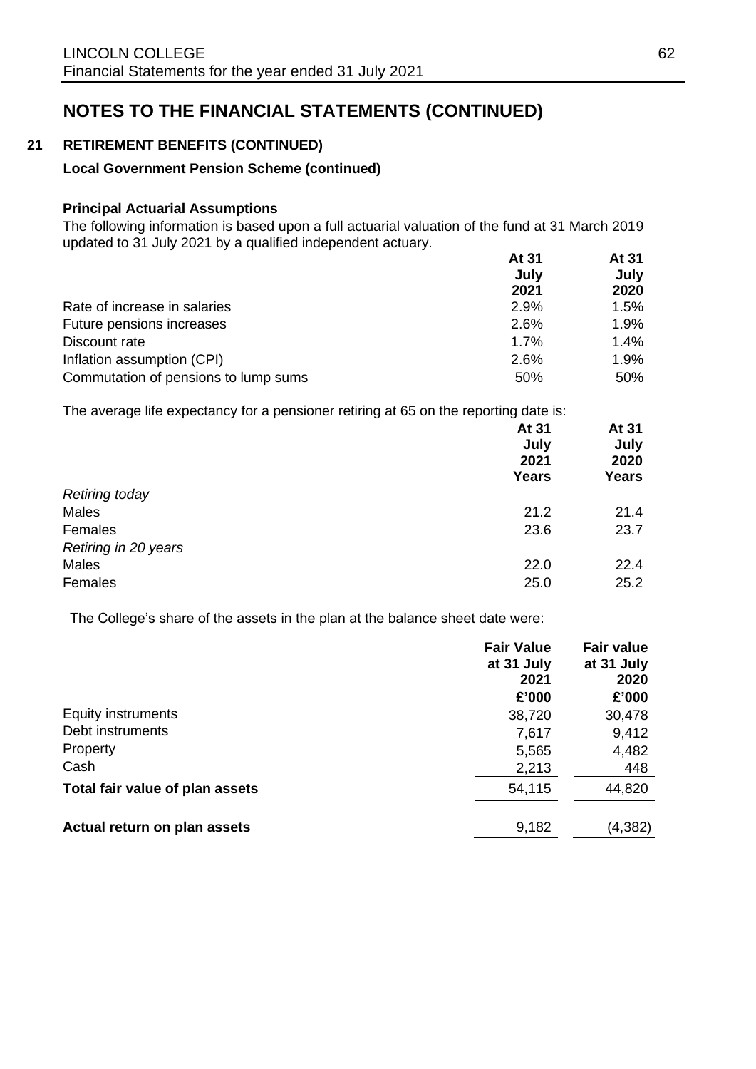# NOTES TO THE FINANCIAL STATEMENTS (CONTINUED)

## 21 RETIREMENT BENEFITS (CONTINUED)

### Local Government Pension Scheme (continued)

**Principal Actuarial Assumptions**

The following information is based upon a full actuarial valuation of the fund at 31 March 2019 updated to 31 July 2021 by a qualified independent actuary.

| | At 31 July 2021 | At 31 July 2020 |
|---|---|---|
| Rate of increase in salaries | 2.9% | 1.5% |
| Future pensions increases | 2.6% | 1.9% |
| Discount rate | 1.7% | 1.4% |
| Inflation assumption (CPI) | 2.6% | 1.9% |
| Commutation of pensions to lump sums | 50% | 50% |

The average life expectancy for a pensioner retiring at 65 on the reporting date is:

| | At 31 July 2021 Years | At 31 July 2020 Years |
|---|---|---|
| *Retiring today* | | |
| Males | 21.2 | 21.4 |
| Females | 23.6 | 23.7 |
| *Retiring in 20 years* | | |
| Males | 22.0 | 22.4 |
| Females | 25.0 | 25.2 |

The College's share of the assets in the plan at the balance sheet date were:

| | Fair Value at 31 July 2021 £'000 | Fair value at 31 July 2020 £'000 |
|---|---|---|
| Equity instruments | 38,720 | 30,478 |
| Debt instruments | 7,617 | 9,412 |
| Property | 5,565 | 4,482 |
| Cash | 2,213 | 448 |
| **Total fair value of plan assets** | 54,115 | 44,820 |
| **Actual return on plan assets** | 9,182 | (4,382) |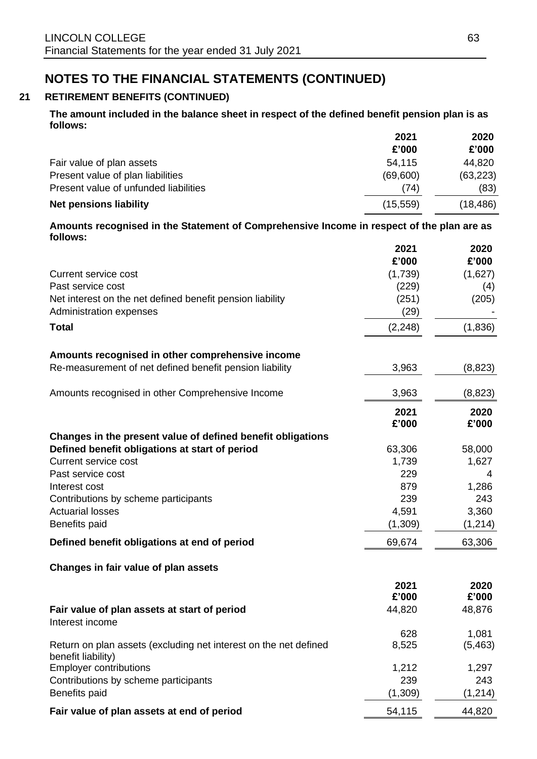# NOTES TO THE FINANCIAL STATEMENTS (CONTINUED)

## 21 RETIREMENT BENEFITS (CONTINUED)

**The amount included in the balance sheet in respect of the defined benefit pension plan is as follows:**

| | 2021 £'000 | 2020 £'000 |
|---|---|---|
| Fair value of plan assets | 54,115 | 44,820 |
| Present value of plan liabilities | (69,600) | (63,223) |
| Present value of unfunded liabilities | (74) | (83) |
| **Net pensions liability** | (15,559) | (18,486) |

**Amounts recognised in the Statement of Comprehensive Income in respect of the plan are as follows:**

| | 2021 £'000 | 2020 £'000 |
|---|---|---|
| Current service cost | (1,739) | (1,627) |
| Past service cost | (229) | (4) |
| Net interest on the net defined benefit pension liability | (251) | (205) |
| Administration expenses | (29) | - |
| **Total** | (2,248) | (1,836) |
| **Amounts recognised in other comprehensive income** | | |
| Re-measurement of net defined benefit pension liability | 3,963 | (8,823) |
| Amounts recognised in other Comprehensive Income | 3,963 | (8,823) |

| | 2021 £'000 | 2020 £'000 |
|---|---|---|
| **Changes in the present value of defined benefit obligations** | | |
| **Defined benefit obligations at start of period** | 63,306 | 58,000 |
| Current service cost | 1,739 | 1,627 |
| Past service cost | 229 | 4 |
| Interest cost | 879 | 1,286 |
| Contributions by scheme participants | 239 | 243 |
| Actuarial losses | 4,591 | 3,360 |
| Benefits paid | (1,309) | (1,214) |
| **Defined benefit obligations at end of period** | 69,674 | 63,306 |

**Changes in fair value of plan assets**

| | 2021 £'000 | 2020 £'000 |
|---|---|---|
| **Fair value of plan assets at start of period** | 44,820 | 48,876 |
| Interest income | 628 | 1,081 |
| Return on plan assets (excluding net interest on the net defined benefit liability) | 8,525 | (5,463) |
| Employer contributions | 1,212 | 1,297 |
| Contributions by scheme participants | 239 | 243 |
| Benefits paid | (1,309) | (1,214) |
| **Fair value of plan assets at end of period** | 54,115 | 44,820 |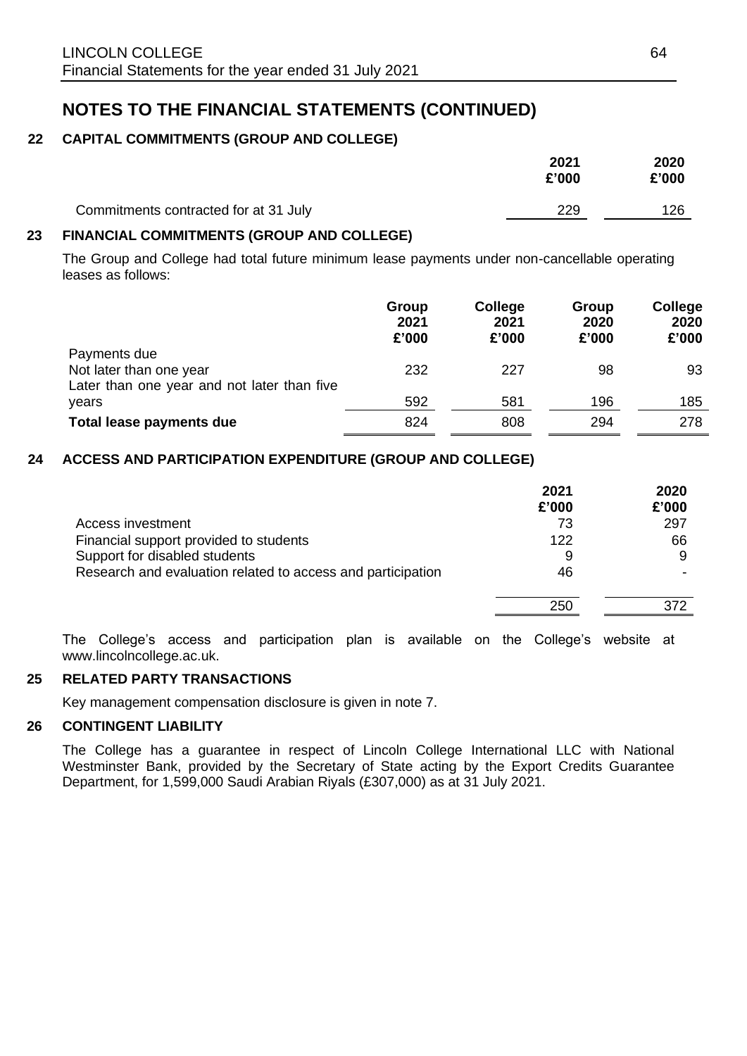# NOTES TO THE FINANCIAL STATEMENTS (CONTINUED)

## 22 CAPITAL COMMITMENTS (GROUP AND COLLEGE)

| | 2021 £'000 | 2020 £'000 |
|---|---|---|
| Commitments contracted for at 31 July | 229 | 126 |

## 23 FINANCIAL COMMITMENTS (GROUP AND COLLEGE)

The Group and College had total future minimum lease payments under non-cancellable operating leases as follows:

| | Group 2021 £'000 | College 2021 £'000 | Group 2020 £'000 | College 2020 £'000 |
|---|---|---|---|---|
| Payments due | | | | |
| Not later than one year | 232 | 227 | 98 | 93 |
| Later than one year and not later than five years | 592 | 581 | 196 | 185 |
| **Total lease payments due** | 824 | 808 | 294 | 278 |

## 24 ACCESS AND PARTICIPATION EXPENDITURE (GROUP AND COLLEGE)

| | 2021 £'000 | 2020 £'000 |
|---|---|---|
| Access investment | 73 | 297 |
| Financial support provided to students | 122 | 66 |
| Support for disabled students | 9 | 9 |
| Research and evaluation related to access and participation | 46 | - |
| | 250 | 372 |

The College's access and participation plan is available on the College's website at www.lincolncollege.ac.uk.

## 25 RELATED PARTY TRANSACTIONS

Key management compensation disclosure is given in note 7.

## 26 CONTINGENT LIABILITY

The College has a guarantee in respect of Lincoln College International LLC with National Westminster Bank, provided by the Secretary of State acting by the Export Credits Guarantee Department, for 1,599,000 Saudi Arabian Riyals (£307,000) as at 31 July 2021.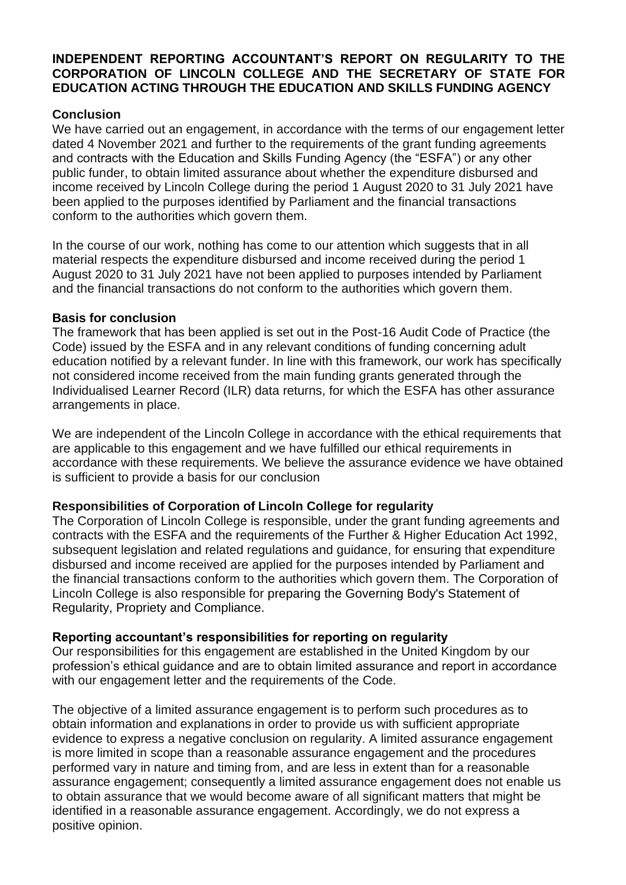**INDEPENDENT REPORTING ACCOUNTANT'S REPORT ON REGULARITY TO THE CORPORATION OF LINCOLN COLLEGE AND THE SECRETARY OF STATE FOR EDUCATION ACTING THROUGH THE EDUCATION AND SKILLS FUNDING AGENCY**

**Conclusion**

We have carried out an engagement, in accordance with the terms of our engagement letter dated 4 November 2021 and further to the requirements of the grant funding agreements and contracts with the Education and Skills Funding Agency (the "ESFA") or any other public funder, to obtain limited assurance about whether the expenditure disbursed and income received by Lincoln College during the period 1 August 2020 to 31 July 2021 have been applied to the purposes identified by Parliament and the financial transactions conform to the authorities which govern them.

In the course of our work, nothing has come to our attention which suggests that in all material respects the expenditure disbursed and income received during the period 1 August 2020 to 31 July 2021 have not been applied to purposes intended by Parliament and the financial transactions do not conform to the authorities which govern them.

**Basis for conclusion**

The framework that has been applied is set out in the Post-16 Audit Code of Practice (the Code) issued by the ESFA and in any relevant conditions of funding concerning adult education notified by a relevant funder. In line with this framework, our work has specifically not considered income received from the main funding grants generated through the Individualised Learner Record (ILR) data returns, for which the ESFA has other assurance arrangements in place.

We are independent of the Lincoln College in accordance with the ethical requirements that are applicable to this engagement and we have fulfilled our ethical requirements in accordance with these requirements. We believe the assurance evidence we have obtained is sufficient to provide a basis for our conclusion

**Responsibilities of Corporation of Lincoln College for regularity**

The Corporation of Lincoln College is responsible, under the grant funding agreements and contracts with the ESFA and the requirements of the Further & Higher Education Act 1992, subsequent legislation and related regulations and guidance, for ensuring that expenditure disbursed and income received are applied for the purposes intended by Parliament and the financial transactions conform to the authorities which govern them. The Corporation of Lincoln College is also responsible for preparing the Governing Body's Statement of Regularity, Propriety and Compliance.

**Reporting accountant's responsibilities for reporting on regularity**

Our responsibilities for this engagement are established in the United Kingdom by our profession's ethical guidance and are to obtain limited assurance and report in accordance with our engagement letter and the requirements of the Code.

The objective of a limited assurance engagement is to perform such procedures as to obtain information and explanations in order to provide us with sufficient appropriate evidence to express a negative conclusion on regularity. A limited assurance engagement is more limited in scope than a reasonable assurance engagement and the procedures performed vary in nature and timing from, and are less in extent than for a reasonable assurance engagement; consequently a limited assurance engagement does not enable us to obtain assurance that we would become aware of all significant matters that might be identified in a reasonable assurance engagement. Accordingly, we do not express a positive opinion.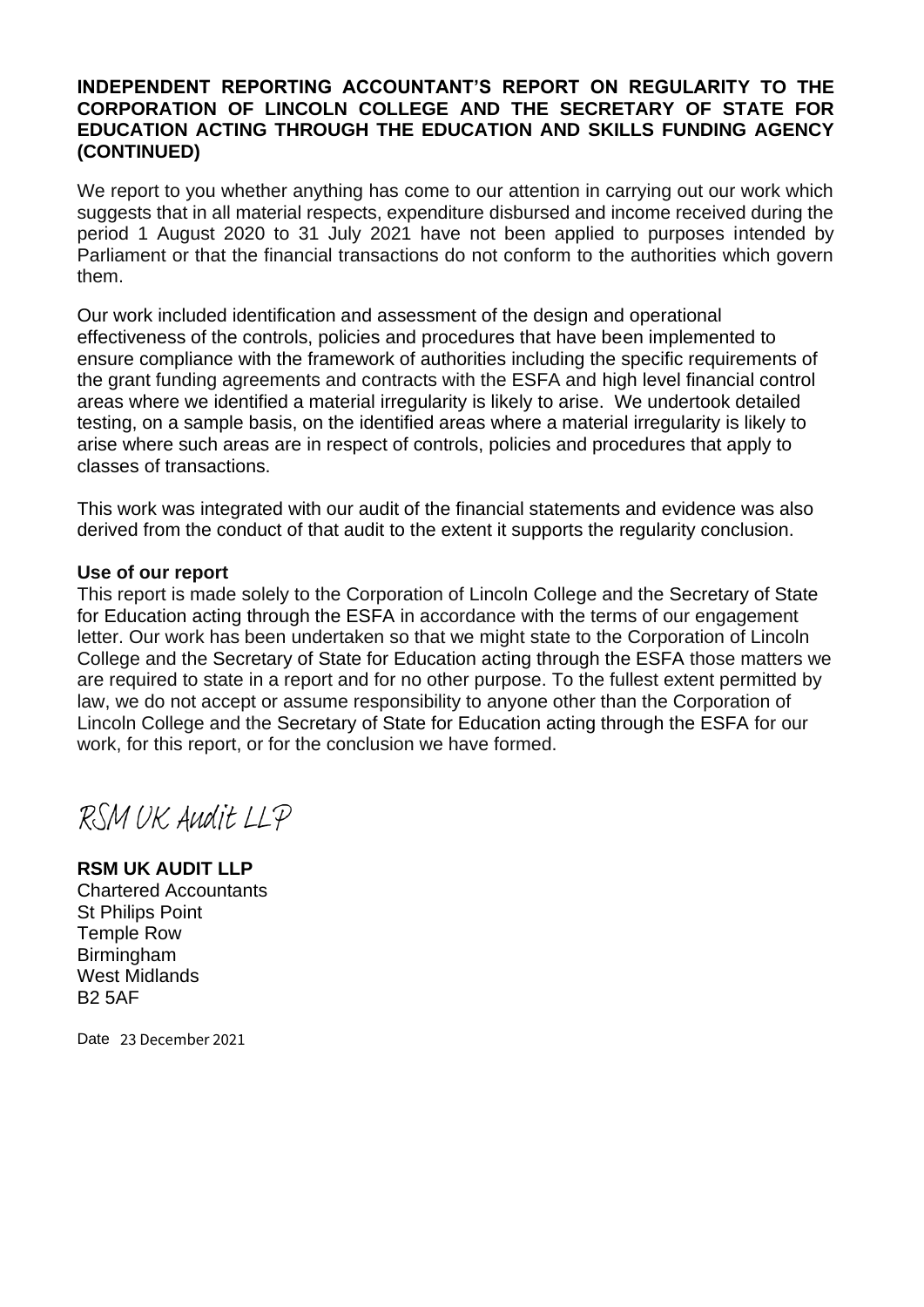## INDEPENDENT REPORTING ACCOUNTANT'S REPORT ON REGULARITY TO THE CORPORATION OF LINCOLN COLLEGE AND THE SECRETARY OF STATE FOR EDUCATION ACTING THROUGH THE EDUCATION AND SKILLS FUNDING AGENCY (CONTINUED)

We report to you whether anything has come to our attention in carrying out our work which suggests that in all material respects, expenditure disbursed and income received during the period 1 August 2020 to 31 July 2021 have not been applied to purposes intended by Parliament or that the financial transactions do not conform to the authorities which govern them.

Our work included identification and assessment of the design and operational effectiveness of the controls, policies and procedures that have been implemented to ensure compliance with the framework of authorities including the specific requirements of the grant funding agreements and contracts with the ESFA and high level financial control areas where we identified a material irregularity is likely to arise. We undertook detailed testing, on a sample basis, on the identified areas where a material irregularity is likely to arise where such areas are in respect of controls, policies and procedures that apply to classes of transactions.

This work was integrated with our audit of the financial statements and evidence was also derived from the conduct of that audit to the extent it supports the regularity conclusion.

**Use of our report**

This report is made solely to the Corporation of Lincoln College and the Secretary of State for Education acting through the ESFA in accordance with the terms of our engagement letter. Our work has been undertaken so that we might state to the Corporation of Lincoln College and the Secretary of State for Education acting through the ESFA those matters we are required to state in a report and for no other purpose. To the fullest extent permitted by law, we do not accept or assume responsibility to anyone other than the Corporation of Lincoln College and the Secretary of State for Education acting through the ESFA for our work, for this report, or for the conclusion we have formed.

RSM UK Audit LLP

**RSM UK AUDIT LLP**
Chartered Accountants
St Philips Point
Temple Row
Birmingham
West Midlands
B2 5AF

Date 23 December 2021